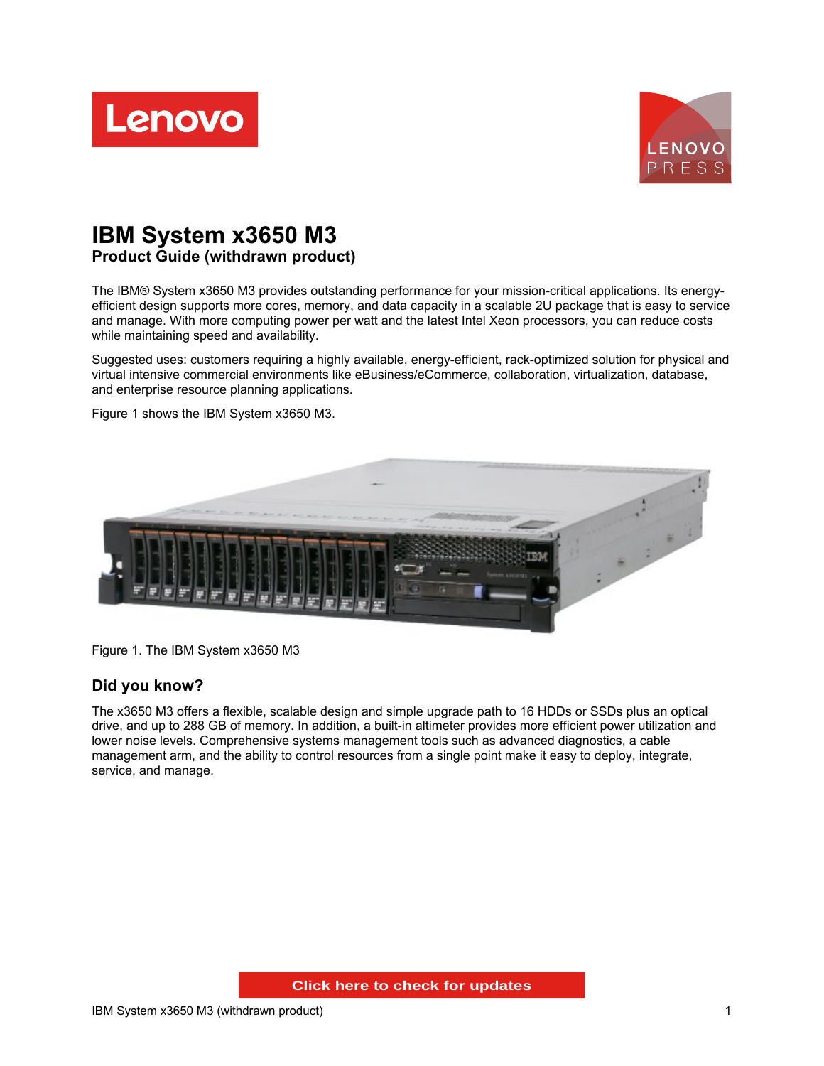# IBM System x3650 M3

## Product Guide (withdrawn product)

The IBM® System x3650 M3 provides outstanding performance for your mission-critical applications. Its energy-efficient design supports more cores, memory, and data capacity in a scalable 2U package that is easy to service and manage. With more computing power per watt and the latest Intel Xeon processors, you can reduce costs while maintaining speed and availability.

Suggested uses: customers requiring a highly available, energy-efficient, rack-optimized solution for physical and virtual intensive commercial environments like eBusiness/eCommerce, collaboration, virtualization, database, and enterprise resource planning applications.

Figure 1 shows the IBM System x3650 M3.

Figure 1. The IBM System x3650 M3

## Did you know?

The x3650 M3 offers a flexible, scalable design and simple upgrade path to 16 HDDs or SSDs plus an optical drive, and up to 288 GB of memory. In addition, a built-in altimeter provides more efficient power utilization and lower noise levels. Comprehensive systems management tools such as advanced diagnostics, a cable management arm, and the ability to control resources from a single point make it easy to deploy, integrate, service, and manage.

Click here to check for updates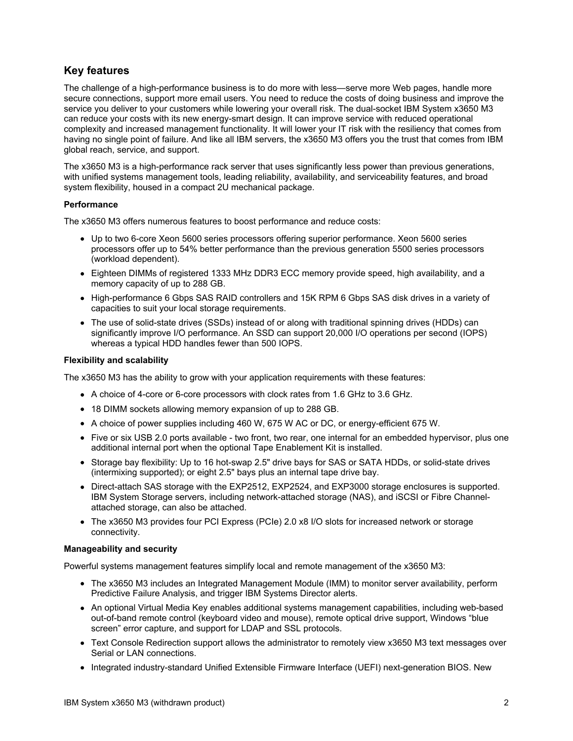## Key features

The challenge of a high-performance business is to do more with less—serve more Web pages, handle more secure connections, support more email users. You need to reduce the costs of doing business and improve the service you deliver to your customers while lowering your overall risk. The dual-socket IBM System x3650 M3 can reduce your costs with its new energy-smart design. It can improve service with reduced operational complexity and increased management functionality. It will lower your IT risk with the resiliency that comes from having no single point of failure. And like all IBM servers, the x3650 M3 offers you the trust that comes from IBM global reach, service, and support.

The x3650 M3 is a high-performance rack server that uses significantly less power than previous generations, with unified systems management tools, leading reliability, availability, and serviceability features, and broad system flexibility, housed in a compact 2U mechanical package.

**Performance**

The x3650 M3 offers numerous features to boost performance and reduce costs:

- Up to two 6-core Xeon 5600 series processors offering superior performance. Xeon 5600 series processors offer up to 54% better performance than the previous generation 5500 series processors (workload dependent).
- Eighteen DIMMs of registered 1333 MHz DDR3 ECC memory provide speed, high availability, and a memory capacity of up to 288 GB.
- High-performance 6 Gbps SAS RAID controllers and 15K RPM 6 Gbps SAS disk drives in a variety of capacities to suit your local storage requirements.
- The use of solid-state drives (SSDs) instead of or along with traditional spinning drives (HDDs) can significantly improve I/O performance. An SSD can support 20,000 I/O operations per second (IOPS) whereas a typical HDD handles fewer than 500 IOPS.

**Flexibility and scalability**

The x3650 M3 has the ability to grow with your application requirements with these features:

- A choice of 4-core or 6-core processors with clock rates from 1.6 GHz to 3.6 GHz.
- 18 DIMM sockets allowing memory expansion of up to 288 GB.
- A choice of power supplies including 460 W, 675 W AC or DC, or energy-efficient 675 W.
- Five or six USB 2.0 ports available - two front, two rear, one internal for an embedded hypervisor, plus one additional internal port when the optional Tape Enablement Kit is installed.
- Storage bay flexibility: Up to 16 hot-swap 2.5" drive bays for SAS or SATA HDDs, or solid-state drives (intermixing supported); or eight 2.5" bays plus an internal tape drive bay.
- Direct-attach SAS storage with the EXP2512, EXP2524, and EXP3000 storage enclosures is supported. IBM System Storage servers, including network-attached storage (NAS), and iSCSI or Fibre Channel-attached storage, can also be attached.
- The x3650 M3 provides four PCI Express (PCIe) 2.0 x8 I/O slots for increased network or storage connectivity.

**Manageability and security**

Powerful systems management features simplify local and remote management of the x3650 M3:

- The x3650 M3 includes an Integrated Management Module (IMM) to monitor server availability, perform Predictive Failure Analysis, and trigger IBM Systems Director alerts.
- An optional Virtual Media Key enables additional systems management capabilities, including web-based out-of-band remote control (keyboard video and mouse), remote optical drive support, Windows "blue screen" error capture, and support for LDAP and SSL protocols.
- Text Console Redirection support allows the administrator to remotely view x3650 M3 text messages over Serial or LAN connections.
- Integrated industry-standard Unified Extensible Firmware Interface (UEFI) next-generation BIOS. New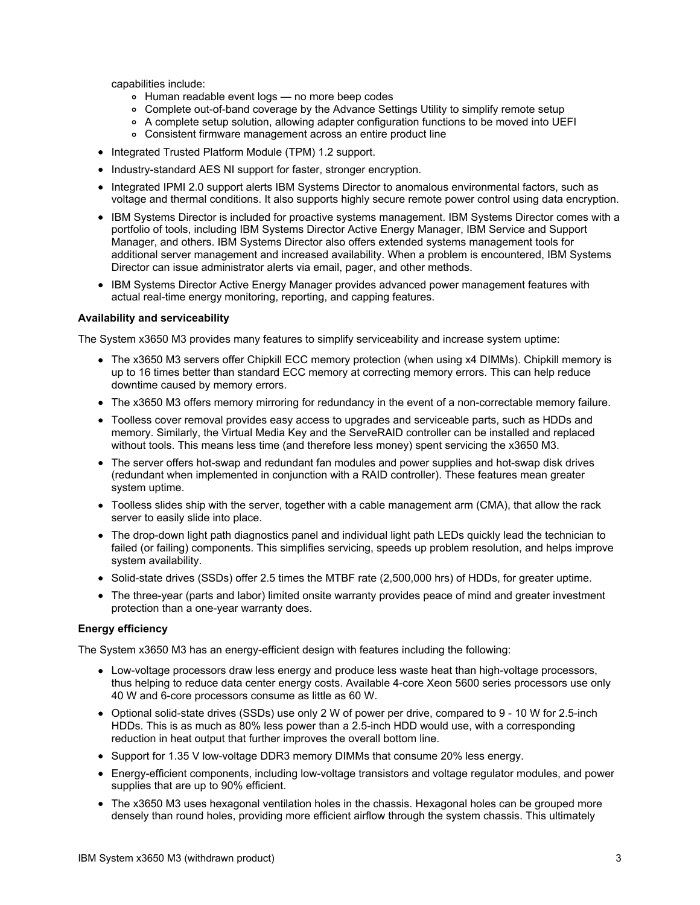capabilities include:
  - Human readable event logs — no more beep codes
  - Complete out-of-band coverage by the Advance Settings Utility to simplify remote setup
  - A complete setup solution, allowing adapter configuration functions to be moved into UEFI
  - Consistent firmware management across an entire product line
- Integrated Trusted Platform Module (TPM) 1.2 support.
- Industry-standard AES NI support for faster, stronger encryption.
- Integrated IPMI 2.0 support alerts IBM Systems Director to anomalous environmental factors, such as voltage and thermal conditions. It also supports highly secure remote power control using data encryption.
- IBM Systems Director is included for proactive systems management. IBM Systems Director comes with a portfolio of tools, including IBM Systems Director Active Energy Manager, IBM Service and Support Manager, and others. IBM Systems Director also offers extended systems management tools for additional server management and increased availability. When a problem is encountered, IBM Systems Director can issue administrator alerts via email, pager, and other methods.
- IBM Systems Director Active Energy Manager provides advanced power management features with actual real-time energy monitoring, reporting, and capping features.

**Availability and serviceability**

The System x3650 M3 provides many features to simplify serviceability and increase system uptime:

- The x3650 M3 servers offer Chipkill ECC memory protection (when using x4 DIMMs). Chipkill memory is up to 16 times better than standard ECC memory at correcting memory errors. This can help reduce downtime caused by memory errors.
- The x3650 M3 offers memory mirroring for redundancy in the event of a non-correctable memory failure.
- Toolless cover removal provides easy access to upgrades and serviceable parts, such as HDDs and memory. Similarly, the Virtual Media Key and the ServeRAID controller can be installed and replaced without tools. This means less time (and therefore less money) spent servicing the x3650 M3.
- The server offers hot-swap and redundant fan modules and power supplies and hot-swap disk drives (redundant when implemented in conjunction with a RAID controller). These features mean greater system uptime.
- Toolless slides ship with the server, together with a cable management arm (CMA), that allow the rack server to easily slide into place.
- The drop-down light path diagnostics panel and individual light path LEDs quickly lead the technician to failed (or failing) components. This simplifies servicing, speeds up problem resolution, and helps improve system availability.
- Solid-state drives (SSDs) offer 2.5 times the MTBF rate (2,500,000 hrs) of HDDs, for greater uptime.
- The three-year (parts and labor) limited onsite warranty provides peace of mind and greater investment protection than a one-year warranty does.

**Energy efficiency**

The System x3650 M3 has an energy-efficient design with features including the following:

- Low-voltage processors draw less energy and produce less waste heat than high-voltage processors, thus helping to reduce data center energy costs. Available 4-core Xeon 5600 series processors use only 40 W and 6-core processors consume as little as 60 W.
- Optional solid-state drives (SSDs) use only 2 W of power per drive, compared to 9 - 10 W for 2.5-inch HDDs. This is as much as 80% less power than a 2.5-inch HDD would use, with a corresponding reduction in heat output that further improves the overall bottom line.
- Support for 1.35 V low-voltage DDR3 memory DIMMs that consume 20% less energy.
- Energy-efficient components, including low-voltage transistors and voltage regulator modules, and power supplies that are up to 90% efficient.
- The x3650 M3 uses hexagonal ventilation holes in the chassis. Hexagonal holes can be grouped more densely than round holes, providing more efficient airflow through the system chassis. This ultimately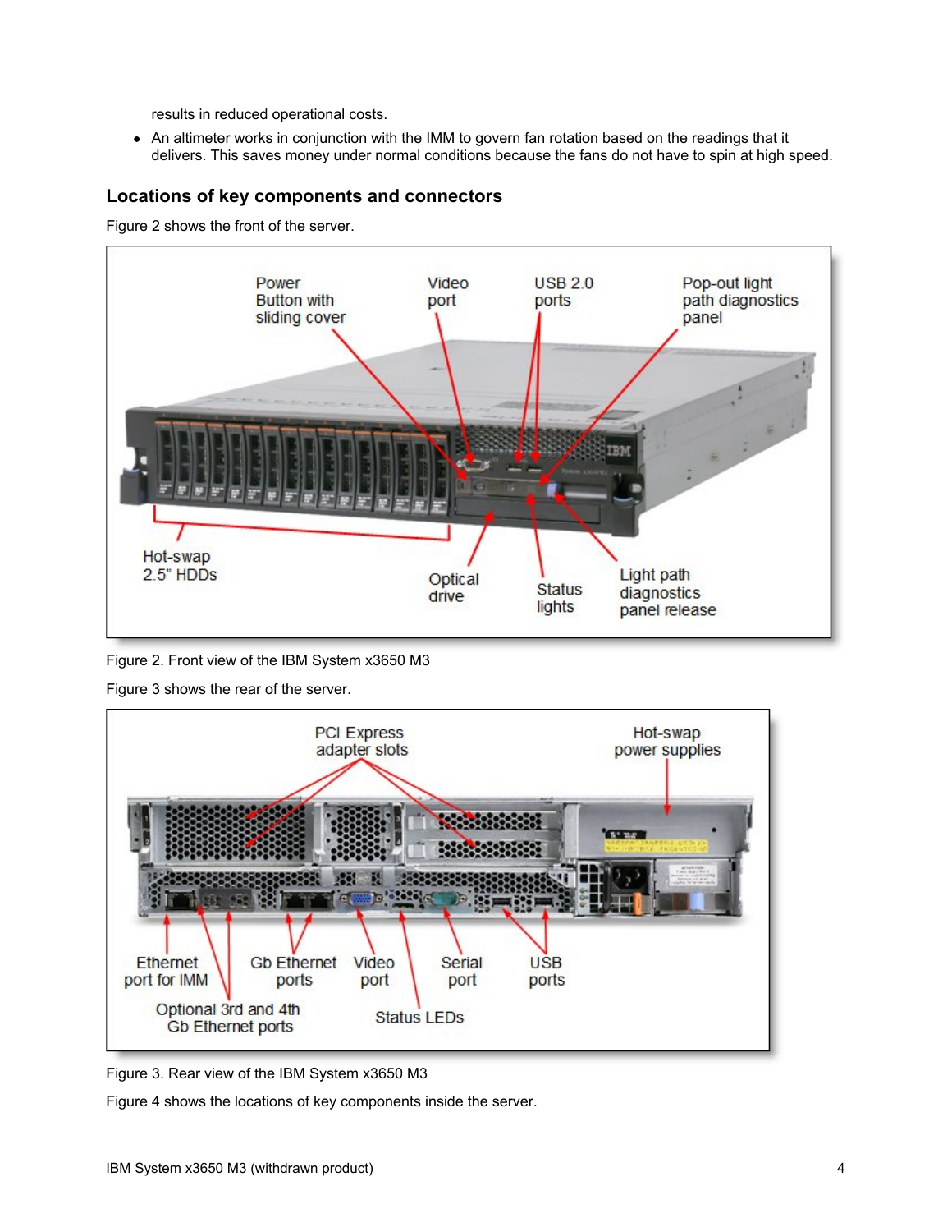results in reduced operational costs.

- An altimeter works in conjunction with the IMM to govern fan rotation based on the readings that it delivers. This saves money under normal conditions because the fans do not have to spin at high speed.

## Locations of key components and connectors

Figure 2 shows the front of the server.

Figure 2. Front view of the IBM System x3650 M3

Figure 3 shows the rear of the server.

Figure 3. Rear view of the IBM System x3650 M3

Figure 4 shows the locations of key components inside the server.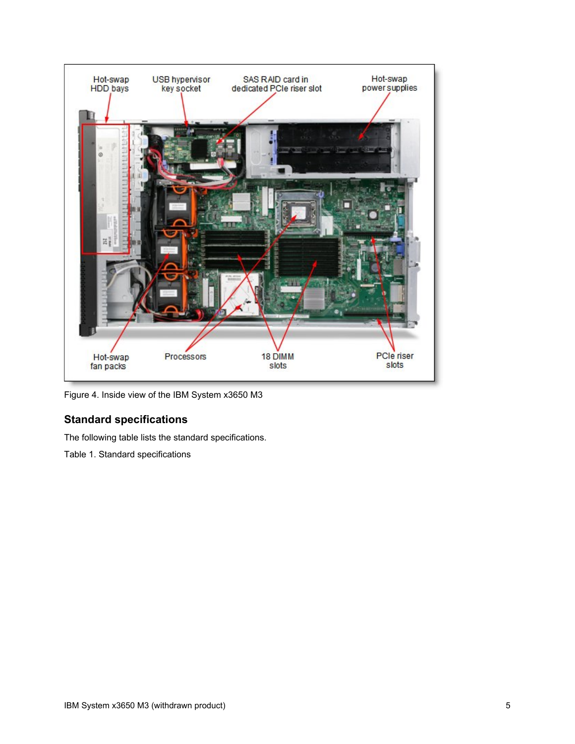Figure 4. Inside view of the IBM System x3650 M3

## Standard specifications

The following table lists the standard specifications.

Table 1. Standard specifications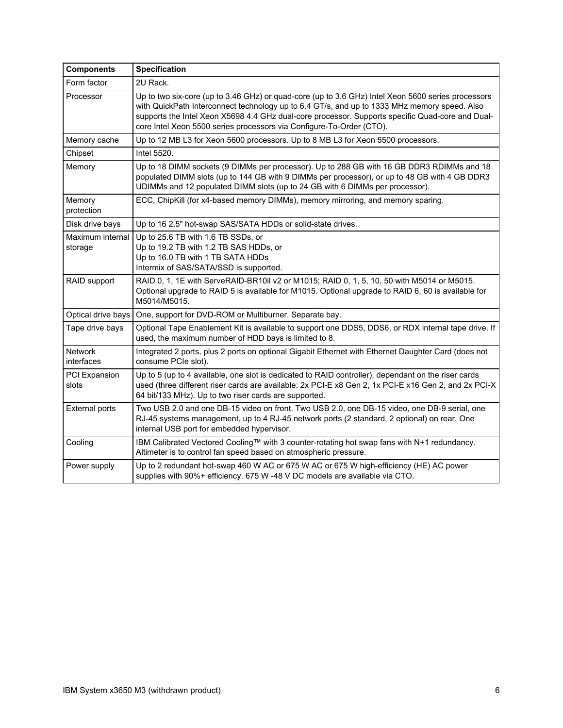| Components | Specification |
| --- | --- |
| Form factor | 2U Rack. |
| Processor | Up to two six-core (up to 3.46 GHz) or quad-core (up to 3.6 GHz) Intel Xeon 5600 series processors with QuickPath Interconnect technology up to 6.4 GT/s, and up to 1333 MHz memory speed. Also supports the Intel Xeon X5698 4.4 GHz dual-core processor. Supports specific Quad-core and Dual-core Intel Xeon 5500 series processors via Configure-To-Order (CTO). |
| Memory cache | Up to 12 MB L3 for Xeon 5600 processors. Up to 8 MB L3 for Xeon 5500 processors. |
| Chipset | Intel 5520. |
| Memory | Up to 18 DIMM sockets (9 DIMMs per processor). Up to 288 GB with 16 GB DDR3 RDIMMs and 18 populated DIMM slots (up to 144 GB with 9 DIMMs per processor), or up to 48 GB with 4 GB DDR3 UDIMMs and 12 populated DIMM slots (up to 24 GB with 6 DIMMs per processor). |
| Memory protection | ECC, ChipKill (for x4-based memory DIMMs), memory mirroring, and memory sparing. |
| Disk drive bays | Up to 16 2.5" hot-swap SAS/SATA HDDs or solid-state drives. |
| Maximum internal storage | Up to 25.6 TB with 1.6 TB SSDs, or<br>Up to 19.2 TB with 1.2 TB SAS HDDs, or<br>Up to 16.0 TB with 1 TB SATA HDDs<br>Intermix of SAS/SATA/SSD is supported. |
| RAID support | RAID 0, 1, 1E with ServeRAID-BR10il v2 or M1015; RAID 0, 1, 5, 10, 50 with M5014 or M5015. Optional upgrade to RAID 5 is available for M1015. Optional upgrade to RAID 6, 60 is available for M5014/M5015. |
| Optical drive bays | One, support for DVD-ROM or Multiburner. Separate bay. |
| Tape drive bays | Optional Tape Enablement Kit is available to support one DDS5, DDS6, or RDX internal tape drive. If used, the maximum number of HDD bays is limited to 8. |
| Network interfaces | Integrated 2 ports, plus 2 ports on optional Gigabit Ethernet with Ethernet Daughter Card (does not consume PCIe slot). |
| PCI Expansion slots | Up to 5 (up to 4 available, one slot is dedicated to RAID controller), dependant on the riser cards used (three different riser cards are available: 2x PCI-E x8 Gen 2, 1x PCI-E x16 Gen 2, and 2x PCI-X 64 bit/133 MHz). Up to two riser cards are supported. |
| External ports | Two USB 2.0 and one DB-15 video on front. Two USB 2.0, one DB-15 video, one DB-9 serial, one RJ-45 systems management, up to 4 RJ-45 network ports (2 standard, 2 optional) on rear. One internal USB port for embedded hypervisor. |
| Cooling | IBM Calibrated Vectored Cooling™ with 3 counter-rotating hot swap fans with N+1 redundancy. Altimeter is to control fan speed based on atmospheric pressure. |
| Power supply | Up to 2 redundant hot-swap 460 W AC or 675 W AC or 675 W high-efficiency (HE) AC power supplies with 90%+ efficiency. 675 W -48 V DC models are available via CTO. |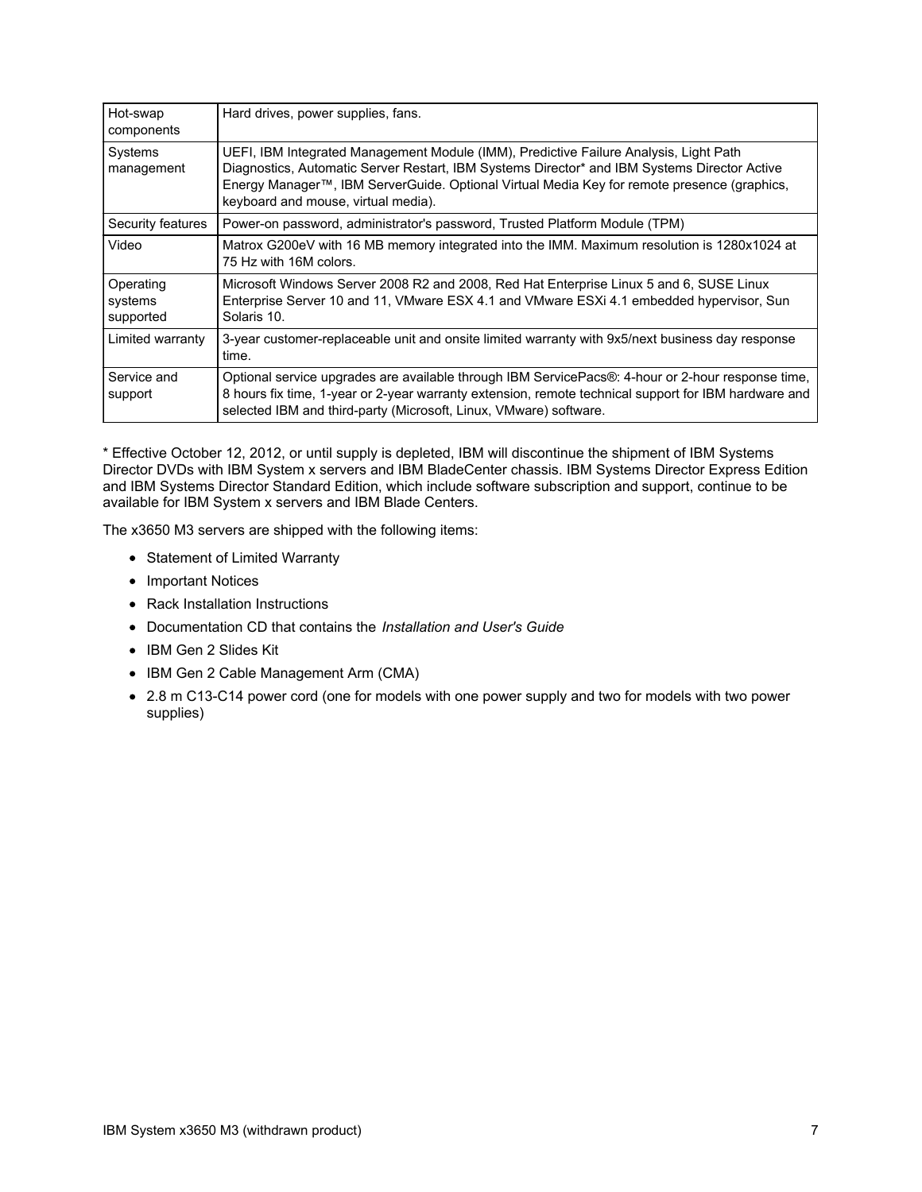| | |
|---|---|
| Hot-swap components | Hard drives, power supplies, fans. |
| Systems management | UEFI, IBM Integrated Management Module (IMM), Predictive Failure Analysis, Light Path Diagnostics, Automatic Server Restart, IBM Systems Director* and IBM Systems Director Active Energy Manager™, IBM ServerGuide. Optional Virtual Media Key for remote presence (graphics, keyboard and mouse, virtual media). |
| Security features | Power-on password, administrator's password, Trusted Platform Module (TPM) |
| Video | Matrox G200eV with 16 MB memory integrated into the IMM. Maximum resolution is 1280x1024 at 75 Hz with 16M colors. |
| Operating systems supported | Microsoft Windows Server 2008 R2 and 2008, Red Hat Enterprise Linux 5 and 6, SUSE Linux Enterprise Server 10 and 11, VMware ESX 4.1 and VMware ESXi 4.1 embedded hypervisor, Sun Solaris 10. |
| Limited warranty | 3-year customer-replaceable unit and onsite limited warranty with 9x5/next business day response time. |
| Service and support | Optional service upgrades are available through IBM ServicePacs®: 4-hour or 2-hour response time, 8 hours fix time, 1-year or 2-year warranty extension, remote technical support for IBM hardware and selected IBM and third-party (Microsoft, Linux, VMware) software. |

* Effective October 12, 2012, or until supply is depleted, IBM will discontinue the shipment of IBM Systems Director DVDs with IBM System x servers and IBM BladeCenter chassis. IBM Systems Director Express Edition and IBM Systems Director Standard Edition, which include software subscription and support, continue to be available for IBM System x servers and IBM Blade Centers.

The x3650 M3 servers are shipped with the following items:

- Statement of Limited Warranty
- Important Notices
- Rack Installation Instructions
- Documentation CD that contains the *Installation and User's Guide*
- IBM Gen 2 Slides Kit
- IBM Gen 2 Cable Management Arm (CMA)
- 2.8 m C13-C14 power cord (one for models with one power supply and two for models with two power supplies)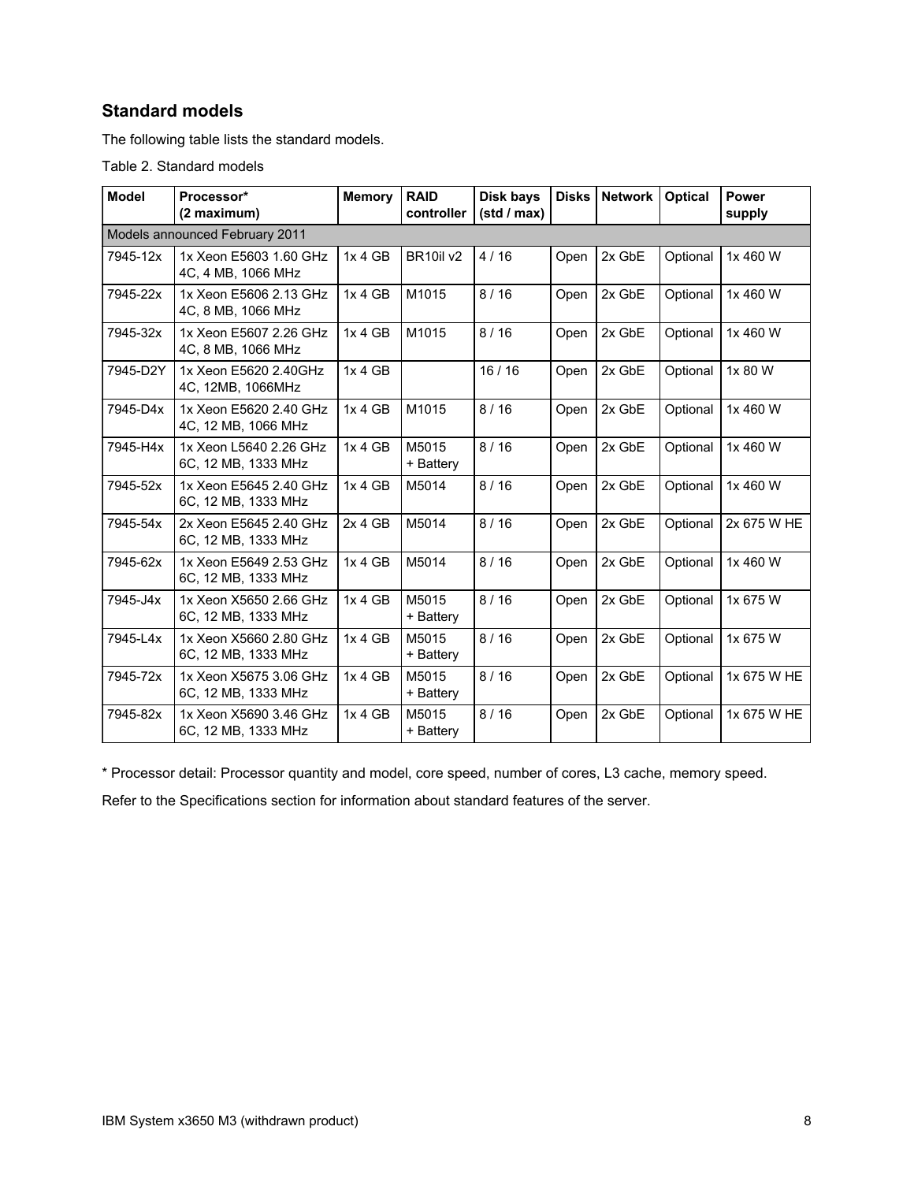## Standard models

The following table lists the standard models.

Table 2. Standard models

| Model | Processor* (2 maximum) | Memory | RAID controller | Disk bays (std / max) | Disks | Network | Optical | Power supply |
|---|---|---|---|---|---|---|---|---|
| Models announced February 2011 | | | | | | | | |
| 7945-12x | 1x Xeon E5603 1.60 GHz 4C, 4 MB, 1066 MHz | 1x 4 GB | BR10il v2 | 4 / 16 | Open | 2x GbE | Optional | 1x 460 W |
| 7945-22x | 1x Xeon E5606 2.13 GHz 4C, 8 MB, 1066 MHz | 1x 4 GB | M1015 | 8 / 16 | Open | 2x GbE | Optional | 1x 460 W |
| 7945-32x | 1x Xeon E5607 2.26 GHz 4C, 8 MB, 1066 MHz | 1x 4 GB | M1015 | 8 / 16 | Open | 2x GbE | Optional | 1x 460 W |
| 7945-D2Y | 1x Xeon E5620 2.40GHz 4C, 12MB, 1066MHz | 1x 4 GB | | 16 / 16 | Open | 2x GbE | Optional | 1x 80 W |
| 7945-D4x | 1x Xeon E5620 2.40 GHz 4C, 12 MB, 1066 MHz | 1x 4 GB | M1015 | 8 / 16 | Open | 2x GbE | Optional | 1x 460 W |
| 7945-H4x | 1x Xeon L5640 2.26 GHz 6C, 12 MB, 1333 MHz | 1x 4 GB | M5015 + Battery | 8 / 16 | Open | 2x GbE | Optional | 1x 460 W |
| 7945-52x | 1x Xeon E5645 2.40 GHz 6C, 12 MB, 1333 MHz | 1x 4 GB | M5014 | 8 / 16 | Open | 2x GbE | Optional | 1x 460 W |
| 7945-54x | 2x Xeon E5645 2.40 GHz 6C, 12 MB, 1333 MHz | 2x 4 GB | M5014 | 8 / 16 | Open | 2x GbE | Optional | 2x 675 W HE |
| 7945-62x | 1x Xeon E5649 2.53 GHz 6C, 12 MB, 1333 MHz | 1x 4 GB | M5014 | 8 / 16 | Open | 2x GbE | Optional | 1x 460 W |
| 7945-J4x | 1x Xeon X5650 2.66 GHz 6C, 12 MB, 1333 MHz | 1x 4 GB | M5015 + Battery | 8 / 16 | Open | 2x GbE | Optional | 1x 675 W |
| 7945-L4x | 1x Xeon X5660 2.80 GHz 6C, 12 MB, 1333 MHz | 1x 4 GB | M5015 + Battery | 8 / 16 | Open | 2x GbE | Optional | 1x 675 W |
| 7945-72x | 1x Xeon X5675 3.06 GHz 6C, 12 MB, 1333 MHz | 1x 4 GB | M5015 + Battery | 8 / 16 | Open | 2x GbE | Optional | 1x 675 W HE |
| 7945-82x | 1x Xeon X5690 3.46 GHz 6C, 12 MB, 1333 MHz | 1x 4 GB | M5015 + Battery | 8 / 16 | Open | 2x GbE | Optional | 1x 675 W HE |

* Processor detail: Processor quantity and model, core speed, number of cores, L3 cache, memory speed.

Refer to the Specifications section for information about standard features of the server.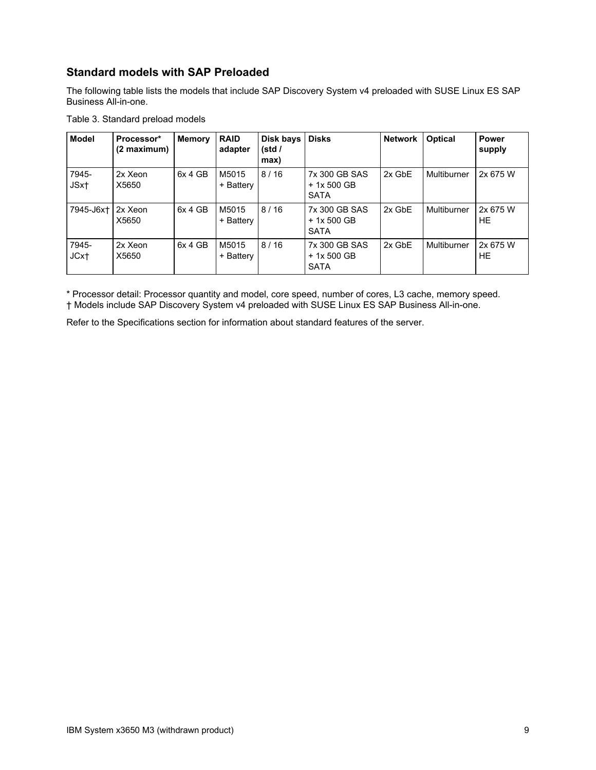## Standard models with SAP Preloaded

The following table lists the models that include SAP Discovery System v4 preloaded with SUSE Linux ES SAP Business All-in-one.

Table 3. Standard preload models

| Model | Processor* (2 maximum) | Memory | RAID adapter | Disk bays (std / max) | Disks | Network | Optical | Power supply |
|---|---|---|---|---|---|---|---|---|
| 7945-JSx† | 2x Xeon X5650 | 6x 4 GB | M5015 + Battery | 8 / 16 | 7x 300 GB SAS + 1x 500 GB SATA | 2x GbE | Multiburner | 2x 675 W |
| 7945-J6x† | 2x Xeon X5650 | 6x 4 GB | M5015 + Battery | 8 / 16 | 7x 300 GB SAS + 1x 500 GB SATA | 2x GbE | Multiburner | 2x 675 W HE |
| 7945-JCx† | 2x Xeon X5650 | 6x 4 GB | M5015 + Battery | 8 / 16 | 7x 300 GB SAS + 1x 500 GB SATA | 2x GbE | Multiburner | 2x 675 W HE |

* Processor detail: Processor quantity and model, core speed, number of cores, L3 cache, memory speed.
† Models include SAP Discovery System v4 preloaded with SUSE Linux ES SAP Business All-in-one.

Refer to the Specifications section for information about standard features of the server.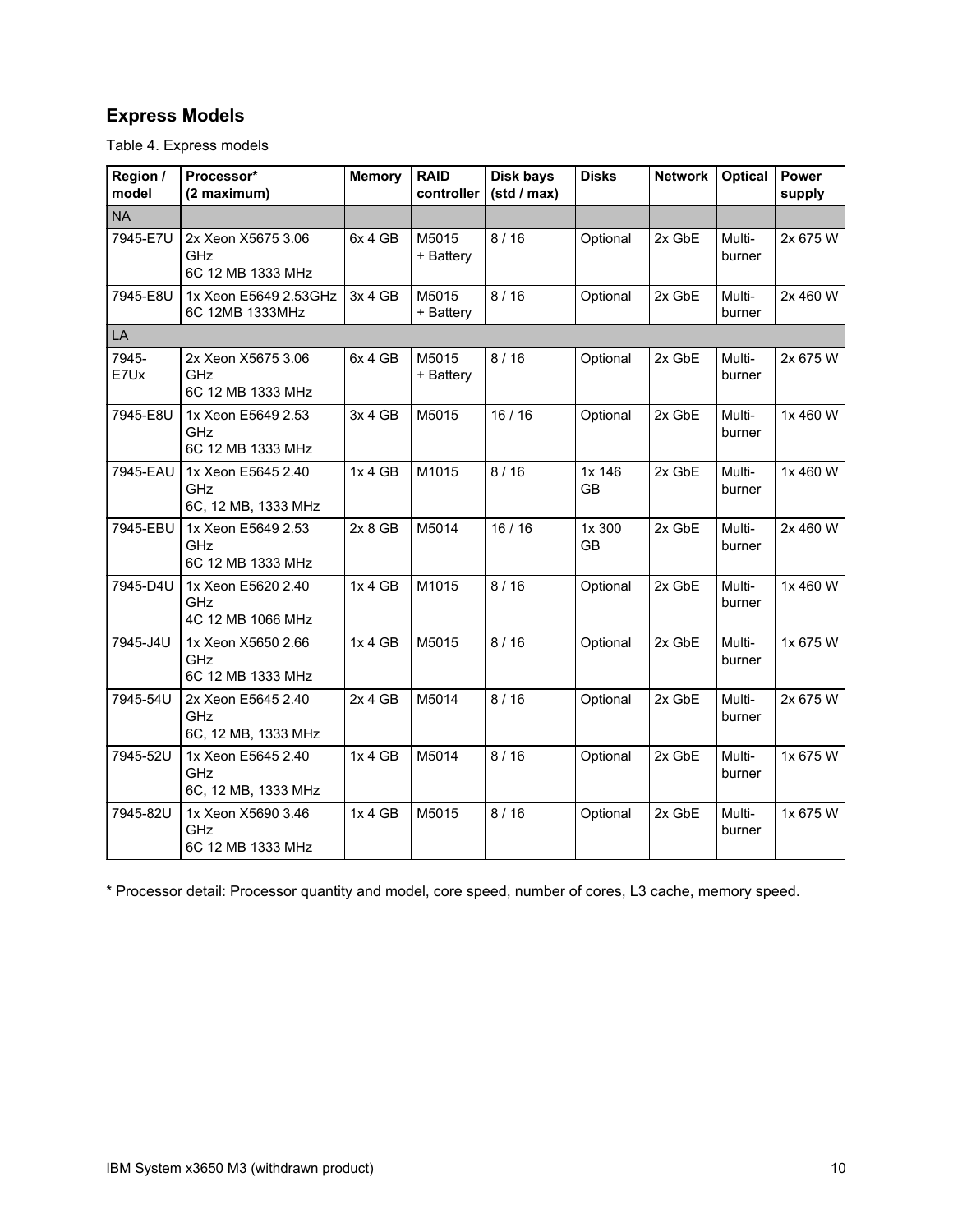## Express Models

Table 4. Express models

| Region / model | Processor* (2 maximum) | Memory | RAID controller | Disk bays (std / max) | Disks | Network | Optical | Power supply |
|---|---|---|---|---|---|---|---|---|
| NA | | | | | | | | |
| 7945-E7U | 2x Xeon X5675 3.06 GHz 6C 12 MB 1333 MHz | 6x 4 GB | M5015 + Battery | 8 / 16 | Optional | 2x GbE | Multi-burner | 2x 675 W |
| 7945-E8U | 1x Xeon E5649 2.53GHz 6C 12MB 1333MHz | 3x 4 GB | M5015 + Battery | 8 / 16 | Optional | 2x GbE | Multi-burner | 2x 460 W |
| LA | | | | | | | | |
| 7945-E7Ux | 2x Xeon X5675 3.06 GHz 6C 12 MB 1333 MHz | 6x 4 GB | M5015 + Battery | 8 / 16 | Optional | 2x GbE | Multi-burner | 2x 675 W |
| 7945-E8U | 1x Xeon E5649 2.53 GHz 6C 12 MB 1333 MHz | 3x 4 GB | M5015 | 16 / 16 | Optional | 2x GbE | Multi-burner | 1x 460 W |
| 7945-EAU | 1x Xeon E5645 2.40 GHz 6C, 12 MB, 1333 MHz | 1x 4 GB | M1015 | 8 / 16 | 1x 146 GB | 2x GbE | Multi-burner | 1x 460 W |
| 7945-EBU | 1x Xeon E5649 2.53 GHz 6C 12 MB 1333 MHz | 2x 8 GB | M5014 | 16 / 16 | 1x 300 GB | 2x GbE | Multi-burner | 2x 460 W |
| 7945-D4U | 1x Xeon E5620 2.40 GHz 4C 12 MB 1066 MHz | 1x 4 GB | M1015 | 8 / 16 | Optional | 2x GbE | Multi-burner | 1x 460 W |
| 7945-J4U | 1x Xeon X5650 2.66 GHz 6C 12 MB 1333 MHz | 1x 4 GB | M5015 | 8 / 16 | Optional | 2x GbE | Multi-burner | 1x 675 W |
| 7945-54U | 2x Xeon E5645 2.40 GHz 6C, 12 MB, 1333 MHz | 2x 4 GB | M5014 | 8 / 16 | Optional | 2x GbE | Multi-burner | 2x 675 W |
| 7945-52U | 1x Xeon E5645 2.40 GHz 6C, 12 MB, 1333 MHz | 1x 4 GB | M5014 | 8 / 16 | Optional | 2x GbE | Multi-burner | 1x 675 W |
| 7945-82U | 1x Xeon X5690 3.46 GHz 6C 12 MB 1333 MHz | 1x 4 GB | M5015 | 8 / 16 | Optional | 2x GbE | Multi-burner | 1x 675 W |

* Processor detail: Processor quantity and model, core speed, number of cores, L3 cache, memory speed.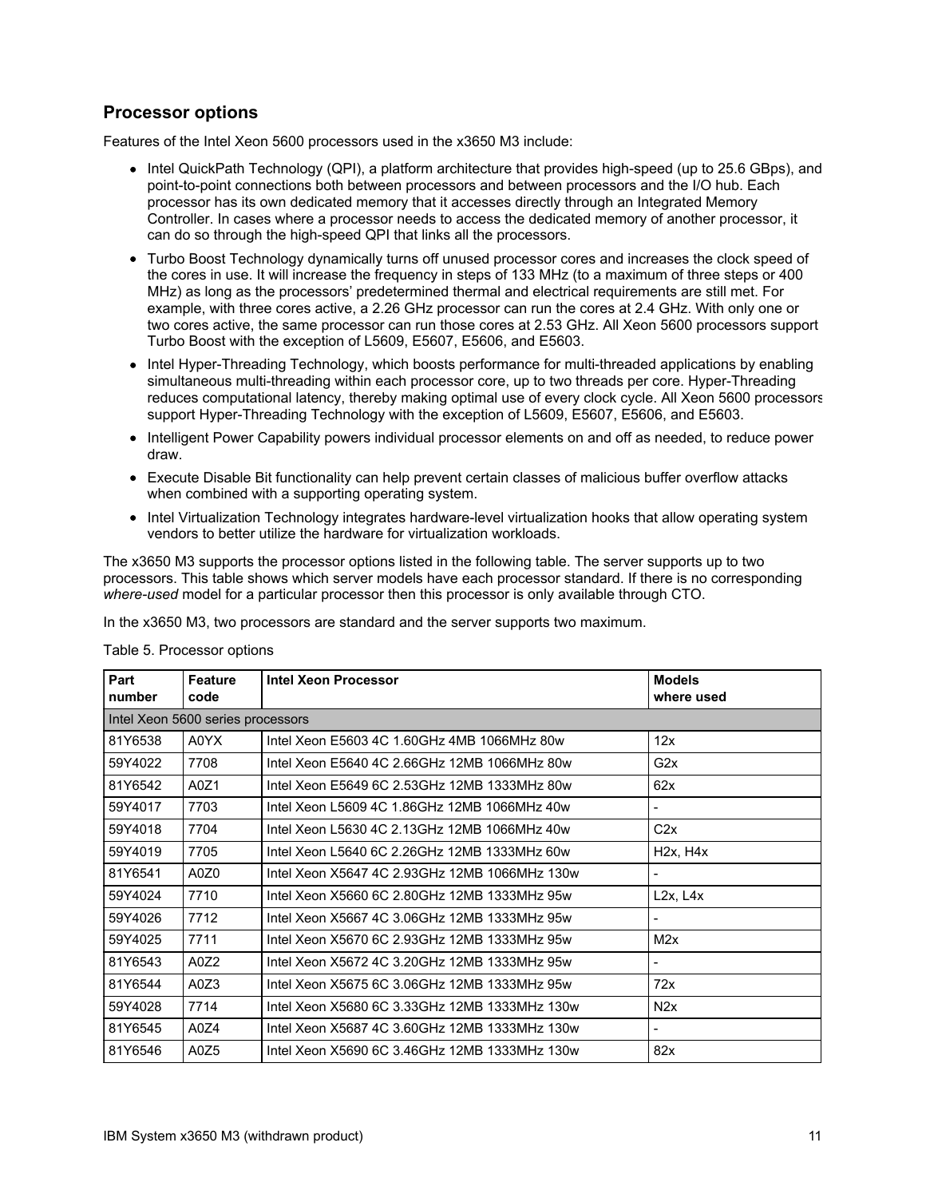## Processor options

Features of the Intel Xeon 5600 processors used in the x3650 M3 include:

- Intel QuickPath Technology (QPI), a platform architecture that provides high-speed (up to 25.6 GBps), and point-to-point connections both between processors and between processors and the I/O hub. Each processor has its own dedicated memory that it accesses directly through an Integrated Memory Controller. In cases where a processor needs to access the dedicated memory of another processor, it can do so through the high-speed QPI that links all the processors.
- Turbo Boost Technology dynamically turns off unused processor cores and increases the clock speed of the cores in use. It will increase the frequency in steps of 133 MHz (to a maximum of three steps or 400 MHz) as long as the processors' predetermined thermal and electrical requirements are still met. For example, with three cores active, a 2.26 GHz processor can run the cores at 2.4 GHz. With only one or two cores active, the same processor can run those cores at 2.53 GHz. All Xeon 5600 processors support Turbo Boost with the exception of L5609, E5607, E5606, and E5603.
- Intel Hyper-Threading Technology, which boosts performance for multi-threaded applications by enabling simultaneous multi-threading within each processor core, up to two threads per core. Hyper-Threading reduces computational latency, thereby making optimal use of every clock cycle. All Xeon 5600 processors support Hyper-Threading Technology with the exception of L5609, E5607, E5606, and E5603.
- Intelligent Power Capability powers individual processor elements on and off as needed, to reduce power draw.
- Execute Disable Bit functionality can help prevent certain classes of malicious buffer overflow attacks when combined with a supporting operating system.
- Intel Virtualization Technology integrates hardware-level virtualization hooks that allow operating system vendors to better utilize the hardware for virtualization workloads.

The x3650 M3 supports the processor options listed in the following table. The server supports up to two processors. This table shows which server models have each processor standard. If there is no corresponding *where-used* model for a particular processor then this processor is only available through CTO.

In the x3650 M3, two processors are standard and the server supports two maximum.

Table 5. Processor options

| Part number | Feature code | Intel Xeon Processor | Models where used |
|---|---|---|---|
| Intel Xeon 5600 series processors | | | |
| 81Y6538 | A0YX | Intel Xeon E5603 4C 1.60GHz 4MB 1066MHz 80w | 12x |
| 59Y4022 | 7708 | Intel Xeon E5640 4C 2.66GHz 12MB 1066MHz 80w | G2x |
| 81Y6542 | A0Z1 | Intel Xeon E5649 6C 2.53GHz 12MB 1333MHz 80w | 62x |
| 59Y4017 | 7703 | Intel Xeon L5609 4C 1.86GHz 12MB 1066MHz 40w | - |
| 59Y4018 | 7704 | Intel Xeon L5630 4C 2.13GHz 12MB 1066MHz 40w | C2x |
| 59Y4019 | 7705 | Intel Xeon L5640 6C 2.26GHz 12MB 1333MHz 60w | H2x, H4x |
| 81Y6541 | A0Z0 | Intel Xeon X5647 4C 2.93GHz 12MB 1066MHz 130w | - |
| 59Y4024 | 7710 | Intel Xeon X5660 6C 2.80GHz 12MB 1333MHz 95w | L2x, L4x |
| 59Y4026 | 7712 | Intel Xeon X5667 4C 3.06GHz 12MB 1333MHz 95w | - |
| 59Y4025 | 7711 | Intel Xeon X5670 6C 2.93GHz 12MB 1333MHz 95w | M2x |
| 81Y6543 | A0Z2 | Intel Xeon X5672 4C 3.20GHz 12MB 1333MHz 95w | - |
| 81Y6544 | A0Z3 | Intel Xeon X5675 6C 3.06GHz 12MB 1333MHz 95w | 72x |
| 59Y4028 | 7714 | Intel Xeon X5680 6C 3.33GHz 12MB 1333MHz 130w | N2x |
| 81Y6545 | A0Z4 | Intel Xeon X5687 4C 3.60GHz 12MB 1333MHz 130w | - |
| 81Y6546 | A0Z5 | Intel Xeon X5690 6C 3.46GHz 12MB 1333MHz 130w | 82x |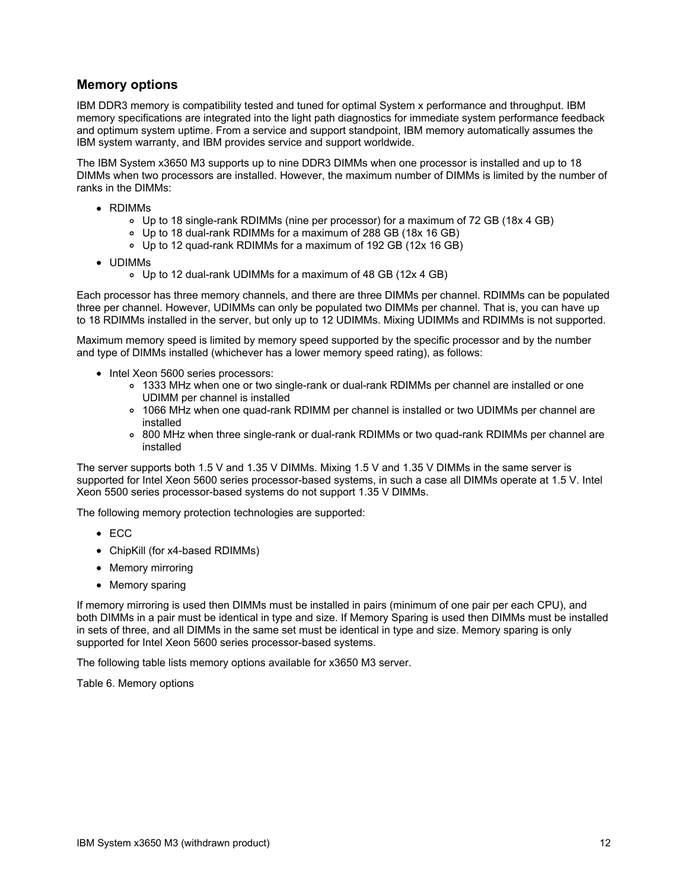## Memory options

IBM DDR3 memory is compatibility tested and tuned for optimal System x performance and throughput. IBM memory specifications are integrated into the light path diagnostics for immediate system performance feedback and optimum system uptime. From a service and support standpoint, IBM memory automatically assumes the IBM system warranty, and IBM provides service and support worldwide.

The IBM System x3650 M3 supports up to nine DDR3 DIMMs when one processor is installed and up to 18 DIMMs when two processors are installed. However, the maximum number of DIMMs is limited by the number of ranks in the DIMMs:

- RDIMMs
  - Up to 18 single-rank RDIMMs (nine per processor) for a maximum of 72 GB (18x 4 GB)
  - Up to 18 dual-rank RDIMMs for a maximum of 288 GB (18x 16 GB)
  - Up to 12 quad-rank RDIMMs for a maximum of 192 GB (12x 16 GB)
- UDIMMs
  - Up to 12 dual-rank UDIMMs for a maximum of 48 GB (12x 4 GB)

Each processor has three memory channels, and there are three DIMMs per channel. RDIMMs can be populated three per channel. However, UDIMMs can only be populated two DIMMs per channel. That is, you can have up to 18 RDIMMs installed in the server, but only up to 12 UDIMMs. Mixing UDIMMs and RDIMMs is not supported.

Maximum memory speed is limited by memory speed supported by the specific processor and by the number and type of DIMMs installed (whichever has a lower memory speed rating), as follows:

- Intel Xeon 5600 series processors:
  - 1333 MHz when one or two single-rank or dual-rank RDIMMs per channel are installed or one UDIMM per channel is installed
  - 1066 MHz when one quad-rank RDIMM per channel is installed or two UDIMMs per channel are installed
  - 800 MHz when three single-rank or dual-rank RDIMMs or two quad-rank RDIMMs per channel are installed

The server supports both 1.5 V and 1.35 V DIMMs. Mixing 1.5 V and 1.35 V DIMMs in the same server is supported for Intel Xeon 5600 series processor-based systems, in such a case all DIMMs operate at 1.5 V. Intel Xeon 5500 series processor-based systems do not support 1.35 V DIMMs.

The following memory protection technologies are supported:

- ECC
- ChipKill (for x4-based RDIMMs)
- Memory mirroring
- Memory sparing

If memory mirroring is used then DIMMs must be installed in pairs (minimum of one pair per each CPU), and both DIMMs in a pair must be identical in type and size. If Memory Sparing is used then DIMMs must be installed in sets of three, and all DIMMs in the same set must be identical in type and size. Memory sparing is only supported for Intel Xeon 5600 series processor-based systems.

The following table lists memory options available for x3650 M3 server.

Table 6. Memory options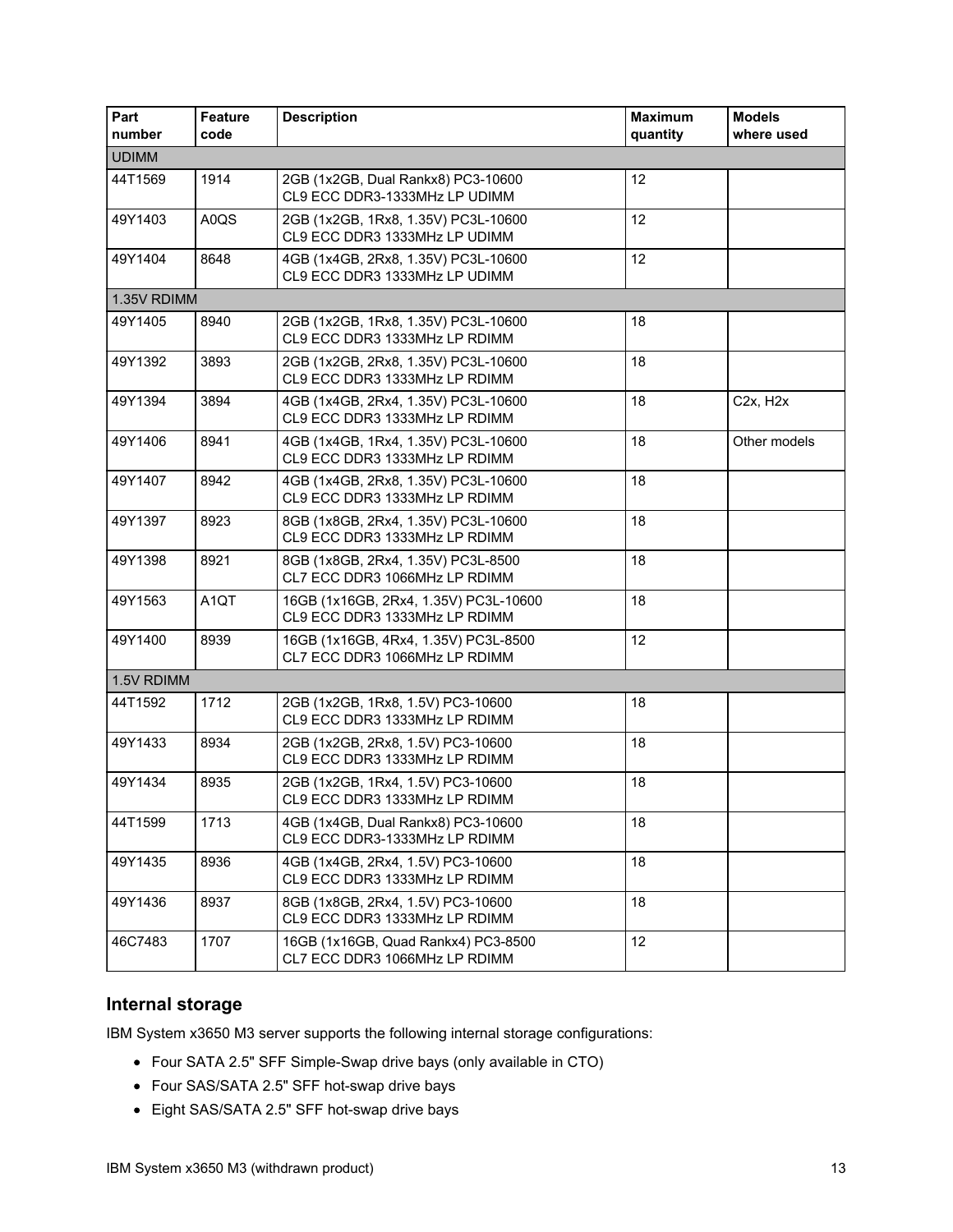| Part number | Feature code | Description | Maximum quantity | Models where used |
|---|---|---|---|---|
| UDIMM | | | | |
| 44T1569 | 1914 | 2GB (1x2GB, Dual Rankx8) PC3-10600 CL9 ECC DDR3-1333MHz LP UDIMM | 12 | |
| 49Y1403 | A0QS | 2GB (1x2GB, 1Rx8, 1.35V) PC3L-10600 CL9 ECC DDR3 1333MHz LP UDIMM | 12 | |
| 49Y1404 | 8648 | 4GB (1x4GB, 2Rx8, 1.35V) PC3L-10600 CL9 ECC DDR3 1333MHz LP UDIMM | 12 | |
| 1.35V RDIMM | | | | |
| 49Y1405 | 8940 | 2GB (1x2GB, 1Rx8, 1.35V) PC3L-10600 CL9 ECC DDR3 1333MHz LP RDIMM | 18 | |
| 49Y1392 | 3893 | 2GB (1x2GB, 2Rx8, 1.35V) PC3L-10600 CL9 ECC DDR3 1333MHz LP RDIMM | 18 | |
| 49Y1394 | 3894 | 4GB (1x4GB, 2Rx4, 1.35V) PC3L-10600 CL9 ECC DDR3 1333MHz LP RDIMM | 18 | C2x, H2x |
| 49Y1406 | 8941 | 4GB (1x4GB, 1Rx4, 1.35V) PC3L-10600 CL9 ECC DDR3 1333MHz LP RDIMM | 18 | Other models |
| 49Y1407 | 8942 | 4GB (1x4GB, 2Rx8, 1.35V) PC3L-10600 CL9 ECC DDR3 1333MHz LP RDIMM | 18 | |
| 49Y1397 | 8923 | 8GB (1x8GB, 2Rx4, 1.35V) PC3L-10600 CL9 ECC DDR3 1333MHz LP RDIMM | 18 | |
| 49Y1398 | 8921 | 8GB (1x8GB, 2Rx4, 1.35V) PC3L-8500 CL7 ECC DDR3 1066MHz LP RDIMM | 18 | |
| 49Y1563 | A1QT | 16GB (1x16GB, 2Rx4, 1.35V) PC3L-10600 CL9 ECC DDR3 1333MHz LP RDIMM | 18 | |
| 49Y1400 | 8939 | 16GB (1x16GB, 4Rx4, 1.35V) PC3L-8500 CL7 ECC DDR3 1066MHz LP RDIMM | 12 | |
| 1.5V RDIMM | | | | |
| 44T1592 | 1712 | 2GB (1x2GB, 1Rx8, 1.5V) PC3-10600 CL9 ECC DDR3 1333MHz LP RDIMM | 18 | |
| 49Y1433 | 8934 | 2GB (1x2GB, 2Rx8, 1.5V) PC3-10600 CL9 ECC DDR3 1333MHz LP RDIMM | 18 | |
| 49Y1434 | 8935 | 2GB (1x2GB, 1Rx4, 1.5V) PC3-10600 CL9 ECC DDR3 1333MHz LP RDIMM | 18 | |
| 44T1599 | 1713 | 4GB (1x4GB, Dual Rankx8) PC3-10600 CL9 ECC DDR3-1333MHz LP RDIMM | 18 | |
| 49Y1435 | 8936 | 4GB (1x4GB, 2Rx4, 1.5V) PC3-10600 CL9 ECC DDR3 1333MHz LP RDIMM | 18 | |
| 49Y1436 | 8937 | 8GB (1x8GB, 2Rx4, 1.5V) PC3-10600 CL9 ECC DDR3 1333MHz LP RDIMM | 18 | |
| 46C7483 | 1707 | 16GB (1x16GB, Quad Rankx4) PC3-8500 CL7 ECC DDR3 1066MHz LP RDIMM | 12 | |

## Internal storage

IBM System x3650 M3 server supports the following internal storage configurations:

- Four SATA 2.5" SFF Simple-Swap drive bays (only available in CTO)
- Four SAS/SATA 2.5" SFF hot-swap drive bays
- Eight SAS/SATA 2.5" SFF hot-swap drive bays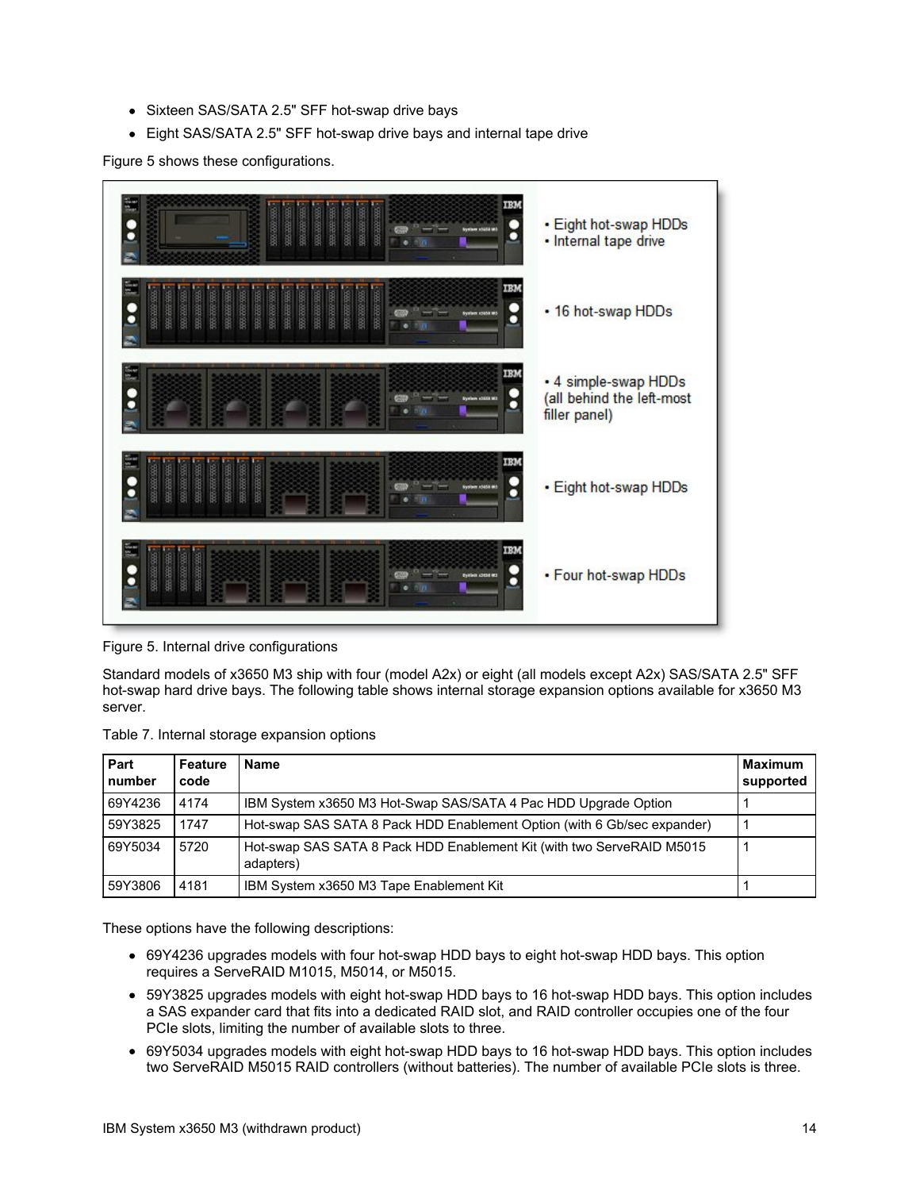- Sixteen SAS/SATA 2.5" SFF hot-swap drive bays
- Eight SAS/SATA 2.5" SFF hot-swap drive bays and internal tape drive

Figure 5 shows these configurations.

Figure 5. Internal drive configurations

Standard models of x3650 M3 ship with four (model A2x) or eight (all models except A2x) SAS/SATA 2.5" SFF hot-swap hard drive bays. The following table shows internal storage expansion options available for x3650 M3 server.

Table 7. Internal storage expansion options

| Part number | Feature code | Name | Maximum supported |
|---|---|---|---|
| 69Y4236 | 4174 | IBM System x3650 M3 Hot-Swap SAS/SATA 4 Pac HDD Upgrade Option | 1 |
| 59Y3825 | 1747 | Hot-swap SAS SATA 8 Pack HDD Enablement Option (with 6 Gb/sec expander) | 1 |
| 69Y5034 | 5720 | Hot-swap SAS SATA 8 Pack HDD Enablement Kit (with two ServeRAID M5015 adapters) | 1 |
| 59Y3806 | 4181 | IBM System x3650 M3 Tape Enablement Kit | 1 |

These options have the following descriptions:

- 69Y4236 upgrades models with four hot-swap HDD bays to eight hot-swap HDD bays. This option requires a ServeRAID M1015, M5014, or M5015.
- 59Y3825 upgrades models with eight hot-swap HDD bays to 16 hot-swap HDD bays. This option includes a SAS expander card that fits into a dedicated RAID slot, and RAID controller occupies one of the four PCIe slots, limiting the number of available slots to three.
- 69Y5034 upgrades models with eight hot-swap HDD bays to 16 hot-swap HDD bays. This option includes two ServeRAID M5015 RAID controllers (without batteries). The number of available PCIe slots is three.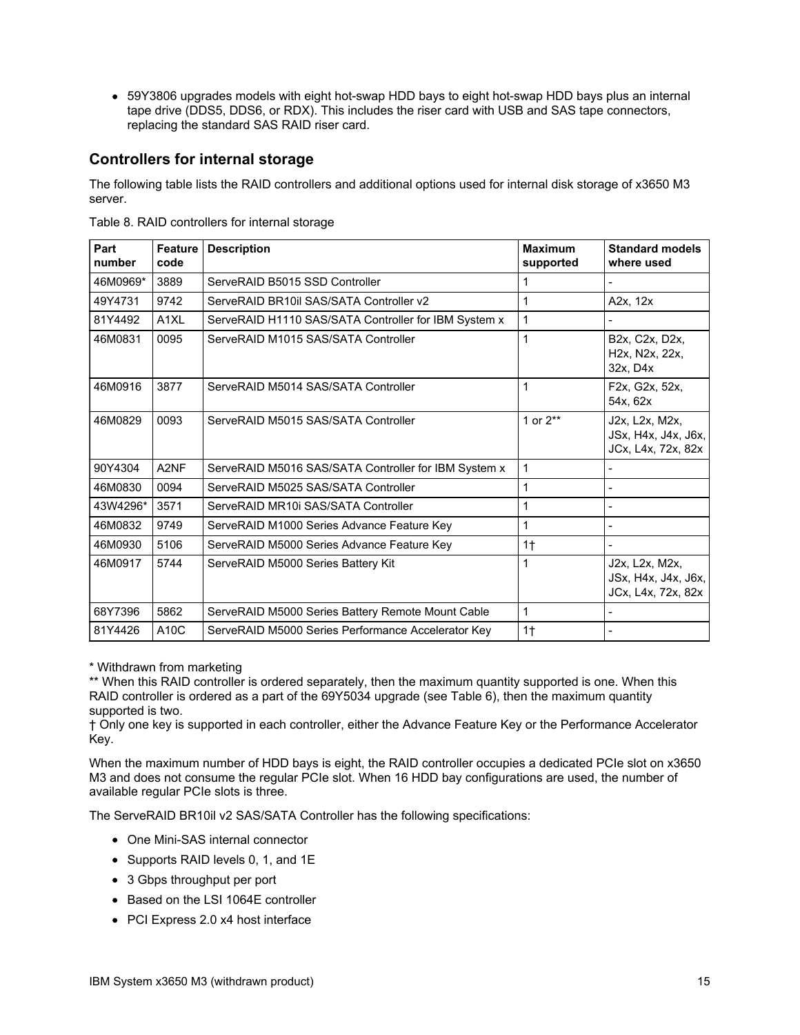- 59Y3806 upgrades models with eight hot-swap HDD bays to eight hot-swap HDD bays plus an internal tape drive (DDS5, DDS6, or RDX). This includes the riser card with USB and SAS tape connectors, replacing the standard SAS RAID riser card.

## Controllers for internal storage

The following table lists the RAID controllers and additional options used for internal disk storage of x3650 M3 server.

Table 8. RAID controllers for internal storage

| Part number | Feature code | Description | Maximum supported | Standard models where used |
|---|---|---|---|---|
| 46M0969* | 3889 | ServeRAID B5015 SSD Controller | 1 | - |
| 49Y4731 | 9742 | ServeRAID BR10il SAS/SATA Controller v2 | 1 | A2x, 12x |
| 81Y4492 | A1XL | ServeRAID H1110 SAS/SATA Controller for IBM System x | 1 | - |
| 46M0831 | 0095 | ServeRAID M1015 SAS/SATA Controller | 1 | B2x, C2x, D2x, H2x, N2x, 22x, 32x, D4x |
| 46M0916 | 3877 | ServeRAID M5014 SAS/SATA Controller | 1 | F2x, G2x, 52x, 54x, 62x |
| 46M0829 | 0093 | ServeRAID M5015 SAS/SATA Controller | 1 or 2** | J2x, L2x, M2x, JSx, H4x, J4x, J6x, JCx, L4x, 72x, 82x |
| 90Y4304 | A2NF | ServeRAID M5016 SAS/SATA Controller for IBM System x | 1 | - |
| 46M0830 | 0094 | ServeRAID M5025 SAS/SATA Controller | 1 | - |
| 43W4296* | 3571 | ServeRAID MR10i SAS/SATA Controller | 1 | - |
| 46M0832 | 9749 | ServeRAID M1000 Series Advance Feature Key | 1 | - |
| 46M0930 | 5106 | ServeRAID M5000 Series Advance Feature Key | 1† | - |
| 46M0917 | 5744 | ServeRAID M5000 Series Battery Kit | 1 | J2x, L2x, M2x, JSx, H4x, J4x, J6x, JCx, L4x, 72x, 82x |
| 68Y7396 | 5862 | ServeRAID M5000 Series Battery Remote Mount Cable | 1 | - |
| 81Y4426 | A10C | ServeRAID M5000 Series Performance Accelerator Key | 1† | - |

\* Withdrawn from marketing
** When this RAID controller is ordered separately, then the maximum quantity supported is one. When this RAID controller is ordered as a part of the 69Y5034 upgrade (see Table 6), then the maximum quantity supported is two.
† Only one key is supported in each controller, either the Advance Feature Key or the Performance Accelerator Key.

When the maximum number of HDD bays is eight, the RAID controller occupies a dedicated PCIe slot on x3650 M3 and does not consume the regular PCIe slot. When 16 HDD bay configurations are used, the number of available regular PCIe slots is three.

The ServeRAID BR10il v2 SAS/SATA Controller has the following specifications:

- One Mini-SAS internal connector
- Supports RAID levels 0, 1, and 1E
- 3 Gbps throughput per port
- Based on the LSI 1064E controller
- PCI Express 2.0 x4 host interface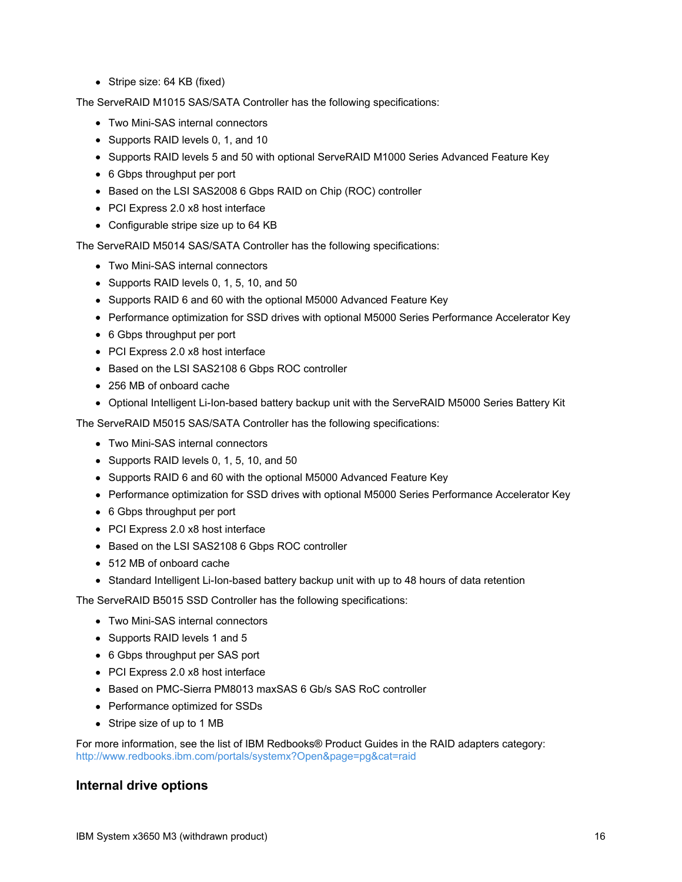- Stripe size: 64 KB (fixed)

The ServeRAID M1015 SAS/SATA Controller has the following specifications:

- Two Mini-SAS internal connectors
- Supports RAID levels 0, 1, and 10
- Supports RAID levels 5 and 50 with optional ServeRAID M1000 Series Advanced Feature Key
- 6 Gbps throughput per port
- Based on the LSI SAS2008 6 Gbps RAID on Chip (ROC) controller
- PCI Express 2.0 x8 host interface
- Configurable stripe size up to 64 KB

The ServeRAID M5014 SAS/SATA Controller has the following specifications:

- Two Mini-SAS internal connectors
- Supports RAID levels 0, 1, 5, 10, and 50
- Supports RAID 6 and 60 with the optional M5000 Advanced Feature Key
- Performance optimization for SSD drives with optional M5000 Series Performance Accelerator Key
- 6 Gbps throughput per port
- PCI Express 2.0 x8 host interface
- Based on the LSI SAS2108 6 Gbps ROC controller
- 256 MB of onboard cache
- Optional Intelligent Li-Ion-based battery backup unit with the ServeRAID M5000 Series Battery Kit

The ServeRAID M5015 SAS/SATA Controller has the following specifications:

- Two Mini-SAS internal connectors
- Supports RAID levels 0, 1, 5, 10, and 50
- Supports RAID 6 and 60 with the optional M5000 Advanced Feature Key
- Performance optimization for SSD drives with optional M5000 Series Performance Accelerator Key
- 6 Gbps throughput per port
- PCI Express 2.0 x8 host interface
- Based on the LSI SAS2108 6 Gbps ROC controller
- 512 MB of onboard cache
- Standard Intelligent Li-Ion-based battery backup unit with up to 48 hours of data retention

The ServeRAID B5015 SSD Controller has the following specifications:

- Two Mini-SAS internal connectors
- Supports RAID levels 1 and 5
- 6 Gbps throughput per SAS port
- PCI Express 2.0 x8 host interface
- Based on PMC-Sierra PM8013 maxSAS 6 Gb/s SAS RoC controller
- Performance optimized for SSDs
- Stripe size of up to 1 MB

For more information, see the list of IBM Redbooks® Product Guides in the RAID adapters category:
http://www.redbooks.ibm.com/portals/systemx?Open&page=pg&cat=raid

## Internal drive options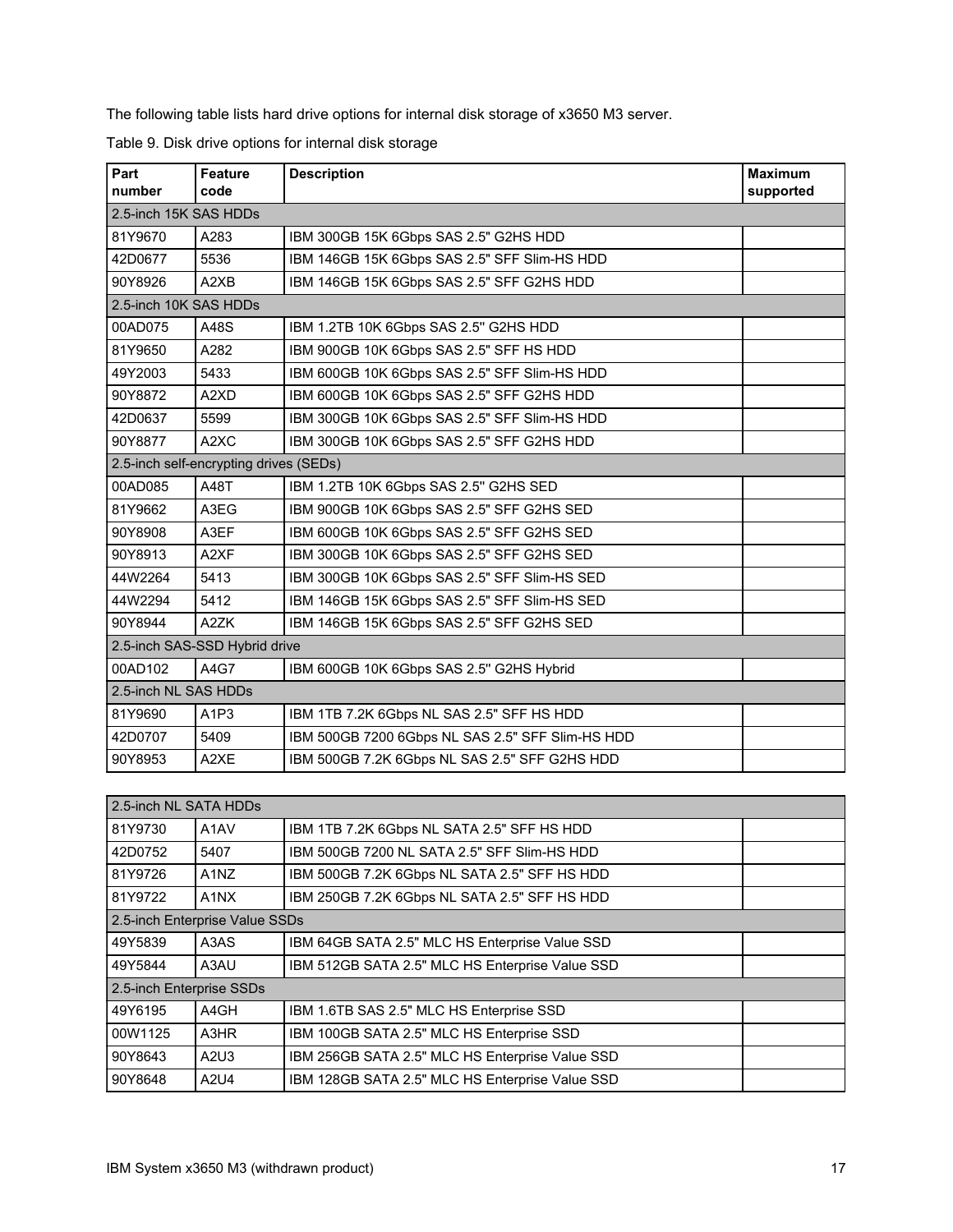The following table lists hard drive options for internal disk storage of x3650 M3 server.

Table 9. Disk drive options for internal disk storage

| Part number | Feature code | Description | Maximum supported |
|---|---|---|---|
| 2.5-inch 15K SAS HDDs | | | |
| 81Y9670 | A283 | IBM 300GB 15K 6Gbps SAS 2.5" G2HS HDD | |
| 42D0677 | 5536 | IBM 146GB 15K 6Gbps SAS 2.5" SFF Slim-HS HDD | |
| 90Y8926 | A2XB | IBM 146GB 15K 6Gbps SAS 2.5" SFF G2HS HDD | |
| 2.5-inch 10K SAS HDDs | | | |
| 00AD075 | A48S | IBM 1.2TB 10K 6Gbps SAS 2.5'' G2HS HDD | |
| 81Y9650 | A282 | IBM 900GB 10K 6Gbps SAS 2.5" SFF HS HDD | |
| 49Y2003 | 5433 | IBM 600GB 10K 6Gbps SAS 2.5" SFF Slim-HS HDD | |
| 90Y8872 | A2XD | IBM 600GB 10K 6Gbps SAS 2.5" SFF G2HS HDD | |
| 42D0637 | 5599 | IBM 300GB 10K 6Gbps SAS 2.5" SFF Slim-HS HDD | |
| 90Y8877 | A2XC | IBM 300GB 10K 6Gbps SAS 2.5" SFF G2HS HDD | |
| 2.5-inch self-encrypting drives (SEDs) | | | |
| 00AD085 | A48T | IBM 1.2TB 10K 6Gbps SAS 2.5'' G2HS SED | |
| 81Y9662 | A3EG | IBM 900GB 10K 6Gbps SAS 2.5" SFF G2HS SED | |
| 90Y8908 | A3EF | IBM 600GB 10K 6Gbps SAS 2.5" SFF G2HS SED | |
| 90Y8913 | A2XF | IBM 300GB 10K 6Gbps SAS 2.5" SFF G2HS SED | |
| 44W2264 | 5413 | IBM 300GB 10K 6Gbps SAS 2.5" SFF Slim-HS SED | |
| 44W2294 | 5412 | IBM 146GB 15K 6Gbps SAS 2.5" SFF Slim-HS SED | |
| 90Y8944 | A2ZK | IBM 146GB 15K 6Gbps SAS 2.5" SFF G2HS SED | |
| 2.5-inch SAS-SSD Hybrid drive | | | |
| 00AD102 | A4G7 | IBM 600GB 10K 6Gbps SAS 2.5'' G2HS Hybrid | |
| 2.5-inch NL SAS HDDs | | | |
| 81Y9690 | A1P3 | IBM 1TB 7.2K 6Gbps NL SAS 2.5" SFF HS HDD | |
| 42D0707 | 5409 | IBM 500GB 7200 6Gbps NL SAS 2.5" SFF Slim-HS HDD | |
| 90Y8953 | A2XE | IBM 500GB 7.2K 6Gbps NL SAS 2.5" SFF G2HS HDD | |
| 2.5-inch NL SATA HDDs | | | |
| 81Y9730 | A1AV | IBM 1TB 7.2K 6Gbps NL SATA 2.5" SFF HS HDD | |
| 42D0752 | 5407 | IBM 500GB 7200 NL SATA 2.5" SFF Slim-HS HDD | |
| 81Y9726 | A1NZ | IBM 500GB 7.2K 6Gbps NL SATA 2.5" SFF HS HDD | |
| 81Y9722 | A1NX | IBM 250GB 7.2K 6Gbps NL SATA 2.5" SFF HS HDD | |
| 2.5-inch Enterprise Value SSDs | | | |
| 49Y5839 | A3AS | IBM 64GB SATA 2.5" MLC HS Enterprise Value SSD | |
| 49Y5844 | A3AU | IBM 512GB SATA 2.5" MLC HS Enterprise Value SSD | |
| 2.5-inch Enterprise SSDs | | | |
| 49Y6195 | A4GH | IBM 1.6TB SAS 2.5" MLC HS Enterprise SSD | |
| 00W1125 | A3HR | IBM 100GB SATA 2.5" MLC HS Enterprise SSD | |
| 90Y8643 | A2U3 | IBM 256GB SATA 2.5" MLC HS Enterprise Value SSD | |
| 90Y8648 | A2U4 | IBM 128GB SATA 2.5" MLC HS Enterprise Value SSD | |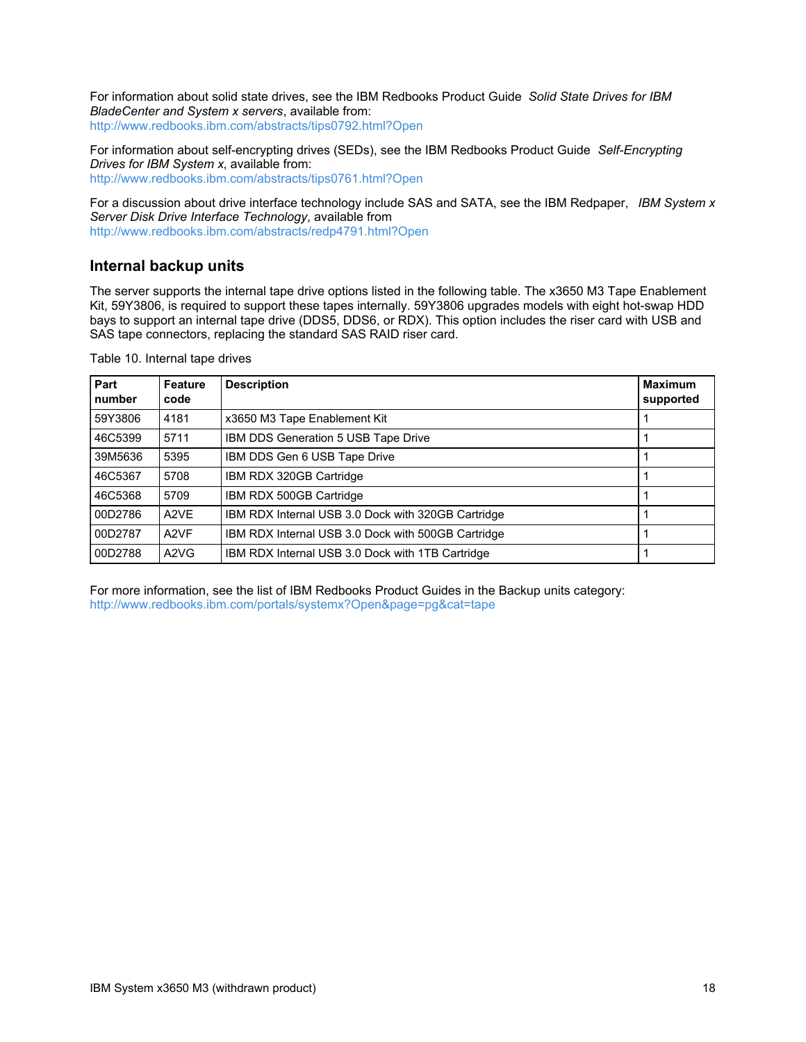For information about solid state drives, see the IBM Redbooks Product Guide *Solid State Drives for IBM BladeCenter and System x servers*, available from:
http://www.redbooks.ibm.com/abstracts/tips0792.html?Open

For information about self-encrypting drives (SEDs), see the IBM Redbooks Product Guide *Self-Encrypting Drives for IBM System x*, available from:
http://www.redbooks.ibm.com/abstracts/tips0761.html?Open

For a discussion about drive interface technology include SAS and SATA, see the IBM Redpaper, *IBM System x Server Disk Drive Interface Technology*, available from
http://www.redbooks.ibm.com/abstracts/redp4791.html?Open

## Internal backup units

The server supports the internal tape drive options listed in the following table. The x3650 M3 Tape Enablement Kit, 59Y3806, is required to support these tapes internally. 59Y3806 upgrades models with eight hot-swap HDD bays to support an internal tape drive (DDS5, DDS6, or RDX). This option includes the riser card with USB and SAS tape connectors, replacing the standard SAS RAID riser card.

Table 10. Internal tape drives

| Part number | Feature code | Description | Maximum supported |
|---|---|---|---|
| 59Y3806 | 4181 | x3650 M3 Tape Enablement Kit | 1 |
| 46C5399 | 5711 | IBM DDS Generation 5 USB Tape Drive | 1 |
| 39M5636 | 5395 | IBM DDS Gen 6 USB Tape Drive | 1 |
| 46C5367 | 5708 | IBM RDX 320GB Cartridge | 1 |
| 46C5368 | 5709 | IBM RDX 500GB Cartridge | 1 |
| 00D2786 | A2VE | IBM RDX Internal USB 3.0 Dock with 320GB Cartridge | 1 |
| 00D2787 | A2VF | IBM RDX Internal USB 3.0 Dock with 500GB Cartridge | 1 |
| 00D2788 | A2VG | IBM RDX Internal USB 3.0 Dock with 1TB Cartridge | 1 |

For more information, see the list of IBM Redbooks Product Guides in the Backup units category:
http://www.redbooks.ibm.com/portals/systemx?Open&page=pg&cat=tape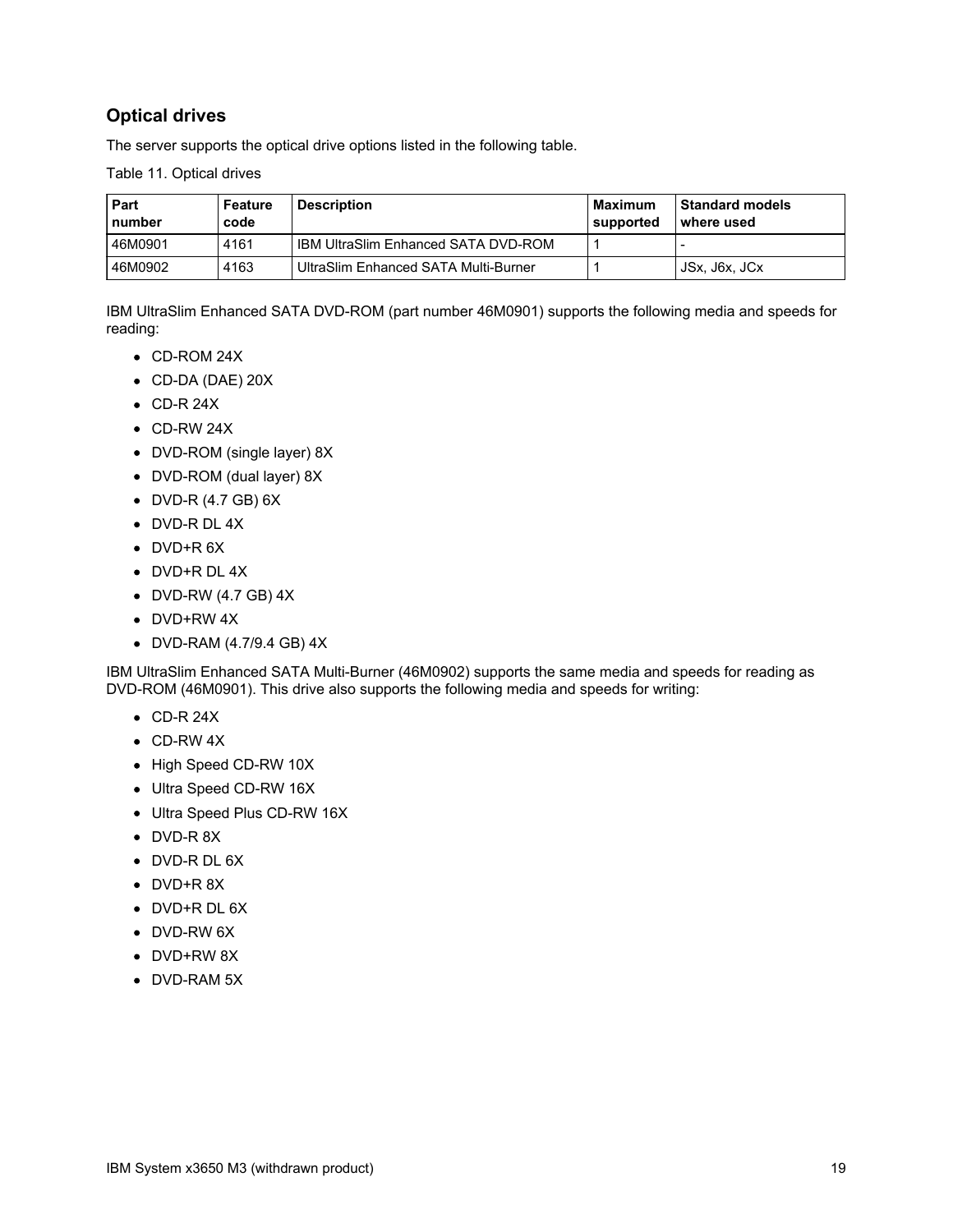## Optical drives

The server supports the optical drive options listed in the following table.

Table 11. Optical drives

| Part number | Feature code | Description | Maximum supported | Standard models where used |
|---|---|---|---|---|
| 46M0901 | 4161 | IBM UltraSlim Enhanced SATA DVD-ROM | 1 | - |
| 46M0902 | 4163 | UltraSlim Enhanced SATA Multi-Burner | 1 | JSx, J6x, JCx |

IBM UltraSlim Enhanced SATA DVD-ROM (part number 46M0901) supports the following media and speeds for reading:

- CD-ROM 24X
- CD-DA (DAE) 20X
- CD-R 24X
- CD-RW 24X
- DVD-ROM (single layer) 8X
- DVD-ROM (dual layer) 8X
- DVD-R (4.7 GB) 6X
- DVD-R DL 4X
- DVD+R 6X
- DVD+R DL 4X
- DVD-RW (4.7 GB) 4X
- DVD+RW 4X
- DVD-RAM (4.7/9.4 GB) 4X

IBM UltraSlim Enhanced SATA Multi-Burner (46M0902) supports the same media and speeds for reading as DVD-ROM (46M0901). This drive also supports the following media and speeds for writing:

- CD-R 24X
- CD-RW 4X
- High Speed CD-RW 10X
- Ultra Speed CD-RW 16X
- Ultra Speed Plus CD-RW 16X
- DVD-R 8X
- DVD-R DL 6X
- DVD+R 8X
- DVD+R DL 6X
- DVD-RW 6X
- DVD+RW 8X
- DVD-RAM 5X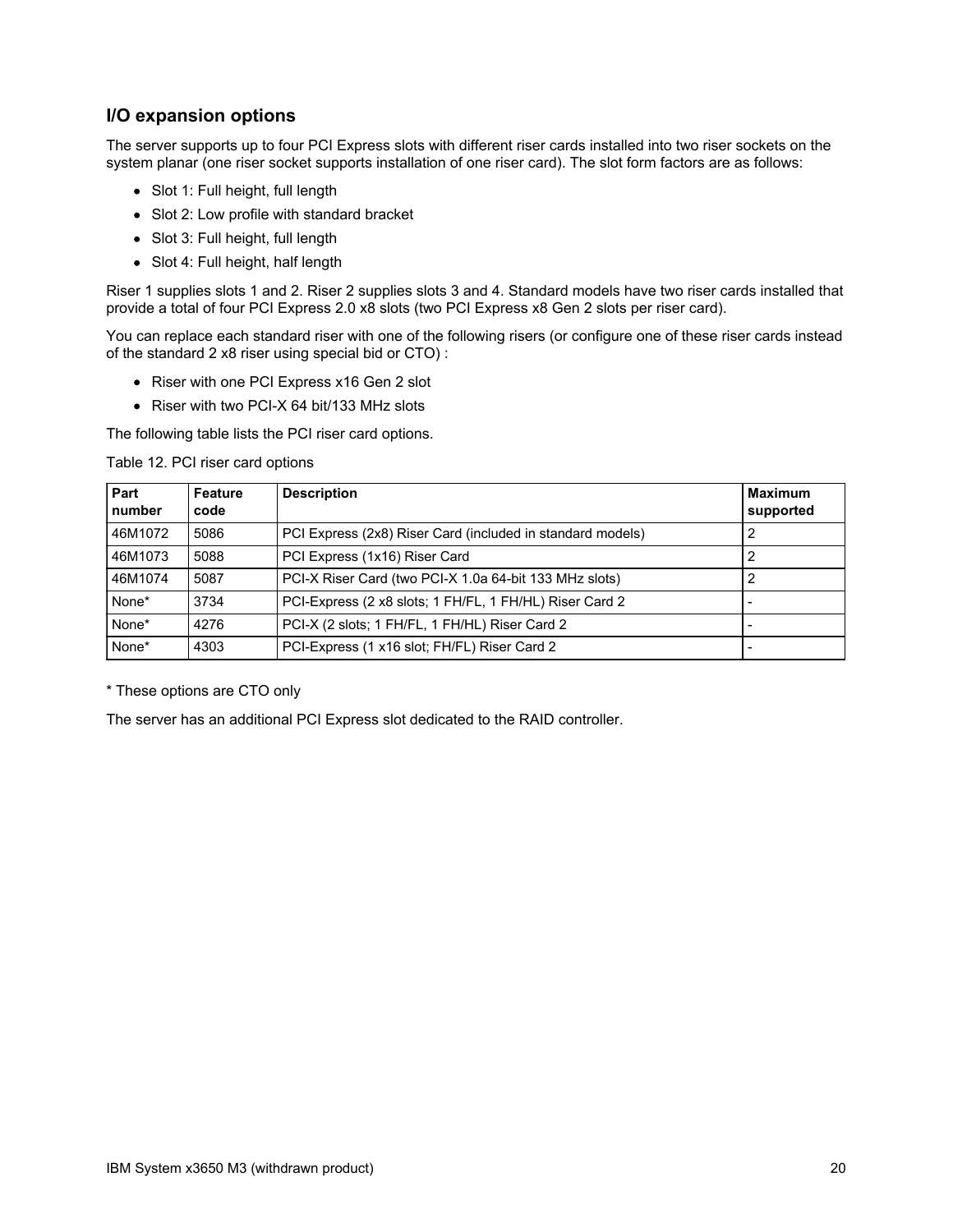## I/O expansion options

The server supports up to four PCI Express slots with different riser cards installed into two riser sockets on the system planar (one riser socket supports installation of one riser card). The slot form factors are as follows:

- Slot 1: Full height, full length
- Slot 2: Low profile with standard bracket
- Slot 3: Full height, full length
- Slot 4: Full height, half length

Riser 1 supplies slots 1 and 2. Riser 2 supplies slots 3 and 4. Standard models have two riser cards installed that provide a total of four PCI Express 2.0 x8 slots (two PCI Express x8 Gen 2 slots per riser card).

You can replace each standard riser with one of the following risers (or configure one of these riser cards instead of the standard 2 x8 riser using special bid or CTO) :

- Riser with one PCI Express x16 Gen 2 slot
- Riser with two PCI-X 64 bit/133 MHz slots

The following table lists the PCI riser card options.

Table 12. PCI riser card options

| Part number | Feature code | Description | Maximum supported |
|---|---|---|---|
| 46M1072 | 5086 | PCI Express (2x8) Riser Card (included in standard models) | 2 |
| 46M1073 | 5088 | PCI Express (1x16) Riser Card | 2 |
| 46M1074 | 5087 | PCI-X Riser Card (two PCI-X 1.0a 64-bit 133 MHz slots) | 2 |
| None* | 3734 | PCI-Express (2 x8 slots; 1 FH/FL, 1 FH/HL) Riser Card 2 | - |
| None* | 4276 | PCI-X (2 slots; 1 FH/FL, 1 FH/HL) Riser Card 2 | - |
| None* | 4303 | PCI-Express (1 x16 slot; FH/FL) Riser Card 2 | - |

* These options are CTO only

The server has an additional PCI Express slot dedicated to the RAID controller.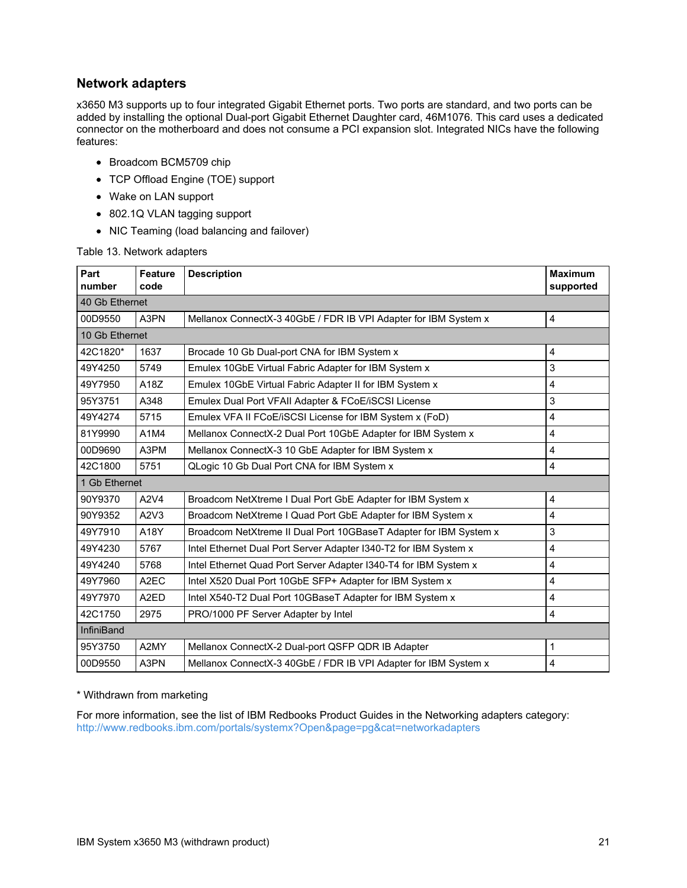## Network adapters

x3650 M3 supports up to four integrated Gigabit Ethernet ports. Two ports are standard, and two ports can be added by installing the optional Dual-port Gigabit Ethernet Daughter card, 46M1076. This card uses a dedicated connector on the motherboard and does not consume a PCI expansion slot. Integrated NICs have the following features:

- Broadcom BCM5709 chip
- TCP Offload Engine (TOE) support
- Wake on LAN support
- 802.1Q VLAN tagging support
- NIC Teaming (load balancing and failover)

Table 13. Network adapters

| Part number | Feature code | Description | Maximum supported |
|---|---|---|---|
| 40 Gb Ethernet | | | |
| 00D9550 | A3PN | Mellanox ConnectX-3 40GbE / FDR IB VPI Adapter for IBM System x | 4 |
| 10 Gb Ethernet | | | |
| 42C1820* | 1637 | Brocade 10 Gb Dual-port CNA for IBM System x | 4 |
| 49Y4250 | 5749 | Emulex 10GbE Virtual Fabric Adapter for IBM System x | 3 |
| 49Y7950 | A18Z | Emulex 10GbE Virtual Fabric Adapter II for IBM System x | 4 |
| 95Y3751 | A348 | Emulex Dual Port VFAII Adapter & FCoE/iSCSI License | 3 |
| 49Y4274 | 5715 | Emulex VFA II FCoE/iSCSI License for IBM System x (FoD) | 4 |
| 81Y9990 | A1M4 | Mellanox ConnectX-2 Dual Port 10GbE Adapter for IBM System x | 4 |
| 00D9690 | A3PM | Mellanox ConnectX-3 10 GbE Adapter for IBM System x | 4 |
| 42C1800 | 5751 | QLogic 10 Gb Dual Port CNA for IBM System x | 4 |
| 1 Gb Ethernet | | | |
| 90Y9370 | A2V4 | Broadcom NetXtreme I Dual Port GbE Adapter for IBM System x | 4 |
| 90Y9352 | A2V3 | Broadcom NetXtreme I Quad Port GbE Adapter for IBM System x | 4 |
| 49Y7910 | A18Y | Broadcom NetXtreme II Dual Port 10GBaseT Adapter for IBM System x | 3 |
| 49Y4230 | 5767 | Intel Ethernet Dual Port Server Adapter I340-T2 for IBM System x | 4 |
| 49Y4240 | 5768 | Intel Ethernet Quad Port Server Adapter I340-T4 for IBM System x | 4 |
| 49Y7960 | A2EC | Intel X520 Dual Port 10GbE SFP+ Adapter for IBM System x | 4 |
| 49Y7970 | A2ED | Intel X540-T2 Dual Port 10GBaseT Adapter for IBM System x | 4 |
| 42C1750 | 2975 | PRO/1000 PF Server Adapter by Intel | 4 |
| InfiniBand | | | |
| 95Y3750 | A2MY | Mellanox ConnectX-2 Dual-port QSFP QDR IB Adapter | 1 |
| 00D9550 | A3PN | Mellanox ConnectX-3 40GbE / FDR IB VPI Adapter for IBM System x | 4 |

* Withdrawn from marketing

For more information, see the list of IBM Redbooks Product Guides in the Networking adapters category: http://www.redbooks.ibm.com/portals/systemx?Open&page=pg&cat=networkadapters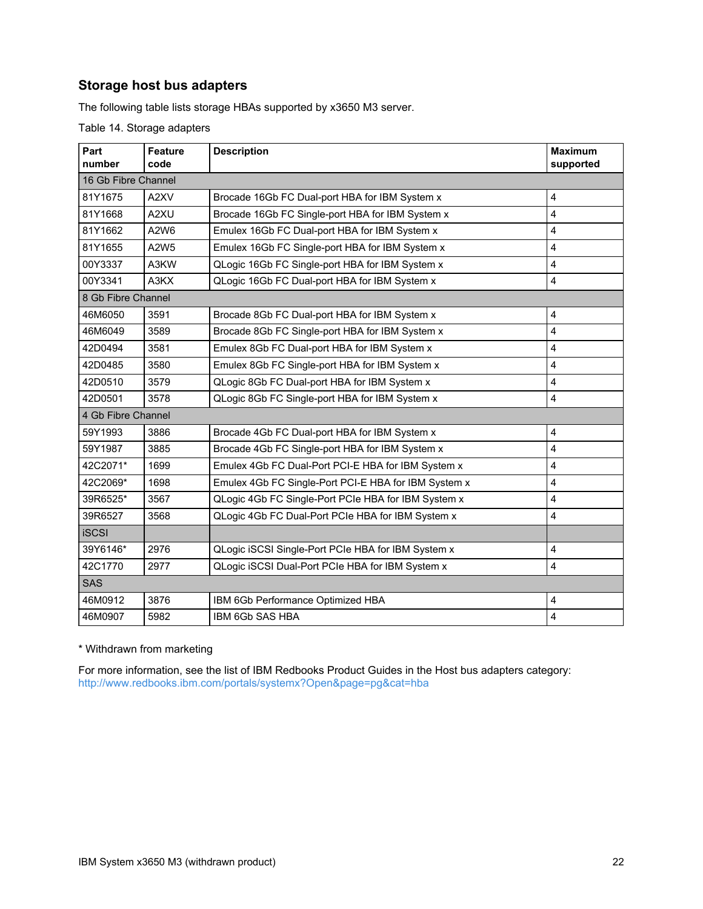## Storage host bus adapters

The following table lists storage HBAs supported by x3650 M3 server.

Table 14. Storage adapters

| Part number | Feature code | Description | Maximum supported |
|---|---|---|---|
| 16 Gb Fibre Channel | | | |
| 81Y1675 | A2XV | Brocade 16Gb FC Dual-port HBA for IBM System x | 4 |
| 81Y1668 | A2XU | Brocade 16Gb FC Single-port HBA for IBM System x | 4 |
| 81Y1662 | A2W6 | Emulex 16Gb FC Dual-port HBA for IBM System x | 4 |
| 81Y1655 | A2W5 | Emulex 16Gb FC Single-port HBA for IBM System x | 4 |
| 00Y3337 | A3KW | QLogic 16Gb FC Single-port HBA for IBM System x | 4 |
| 00Y3341 | A3KX | QLogic 16Gb FC Dual-port HBA for IBM System x | 4 |
| 8 Gb Fibre Channel | | | |
| 46M6050 | 3591 | Brocade 8Gb FC Dual-port HBA for IBM System x | 4 |
| 46M6049 | 3589 | Brocade 8Gb FC Single-port HBA for IBM System x | 4 |
| 42D0494 | 3581 | Emulex 8Gb FC Dual-port HBA for IBM System x | 4 |
| 42D0485 | 3580 | Emulex 8Gb FC Single-port HBA for IBM System x | 4 |
| 42D0510 | 3579 | QLogic 8Gb FC Dual-port HBA for IBM System x | 4 |
| 42D0501 | 3578 | QLogic 8Gb FC Single-port HBA for IBM System x | 4 |
| 4 Gb Fibre Channel | | | |
| 59Y1993 | 3886 | Brocade 4Gb FC Dual-port HBA for IBM System x | 4 |
| 59Y1987 | 3885 | Brocade 4Gb FC Single-port HBA for IBM System x | 4 |
| 42C2071* | 1699 | Emulex 4Gb FC Dual-Port PCI-E HBA for IBM System x | 4 |
| 42C2069* | 1698 | Emulex 4Gb FC Single-Port PCI-E HBA for IBM System x | 4 |
| 39R6525* | 3567 | QLogic 4Gb FC Single-Port PCIe HBA for IBM System x | 4 |
| 39R6527 | 3568 | QLogic 4Gb FC Dual-Port PCIe HBA for IBM System x | 4 |
| iSCSI | | | |
| 39Y6146* | 2976 | QLogic iSCSI Single-Port PCIe HBA for IBM System x | 4 |
| 42C1770 | 2977 | QLogic iSCSI Dual-Port PCIe HBA for IBM System x | 4 |
| SAS | | | |
| 46M0912 | 3876 | IBM 6Gb Performance Optimized HBA | 4 |
| 46M0907 | 5982 | IBM 6Gb SAS HBA | 4 |

* Withdrawn from marketing

For more information, see the list of IBM Redbooks Product Guides in the Host bus adapters category: http://www.redbooks.ibm.com/portals/systemx?Open&page=pg&cat=hba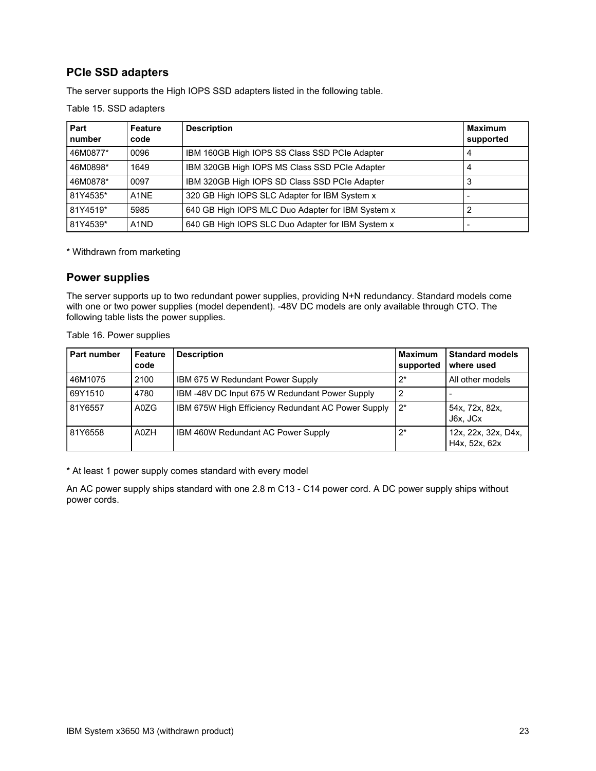## PCIe SSD adapters

The server supports the High IOPS SSD adapters listed in the following table.

Table 15. SSD adapters

| Part number | Feature code | Description | Maximum supported |
|---|---|---|---|
| 46M0877* | 0096 | IBM 160GB High IOPS SS Class SSD PCIe Adapter | 4 |
| 46M0898* | 1649 | IBM 320GB High IOPS MS Class SSD PCIe Adapter | 4 |
| 46M0878* | 0097 | IBM 320GB High IOPS SD Class SSD PCIe Adapter | 3 |
| 81Y4535* | A1NE | 320 GB High IOPS SLC Adapter for IBM System x | - |
| 81Y4519* | 5985 | 640 GB High IOPS MLC Duo Adapter for IBM System x | 2 |
| 81Y4539* | A1ND | 640 GB High IOPS SLC Duo Adapter for IBM System x | - |

\* Withdrawn from marketing

## Power supplies

The server supports up to two redundant power supplies, providing N+N redundancy. Standard models come with one or two power supplies (model dependent). -48V DC models are only available through CTO. The following table lists the power supplies.

Table 16. Power supplies

| Part number | Feature code | Description | Maximum supported | Standard models where used |
|---|---|---|---|---|
| 46M1075 | 2100 | IBM 675 W Redundant Power Supply | 2* | All other models |
| 69Y1510 | 4780 | IBM -48V DC Input 675 W Redundant Power Supply | 2 | - |
| 81Y6557 | A0ZG | IBM 675W High Efficiency Redundant AC Power Supply | 2* | 54x, 72x, 82x, J6x, JCx |
| 81Y6558 | A0ZH | IBM 460W Redundant AC Power Supply | 2* | 12x, 22x, 32x, D4x, H4x, 52x, 62x |

\* At least 1 power supply comes standard with every model

An AC power supply ships standard with one 2.8 m C13 - C14 power cord. A DC power supply ships without power cords.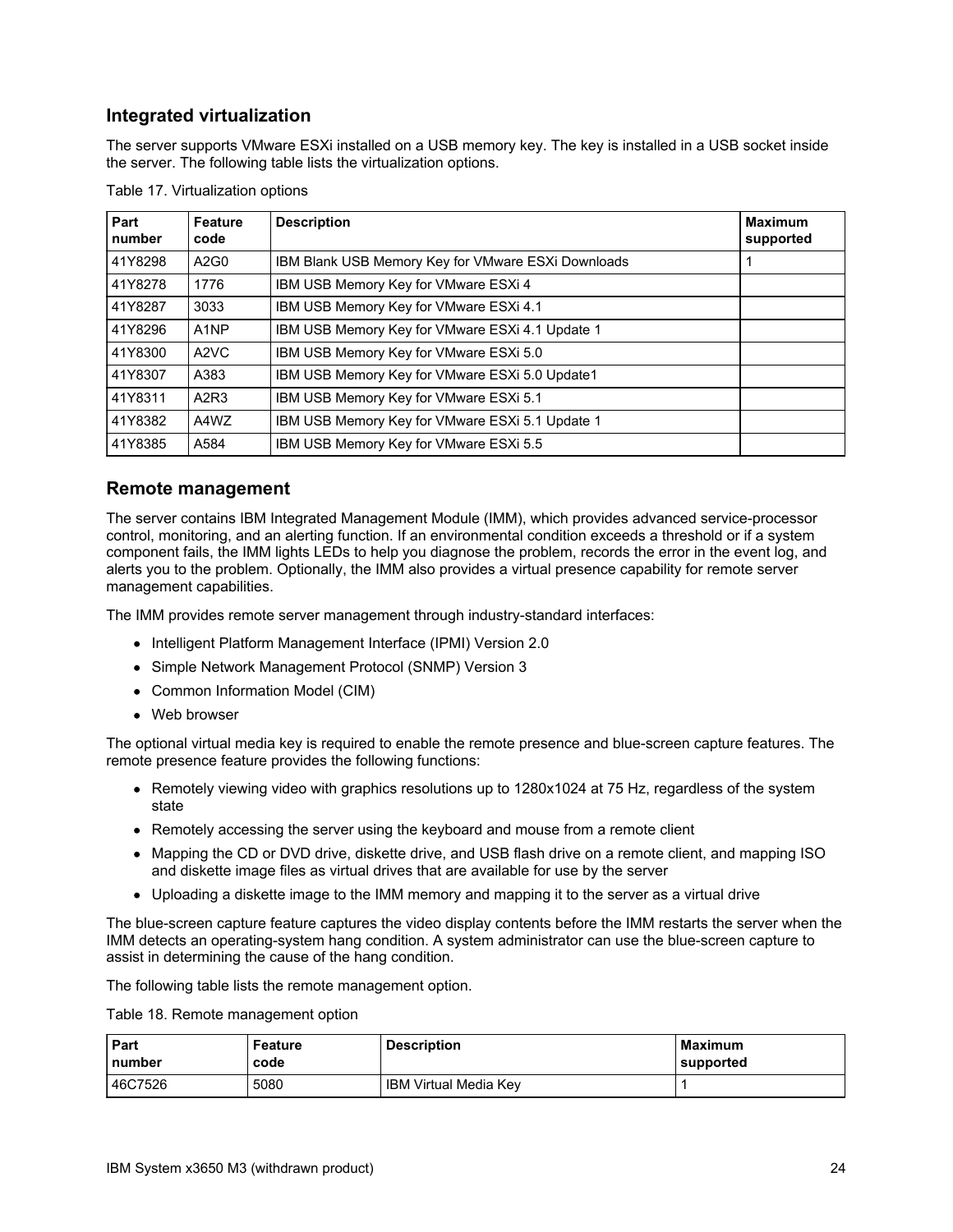## Integrated virtualization

The server supports VMware ESXi installed on a USB memory key. The key is installed in a USB socket inside the server. The following table lists the virtualization options.

Table 17. Virtualization options

| Part number | Feature code | Description | Maximum supported |
|---|---|---|---|
| 41Y8298 | A2G0 | IBM Blank USB Memory Key for VMware ESXi Downloads | 1 |
| 41Y8278 | 1776 | IBM USB Memory Key for VMware ESXi 4 | |
| 41Y8287 | 3033 | IBM USB Memory Key for VMware ESXi 4.1 | |
| 41Y8296 | A1NP | IBM USB Memory Key for VMware ESXi 4.1 Update 1 | |
| 41Y8300 | A2VC | IBM USB Memory Key for VMware ESXi 5.0 | |
| 41Y8307 | A383 | IBM USB Memory Key for VMware ESXi 5.0 Update1 | |
| 41Y8311 | A2R3 | IBM USB Memory Key for VMware ESXi 5.1 | |
| 41Y8382 | A4WZ | IBM USB Memory Key for VMware ESXi 5.1 Update 1 | |
| 41Y8385 | A584 | IBM USB Memory Key for VMware ESXi 5.5 | |

## Remote management

The server contains IBM Integrated Management Module (IMM), which provides advanced service-processor control, monitoring, and an alerting function. If an environmental condition exceeds a threshold or if a system component fails, the IMM lights LEDs to help you diagnose the problem, records the error in the event log, and alerts you to the problem. Optionally, the IMM also provides a virtual presence capability for remote server management capabilities.

The IMM provides remote server management through industry-standard interfaces:

- Intelligent Platform Management Interface (IPMI) Version 2.0
- Simple Network Management Protocol (SNMP) Version 3
- Common Information Model (CIM)
- Web browser

The optional virtual media key is required to enable the remote presence and blue-screen capture features. The remote presence feature provides the following functions:

- Remotely viewing video with graphics resolutions up to 1280x1024 at 75 Hz, regardless of the system state
- Remotely accessing the server using the keyboard and mouse from a remote client
- Mapping the CD or DVD drive, diskette drive, and USB flash drive on a remote client, and mapping ISO and diskette image files as virtual drives that are available for use by the server
- Uploading a diskette image to the IMM memory and mapping it to the server as a virtual drive

The blue-screen capture feature captures the video display contents before the IMM restarts the server when the IMM detects an operating-system hang condition. A system administrator can use the blue-screen capture to assist in determining the cause of the hang condition.

The following table lists the remote management option.

Table 18. Remote management option

| Part number | Feature code | Description | Maximum supported |
|---|---|---|---|
| 46C7526 | 5080 | IBM Virtual Media Key | 1 |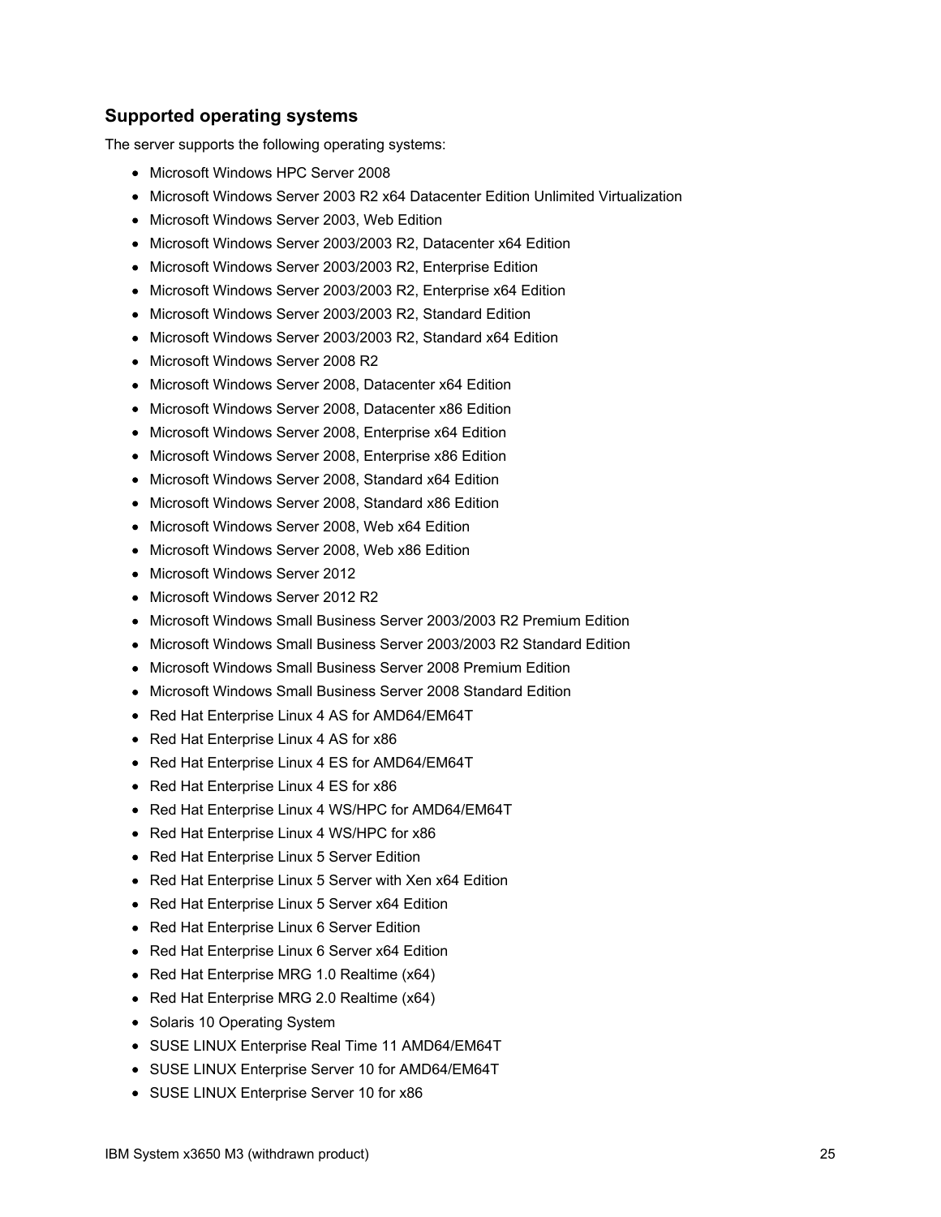## Supported operating systems

The server supports the following operating systems:

- Microsoft Windows HPC Server 2008
- Microsoft Windows Server 2003 R2 x64 Datacenter Edition Unlimited Virtualization
- Microsoft Windows Server 2003, Web Edition
- Microsoft Windows Server 2003/2003 R2, Datacenter x64 Edition
- Microsoft Windows Server 2003/2003 R2, Enterprise Edition
- Microsoft Windows Server 2003/2003 R2, Enterprise x64 Edition
- Microsoft Windows Server 2003/2003 R2, Standard Edition
- Microsoft Windows Server 2003/2003 R2, Standard x64 Edition
- Microsoft Windows Server 2008 R2
- Microsoft Windows Server 2008, Datacenter x64 Edition
- Microsoft Windows Server 2008, Datacenter x86 Edition
- Microsoft Windows Server 2008, Enterprise x64 Edition
- Microsoft Windows Server 2008, Enterprise x86 Edition
- Microsoft Windows Server 2008, Standard x64 Edition
- Microsoft Windows Server 2008, Standard x86 Edition
- Microsoft Windows Server 2008, Web x64 Edition
- Microsoft Windows Server 2008, Web x86 Edition
- Microsoft Windows Server 2012
- Microsoft Windows Server 2012 R2
- Microsoft Windows Small Business Server 2003/2003 R2 Premium Edition
- Microsoft Windows Small Business Server 2003/2003 R2 Standard Edition
- Microsoft Windows Small Business Server 2008 Premium Edition
- Microsoft Windows Small Business Server 2008 Standard Edition
- Red Hat Enterprise Linux 4 AS for AMD64/EM64T
- Red Hat Enterprise Linux 4 AS for x86
- Red Hat Enterprise Linux 4 ES for AMD64/EM64T
- Red Hat Enterprise Linux 4 ES for x86
- Red Hat Enterprise Linux 4 WS/HPC for AMD64/EM64T
- Red Hat Enterprise Linux 4 WS/HPC for x86
- Red Hat Enterprise Linux 5 Server Edition
- Red Hat Enterprise Linux 5 Server with Xen x64 Edition
- Red Hat Enterprise Linux 5 Server x64 Edition
- Red Hat Enterprise Linux 6 Server Edition
- Red Hat Enterprise Linux 6 Server x64 Edition
- Red Hat Enterprise MRG 1.0 Realtime (x64)
- Red Hat Enterprise MRG 2.0 Realtime (x64)
- Solaris 10 Operating System
- SUSE LINUX Enterprise Real Time 11 AMD64/EM64T
- SUSE LINUX Enterprise Server 10 for AMD64/EM64T
- SUSE LINUX Enterprise Server 10 for x86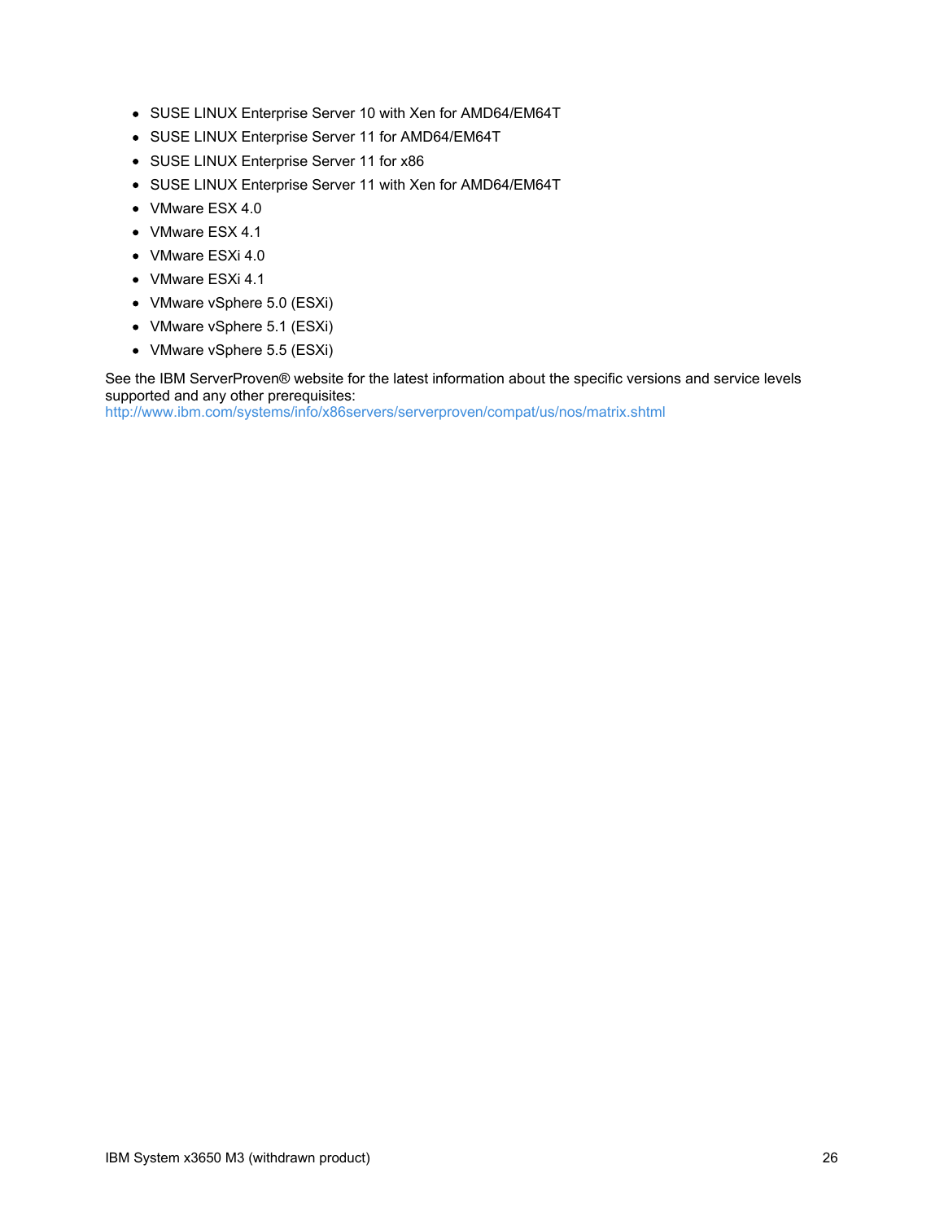- SUSE LINUX Enterprise Server 10 with Xen for AMD64/EM64T
- SUSE LINUX Enterprise Server 11 for AMD64/EM64T
- SUSE LINUX Enterprise Server 11 for x86
- SUSE LINUX Enterprise Server 11 with Xen for AMD64/EM64T
- VMware ESX 4.0
- VMware ESX 4.1
- VMware ESXi 4.0
- VMware ESXi 4.1
- VMware vSphere 5.0 (ESXi)
- VMware vSphere 5.1 (ESXi)
- VMware vSphere 5.5 (ESXi)

See the IBM ServerProven® website for the latest information about the specific versions and service levels supported and any other prerequisites:
http://www.ibm.com/systems/info/x86servers/serverproven/compat/us/nos/matrix.shtml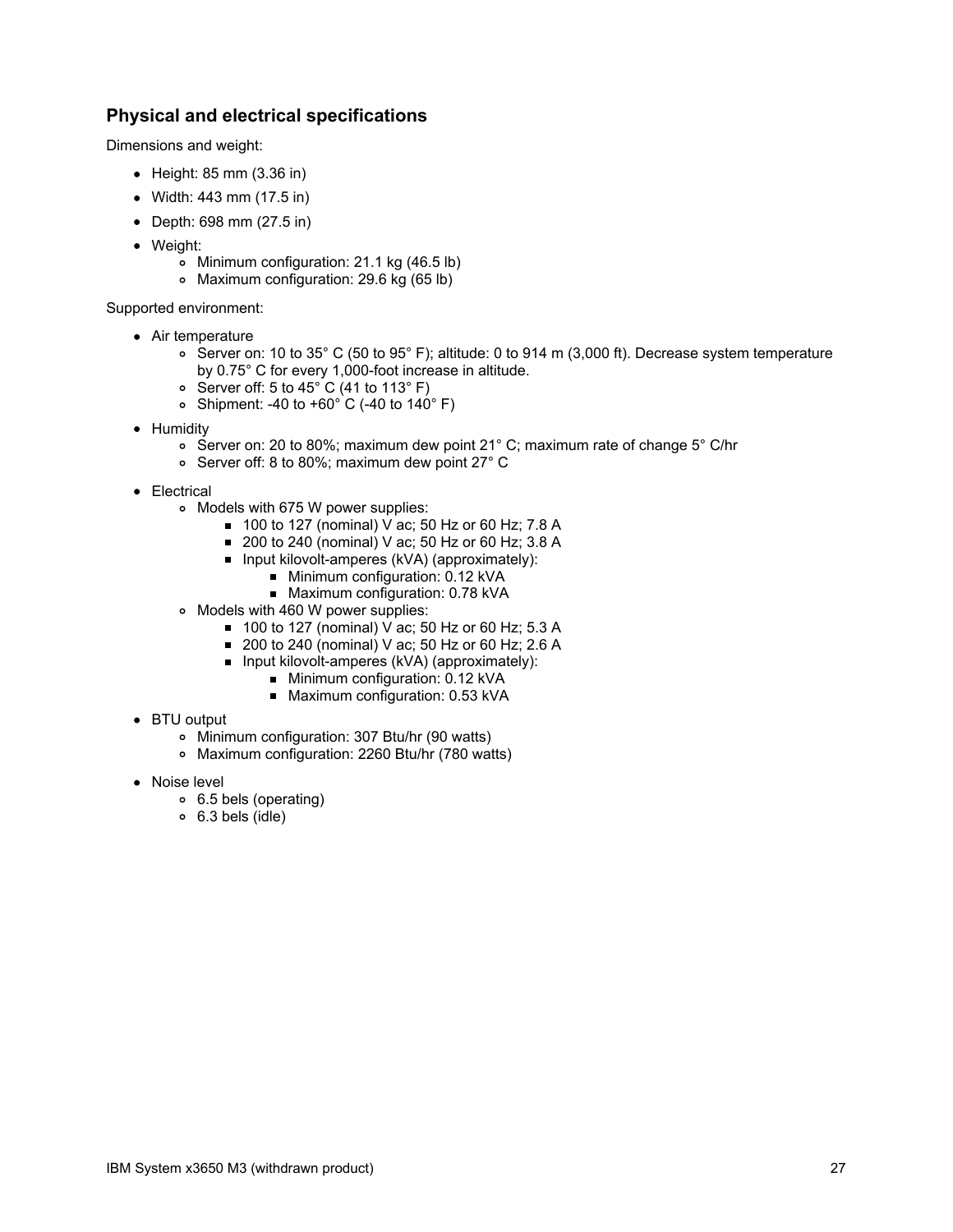## Physical and electrical specifications

Dimensions and weight:

- Height: 85 mm (3.36 in)
- Width: 443 mm (17.5 in)
- Depth: 698 mm (27.5 in)
- Weight:
  - Minimum configuration: 21.1 kg (46.5 lb)
  - Maximum configuration: 29.6 kg (65 lb)

Supported environment:

- Air temperature
  - Server on: 10 to 35° C (50 to 95° F); altitude: 0 to 914 m (3,000 ft). Decrease system temperature by 0.75° C for every 1,000-foot increase in altitude.
  - Server off: 5 to 45° C (41 to 113° F)
  - Shipment: -40 to +60° C (-40 to 140° F)
- Humidity
  - Server on: 20 to 80%; maximum dew point 21° C; maximum rate of change 5° C/hr
  - Server off: 8 to 80%; maximum dew point 27° C
- Electrical
  - Models with 675 W power supplies:
    - 100 to 127 (nominal) V ac; 50 Hz or 60 Hz; 7.8 A
    - 200 to 240 (nominal) V ac; 50 Hz or 60 Hz; 3.8 A
    - Input kilovolt-amperes (kVA) (approximately):
      - Minimum configuration: 0.12 kVA
      - Maximum configuration: 0.78 kVA
  - Models with 460 W power supplies:
    - 100 to 127 (nominal) V ac; 50 Hz or 60 Hz; 5.3 A
    - 200 to 240 (nominal) V ac; 50 Hz or 60 Hz; 2.6 A
    - Input kilovolt-amperes (kVA) (approximately):
      - Minimum configuration: 0.12 kVA
      - Maximum configuration: 0.53 kVA
- BTU output
  - Minimum configuration: 307 Btu/hr (90 watts)
  - Maximum configuration: 2260 Btu/hr (780 watts)
- Noise level
  - 6.5 bels (operating)
  - 6.3 bels (idle)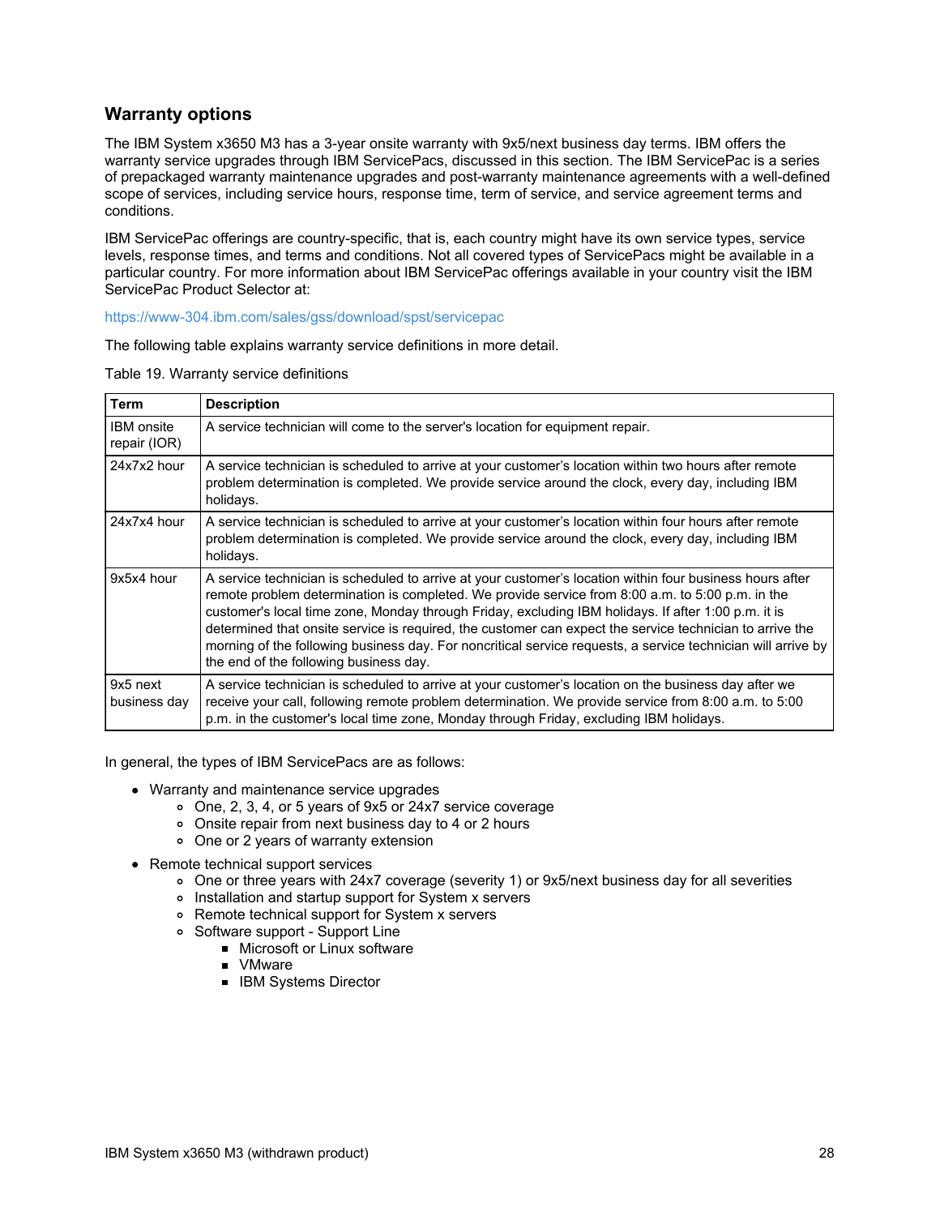## Warranty options

The IBM System x3650 M3 has a 3-year onsite warranty with 9x5/next business day terms. IBM offers the warranty service upgrades through IBM ServicePacs, discussed in this section. The IBM ServicePac is a series of prepackaged warranty maintenance upgrades and post-warranty maintenance agreements with a well-defined scope of services, including service hours, response time, term of service, and service agreement terms and conditions.

IBM ServicePac offerings are country-specific, that is, each country might have its own service types, service levels, response times, and terms and conditions. Not all covered types of ServicePacs might be available in a particular country. For more information about IBM ServicePac offerings available in your country visit the IBM ServicePac Product Selector at:

https://www-304.ibm.com/sales/gss/download/spst/servicepac

The following table explains warranty service definitions in more detail.

Table 19. Warranty service definitions

| Term | Description |
|---|---|
| IBM onsite repair (IOR) | A service technician will come to the server's location for equipment repair. |
| 24x7x2 hour | A service technician is scheduled to arrive at your customer's location within two hours after remote problem determination is completed. We provide service around the clock, every day, including IBM holidays. |
| 24x7x4 hour | A service technician is scheduled to arrive at your customer's location within four hours after remote problem determination is completed. We provide service around the clock, every day, including IBM holidays. |
| 9x5x4 hour | A service technician is scheduled to arrive at your customer's location within four business hours after remote problem determination is completed. We provide service from 8:00 a.m. to 5:00 p.m. in the customer's local time zone, Monday through Friday, excluding IBM holidays. If after 1:00 p.m. it is determined that onsite service is required, the customer can expect the service technician to arrive the morning of the following business day. For noncritical service requests, a service technician will arrive by the end of the following business day. |
| 9x5 next business day | A service technician is scheduled to arrive at your customer's location on the business day after we receive your call, following remote problem determination. We provide service from 8:00 a.m. to 5:00 p.m. in the customer's local time zone, Monday through Friday, excluding IBM holidays. |

In general, the types of IBM ServicePacs are as follows:

- Warranty and maintenance service upgrades
  - One, 2, 3, 4, or 5 years of 9x5 or 24x7 service coverage
  - Onsite repair from next business day to 4 or 2 hours
  - One or 2 years of warranty extension
- Remote technical support services
  - One or three years with 24x7 coverage (severity 1) or 9x5/next business day for all severities
  - Installation and startup support for System x servers
  - Remote technical support for System x servers
  - Software support - Support Line
    - Microsoft or Linux software
    - VMware
    - IBM Systems Director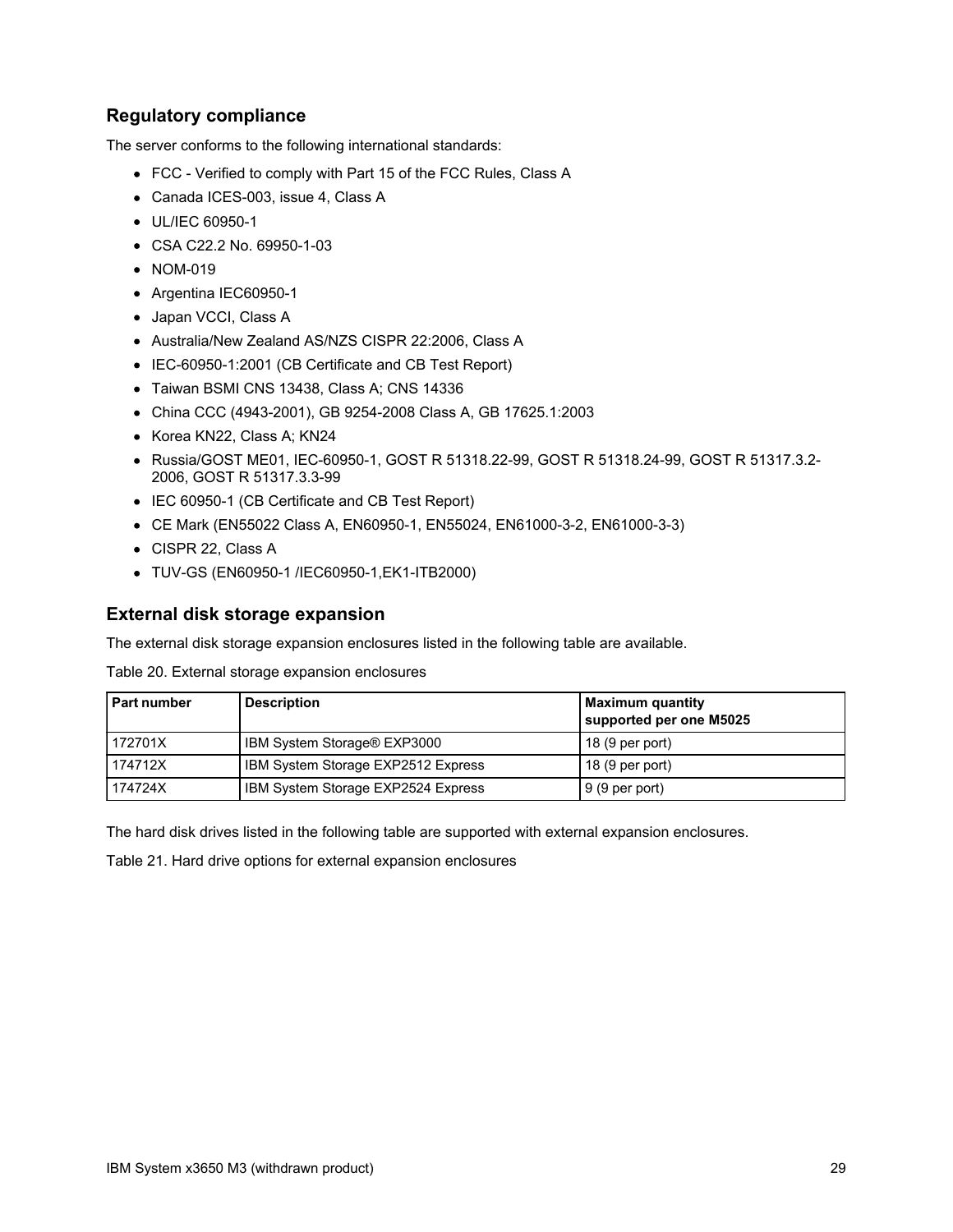## Regulatory compliance

The server conforms to the following international standards:

- FCC - Verified to comply with Part 15 of the FCC Rules, Class A
- Canada ICES-003, issue 4, Class A
- UL/IEC 60950-1
- CSA C22.2 No. 69950-1-03
- NOM-019
- Argentina IEC60950-1
- Japan VCCI, Class A
- Australia/New Zealand AS/NZS CISPR 22:2006, Class A
- IEC-60950-1:2001 (CB Certificate and CB Test Report)
- Taiwan BSMI CNS 13438, Class A; CNS 14336
- China CCC (4943-2001), GB 9254-2008 Class A, GB 17625.1:2003
- Korea KN22, Class A; KN24
- Russia/GOST ME01, IEC-60950-1, GOST R 51318.22-99, GOST R 51318.24-99, GOST R 51317.3.2-2006, GOST R 51317.3.3-99
- IEC 60950-1 (CB Certificate and CB Test Report)
- CE Mark (EN55022 Class A, EN60950-1, EN55024, EN61000-3-2, EN61000-3-3)
- CISPR 22, Class A
- TUV-GS (EN60950-1 /IEC60950-1,EK1-ITB2000)

## External disk storage expansion

The external disk storage expansion enclosures listed in the following table are available.

Table 20. External storage expansion enclosures

| Part number | Description | Maximum quantity supported per one M5025 |
|---|---|---|
| 172701X | IBM System Storage® EXP3000 | 18 (9 per port) |
| 174712X | IBM System Storage EXP2512 Express | 18 (9 per port) |
| 174724X | IBM System Storage EXP2524 Express | 9 (9 per port) |

The hard disk drives listed in the following table are supported with external expansion enclosures.

Table 21. Hard drive options for external expansion enclosures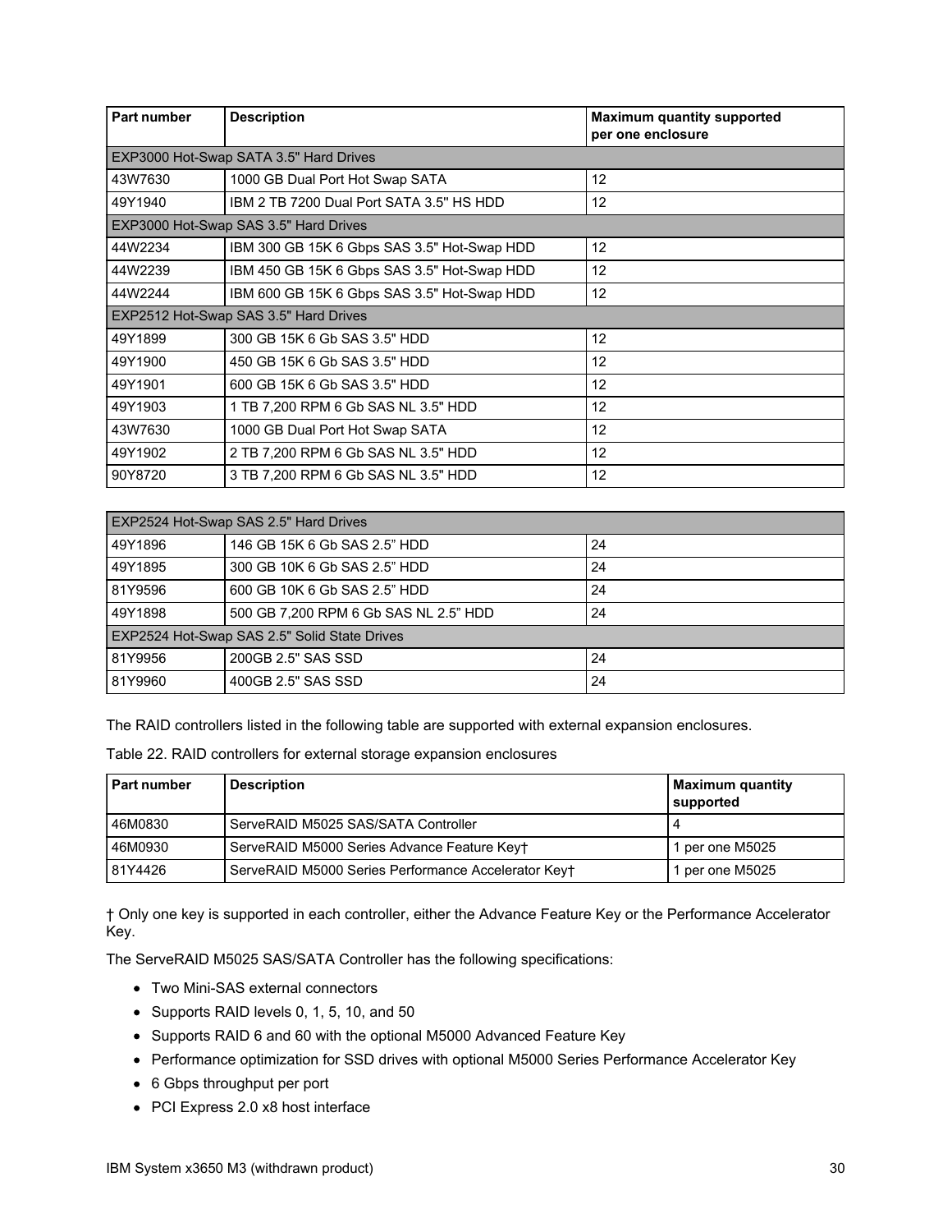| Part number | Description | Maximum quantity supported per one enclosure |
|---|---|---|
| EXP3000 Hot-Swap SATA 3.5" Hard Drives | | |
| 43W7630 | 1000 GB Dual Port Hot Swap SATA | 12 |
| 49Y1940 | IBM 2 TB 7200 Dual Port SATA 3.5'' HS HDD | 12 |
| EXP3000 Hot-Swap SAS 3.5" Hard Drives | | |
| 44W2234 | IBM 300 GB 15K 6 Gbps SAS 3.5" Hot-Swap HDD | 12 |
| 44W2239 | IBM 450 GB 15K 6 Gbps SAS 3.5" Hot-Swap HDD | 12 |
| 44W2244 | IBM 600 GB 15K 6 Gbps SAS 3.5" Hot-Swap HDD | 12 |
| EXP2512 Hot-Swap SAS 3.5" Hard Drives | | |
| 49Y1899 | 300 GB 15K 6 Gb SAS 3.5" HDD | 12 |
| 49Y1900 | 450 GB 15K 6 Gb SAS 3.5" HDD | 12 |
| 49Y1901 | 600 GB 15K 6 Gb SAS 3.5" HDD | 12 |
| 49Y1903 | 1 TB 7,200 RPM 6 Gb SAS NL 3.5" HDD | 12 |
| 43W7630 | 1000 GB Dual Port Hot Swap SATA | 12 |
| 49Y1902 | 2 TB 7,200 RPM 6 Gb SAS NL 3.5" HDD | 12 |
| 90Y8720 | 3 TB 7,200 RPM 6 Gb SAS NL 3.5" HDD | 12 |
| EXP2524 Hot-Swap SAS 2.5" Hard Drives | | |
| 49Y1896 | 146 GB 15K 6 Gb SAS 2.5" HDD | 24 |
| 49Y1895 | 300 GB 10K 6 Gb SAS 2.5" HDD | 24 |
| 81Y9596 | 600 GB 10K 6 Gb SAS 2.5" HDD | 24 |
| 49Y1898 | 500 GB 7,200 RPM 6 Gb SAS NL 2.5" HDD | 24 |
| EXP2524 Hot-Swap SAS 2.5" Solid State Drives | | |
| 81Y9956 | 200GB 2.5" SAS SSD | 24 |
| 81Y9960 | 400GB 2.5" SAS SSD | 24 |

The RAID controllers listed in the following table are supported with external expansion enclosures.

Table 22. RAID controllers for external storage expansion enclosures

| Part number | Description | Maximum quantity supported |
|---|---|---|
| 46M0830 | ServeRAID M5025 SAS/SATA Controller | 4 |
| 46M0930 | ServeRAID M5000 Series Advance Feature Key† | 1 per one M5025 |
| 81Y4426 | ServeRAID M5000 Series Performance Accelerator Key† | 1 per one M5025 |

† Only one key is supported in each controller, either the Advance Feature Key or the Performance Accelerator Key.

The ServeRAID M5025 SAS/SATA Controller has the following specifications:

- Two Mini-SAS external connectors
- Supports RAID levels 0, 1, 5, 10, and 50
- Supports RAID 6 and 60 with the optional M5000 Advanced Feature Key
- Performance optimization for SSD drives with optional M5000 Series Performance Accelerator Key
- 6 Gbps throughput per port
- PCI Express 2.0 x8 host interface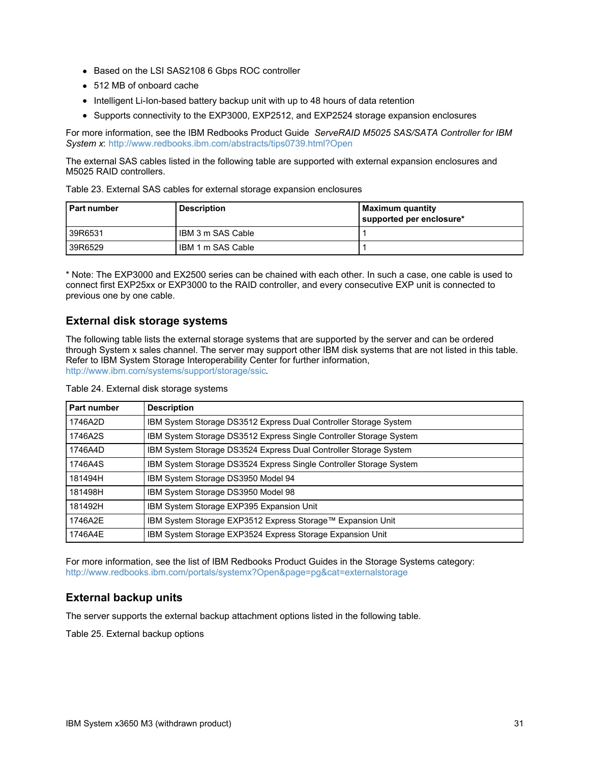- Based on the LSI SAS2108 6 Gbps ROC controller
- 512 MB of onboard cache
- Intelligent Li-Ion-based battery backup unit with up to 48 hours of data retention
- Supports connectivity to the EXP3000, EXP2512, and EXP2524 storage expansion enclosures

For more information, see the IBM Redbooks Product Guide *ServeRAID M5025 SAS/SATA Controller for IBM System x*: http://www.redbooks.ibm.com/abstracts/tips0739.html?Open

The external SAS cables listed in the following table are supported with external expansion enclosures and M5025 RAID controllers.

Table 23. External SAS cables for external storage expansion enclosures

| Part number | Description | Maximum quantity supported per enclosure* |
|---|---|---|
| 39R6531 | IBM 3 m SAS Cable | 1 |
| 39R6529 | IBM 1 m SAS Cable | 1 |

* Note: The EXP3000 and EX2500 series can be chained with each other. In such a case, one cable is used to connect first EXP25xx or EXP3000 to the RAID controller, and every consecutive EXP unit is connected to previous one by one cable.

## External disk storage systems

The following table lists the external storage systems that are supported by the server and can be ordered through System x sales channel. The server may support other IBM disk systems that are not listed in this table. Refer to IBM System Storage Interoperability Center for further information, http://www.ibm.com/systems/support/storage/ssic.

Table 24. External disk storage systems

| Part number | Description |
|---|---|
| 1746A2D | IBM System Storage DS3512 Express Dual Controller Storage System |
| 1746A2S | IBM System Storage DS3512 Express Single Controller Storage System |
| 1746A4D | IBM System Storage DS3524 Express Dual Controller Storage System |
| 1746A4S | IBM System Storage DS3524 Express Single Controller Storage System |
| 181494H | IBM System Storage DS3950 Model 94 |
| 181498H | IBM System Storage DS3950 Model 98 |
| 181492H | IBM System Storage EXP395 Expansion Unit |
| 1746A2E | IBM System Storage EXP3512 Express Storage™ Expansion Unit |
| 1746A4E | IBM System Storage EXP3524 Express Storage Expansion Unit |

For more information, see the list of IBM Redbooks Product Guides in the Storage Systems category: http://www.redbooks.ibm.com/portals/systemx?Open&page=pg&cat=externalstorage

## External backup units

The server supports the external backup attachment options listed in the following table.

Table 25. External backup options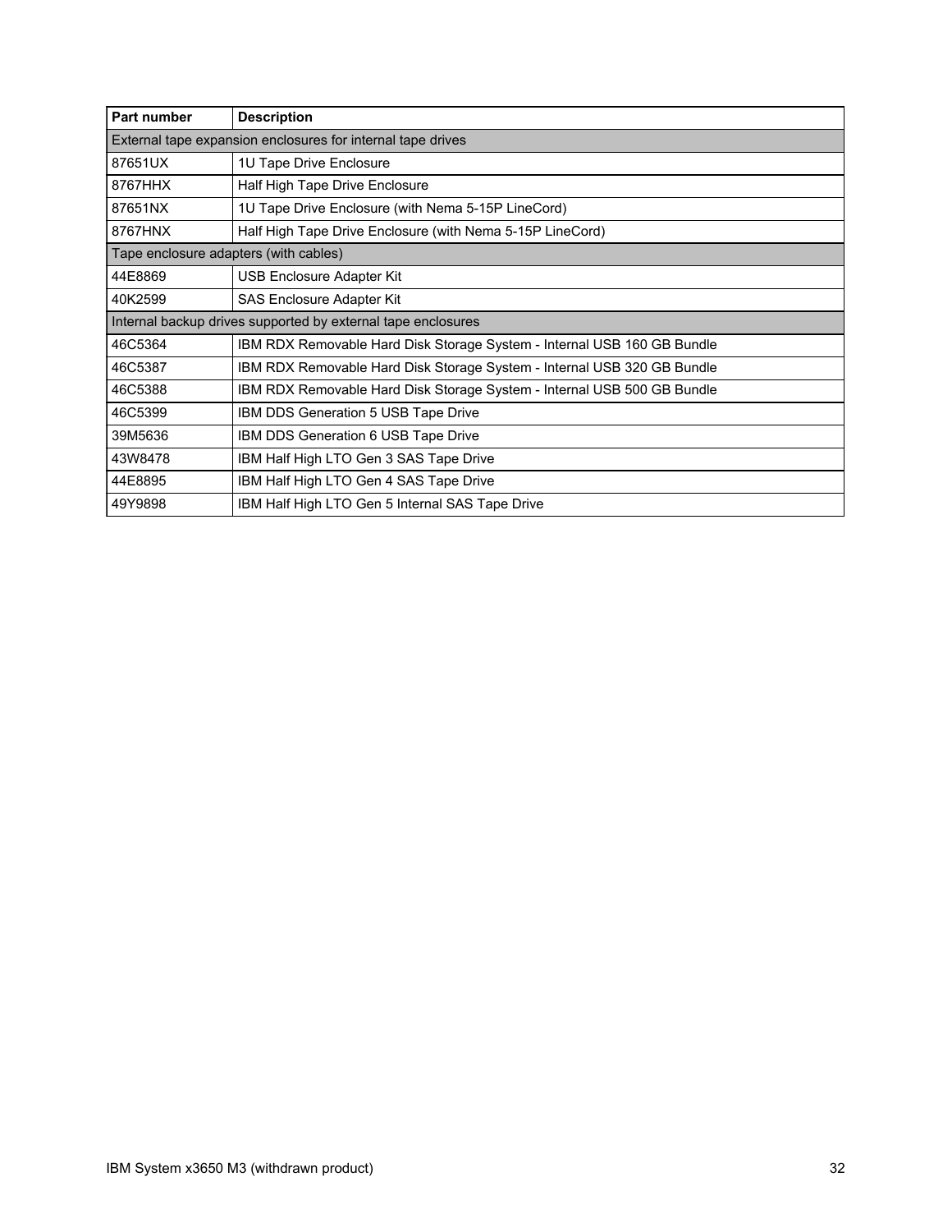| Part number | Description |
|---|---|
| External tape expansion enclosures for internal tape drives | |
| 87651UX | 1U Tape Drive Enclosure |
| 8767HHX | Half High Tape Drive Enclosure |
| 87651NX | 1U Tape Drive Enclosure (with Nema 5-15P LineCord) |
| 8767HNX | Half High Tape Drive Enclosure (with Nema 5-15P LineCord) |
| Tape enclosure adapters (with cables) | |
| 44E8869 | USB Enclosure Adapter Kit |
| 40K2599 | SAS Enclosure Adapter Kit |
| Internal backup drives supported by external tape enclosures | |
| 46C5364 | IBM RDX Removable Hard Disk Storage System - Internal USB 160 GB Bundle |
| 46C5387 | IBM RDX Removable Hard Disk Storage System - Internal USB 320 GB Bundle |
| 46C5388 | IBM RDX Removable Hard Disk Storage System - Internal USB 500 GB Bundle |
| 46C5399 | IBM DDS Generation 5 USB Tape Drive |
| 39M5636 | IBM DDS Generation 6 USB Tape Drive |
| 43W8478 | IBM Half High LTO Gen 3 SAS Tape Drive |
| 44E8895 | IBM Half High LTO Gen 4 SAS Tape Drive |
| 49Y9898 | IBM Half High LTO Gen 5 Internal SAS Tape Drive |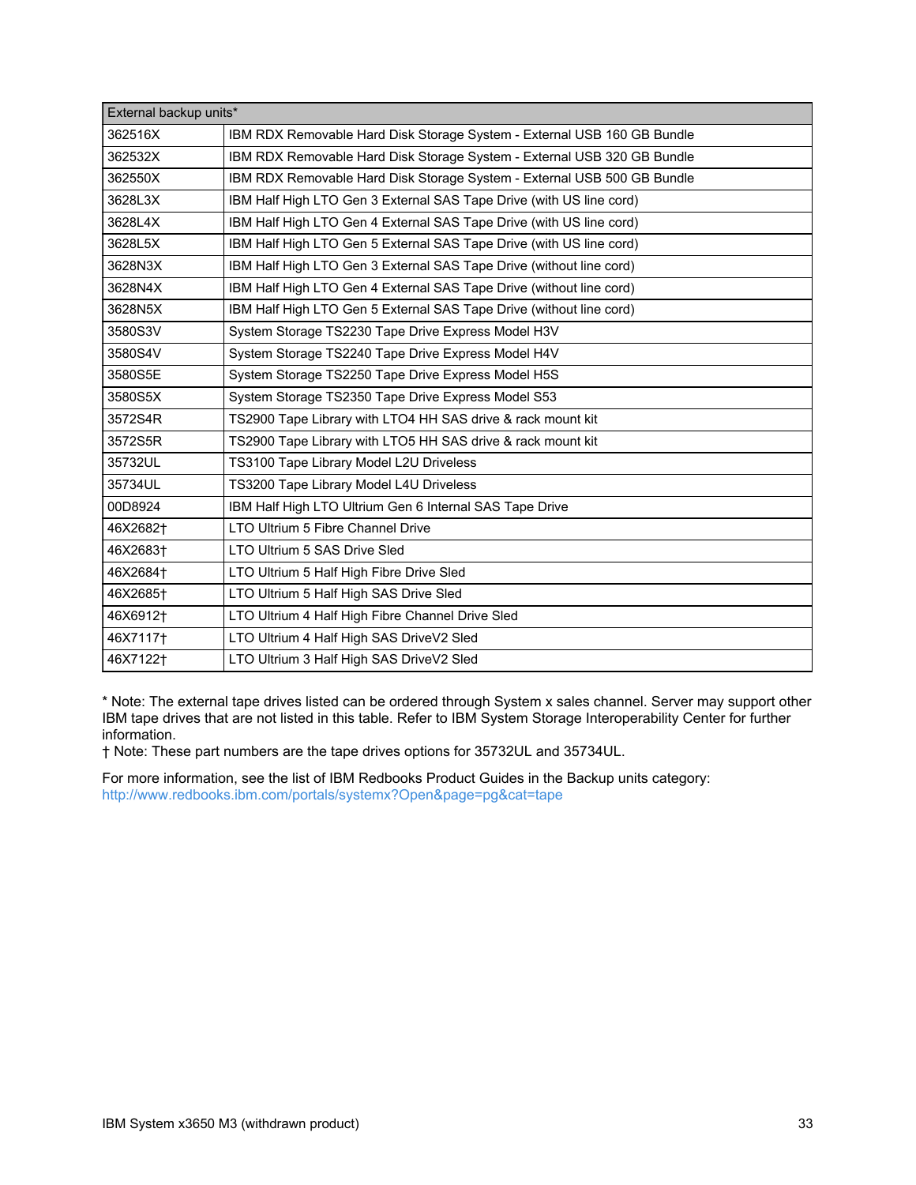| External backup units* | |
|---|---|
| 362516X | IBM RDX Removable Hard Disk Storage System - External USB 160 GB Bundle |
| 362532X | IBM RDX Removable Hard Disk Storage System - External USB 320 GB Bundle |
| 362550X | IBM RDX Removable Hard Disk Storage System - External USB 500 GB Bundle |
| 3628L3X | IBM Half High LTO Gen 3 External SAS Tape Drive (with US line cord) |
| 3628L4X | IBM Half High LTO Gen 4 External SAS Tape Drive (with US line cord) |
| 3628L5X | IBM Half High LTO Gen 5 External SAS Tape Drive (with US line cord) |
| 3628N3X | IBM Half High LTO Gen 3 External SAS Tape Drive (without line cord) |
| 3628N4X | IBM Half High LTO Gen 4 External SAS Tape Drive (without line cord) |
| 3628N5X | IBM Half High LTO Gen 5 External SAS Tape Drive (without line cord) |
| 3580S3V | System Storage TS2230 Tape Drive Express Model H3V |
| 3580S4V | System Storage TS2240 Tape Drive Express Model H4V |
| 3580S5E | System Storage TS2250 Tape Drive Express Model H5S |
| 3580S5X | System Storage TS2350 Tape Drive Express Model S53 |
| 3572S4R | TS2900 Tape Library with LTO4 HH SAS drive & rack mount kit |
| 3572S5R | TS2900 Tape Library with LTO5 HH SAS drive & rack mount kit |
| 35732UL | TS3100 Tape Library Model L2U Driveless |
| 35734UL | TS3200 Tape Library Model L4U Driveless |
| 00D8924 | IBM Half High LTO Ultrium Gen 6 Internal SAS Tape Drive |
| 46X2682† | LTO Ultrium 5 Fibre Channel Drive |
| 46X2683† | LTO Ultrium 5 SAS Drive Sled |
| 46X2684† | LTO Ultrium 5 Half High Fibre Drive Sled |
| 46X2685† | LTO Ultrium 5 Half High SAS Drive Sled |
| 46X6912† | LTO Ultrium 4 Half High Fibre Channel Drive Sled |
| 46X7117† | LTO Ultrium 4 Half High SAS DriveV2 Sled |
| 46X7122† | LTO Ultrium 3 Half High SAS DriveV2 Sled |

* Note: The external tape drives listed can be ordered through System x sales channel. Server may support other IBM tape drives that are not listed in this table. Refer to IBM System Storage Interoperability Center for further information.

† Note: These part numbers are the tape drives options for 35732UL and 35734UL.

For more information, see the list of IBM Redbooks Product Guides in the Backup units category:
http://www.redbooks.ibm.com/portals/systemx?Open&page=pg&cat=tape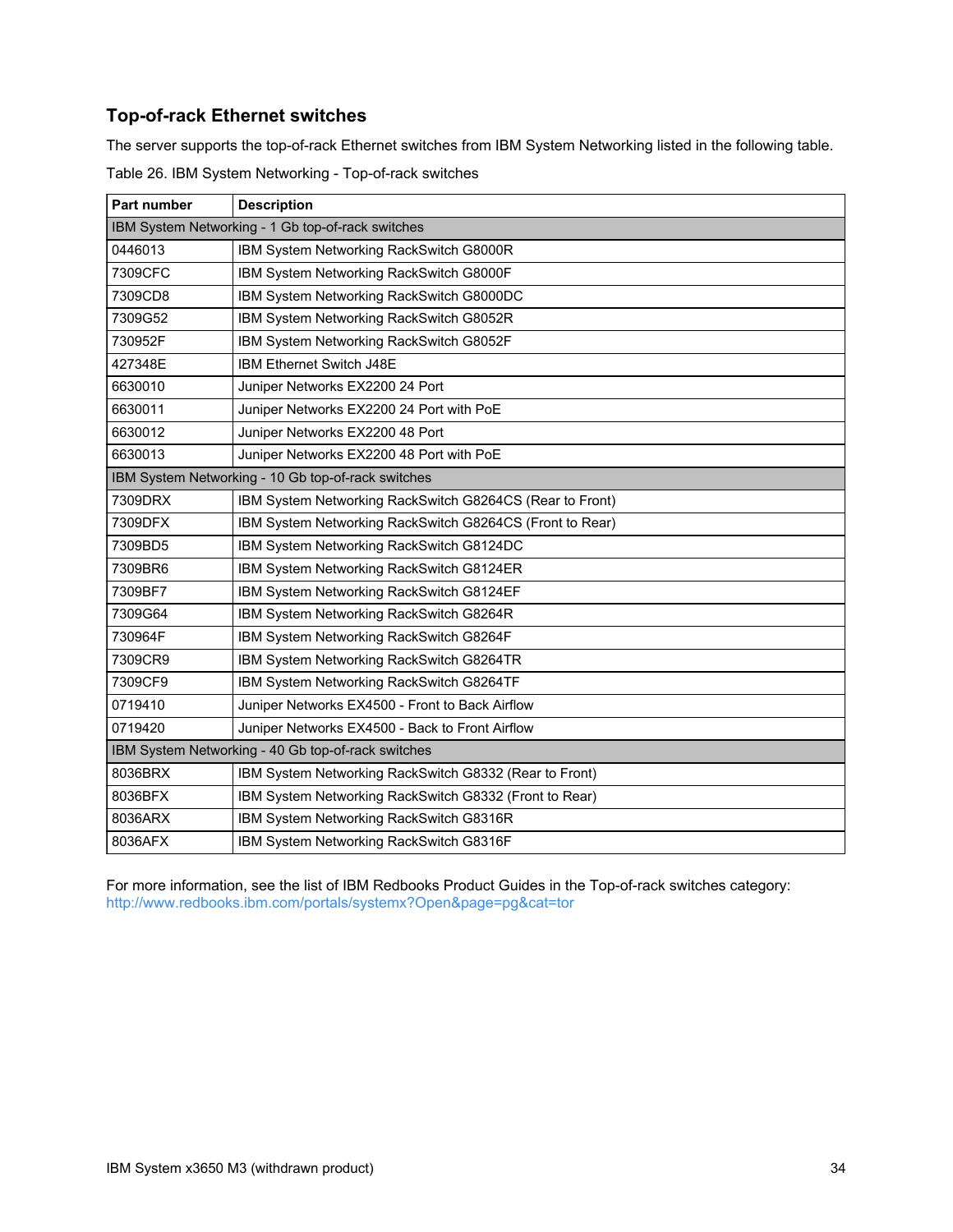## Top-of-rack Ethernet switches

The server supports the top-of-rack Ethernet switches from IBM System Networking listed in the following table.

Table 26. IBM System Networking - Top-of-rack switches

| Part number | Description |
|---|---|
| IBM System Networking - 1 Gb top-of-rack switches | |
| 0446013 | IBM System Networking RackSwitch G8000R |
| 7309CFC | IBM System Networking RackSwitch G8000F |
| 7309CD8 | IBM System Networking RackSwitch G8000DC |
| 7309G52 | IBM System Networking RackSwitch G8052R |
| 730952F | IBM System Networking RackSwitch G8052F |
| 427348E | IBM Ethernet Switch J48E |
| 6630010 | Juniper Networks EX2200 24 Port |
| 6630011 | Juniper Networks EX2200 24 Port with PoE |
| 6630012 | Juniper Networks EX2200 48 Port |
| 6630013 | Juniper Networks EX2200 48 Port with PoE |
| IBM System Networking - 10 Gb top-of-rack switches | |
| 7309DRX | IBM System Networking RackSwitch G8264CS (Rear to Front) |
| 7309DFX | IBM System Networking RackSwitch G8264CS (Front to Rear) |
| 7309BD5 | IBM System Networking RackSwitch G8124DC |
| 7309BR6 | IBM System Networking RackSwitch G8124ER |
| 7309BF7 | IBM System Networking RackSwitch G8124EF |
| 7309G64 | IBM System Networking RackSwitch G8264R |
| 730964F | IBM System Networking RackSwitch G8264F |
| 7309CR9 | IBM System Networking RackSwitch G8264TR |
| 7309CF9 | IBM System Networking RackSwitch G8264TF |
| 0719410 | Juniper Networks EX4500 - Front to Back Airflow |
| 0719420 | Juniper Networks EX4500 - Back to Front Airflow |
| IBM System Networking - 40 Gb top-of-rack switches | |
| 8036BRX | IBM System Networking RackSwitch G8332 (Rear to Front) |
| 8036BFX | IBM System Networking RackSwitch G8332 (Front to Rear) |
| 8036ARX | IBM System Networking RackSwitch G8316R |
| 8036AFX | IBM System Networking RackSwitch G8316F |

For more information, see the list of IBM Redbooks Product Guides in the Top-of-rack switches category:
http://www.redbooks.ibm.com/portals/systemx?Open&page=pg&cat=tor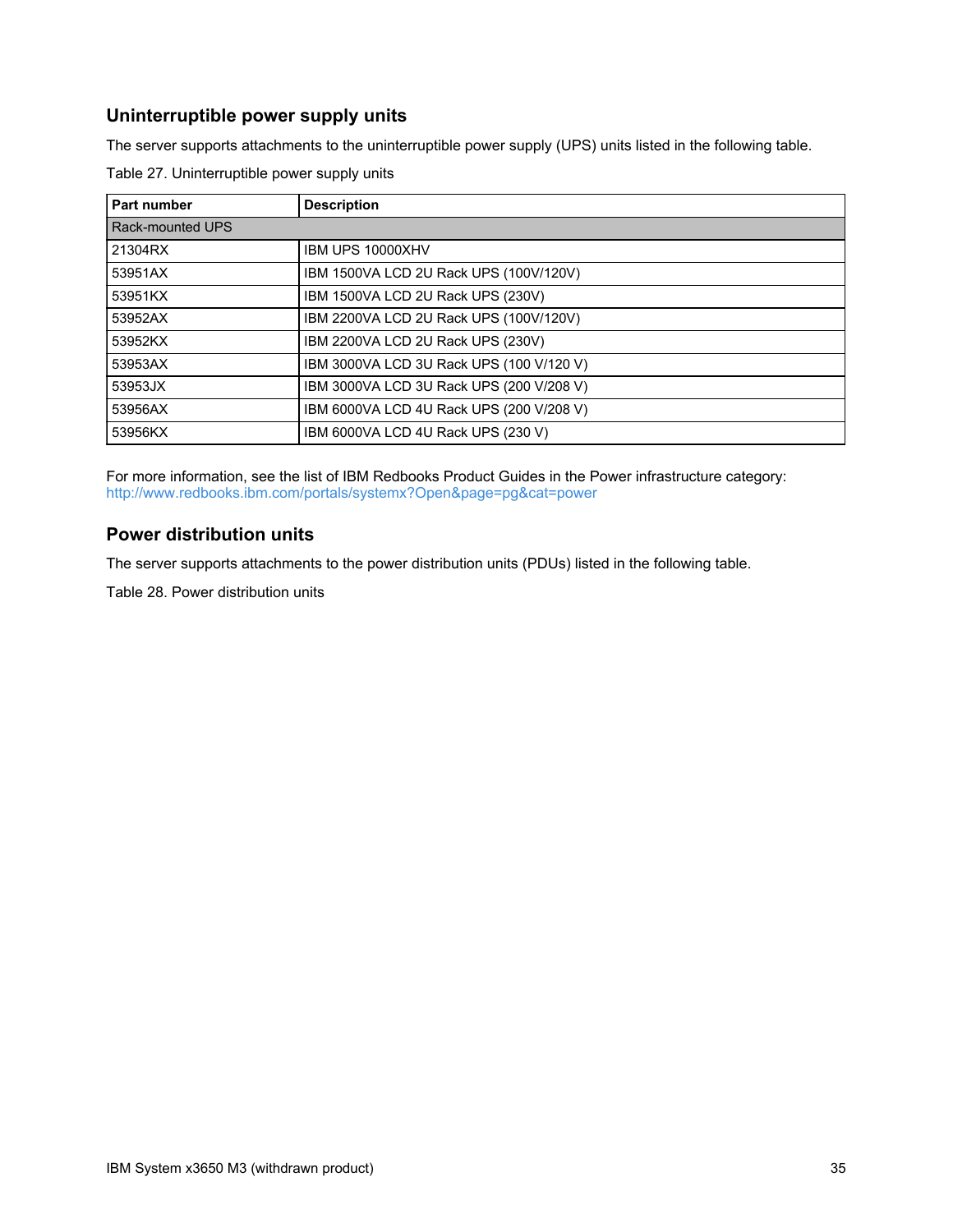## Uninterruptible power supply units

The server supports attachments to the uninterruptible power supply (UPS) units listed in the following table.

Table 27. Uninterruptible power supply units

| Part number | Description |
|---|---|
| Rack-mounted UPS | |
| 21304RX | IBM UPS 10000XHV |
| 53951AX | IBM 1500VA LCD 2U Rack UPS (100V/120V) |
| 53951KX | IBM 1500VA LCD 2U Rack UPS (230V) |
| 53952AX | IBM 2200VA LCD 2U Rack UPS (100V/120V) |
| 53952KX | IBM 2200VA LCD 2U Rack UPS (230V) |
| 53953AX | IBM 3000VA LCD 3U Rack UPS (100 V/120 V) |
| 53953JX | IBM 3000VA LCD 3U Rack UPS (200 V/208 V) |
| 53956AX | IBM 6000VA LCD 4U Rack UPS (200 V/208 V) |
| 53956KX | IBM 6000VA LCD 4U Rack UPS (230 V) |

For more information, see the list of IBM Redbooks Product Guides in the Power infrastructure category: http://www.redbooks.ibm.com/portals/systemx?Open&page=pg&cat=power

## Power distribution units

The server supports attachments to the power distribution units (PDUs) listed in the following table.

Table 28. Power distribution units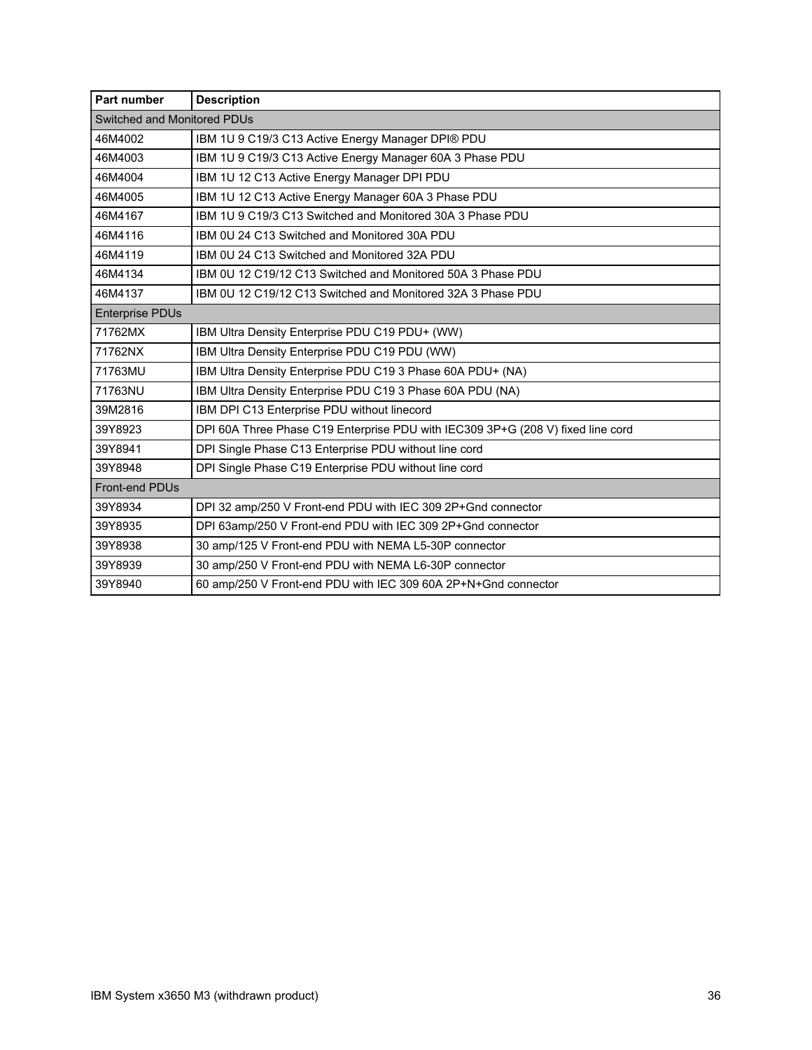| Part number | Description |
|---|---|
| Switched and Monitored PDUs | |
| 46M4002 | IBM 1U 9 C19/3 C13 Active Energy Manager DPI® PDU |
| 46M4003 | IBM 1U 9 C19/3 C13 Active Energy Manager 60A 3 Phase PDU |
| 46M4004 | IBM 1U 12 C13 Active Energy Manager DPI PDU |
| 46M4005 | IBM 1U 12 C13 Active Energy Manager 60A 3 Phase PDU |
| 46M4167 | IBM 1U 9 C19/3 C13 Switched and Monitored 30A 3 Phase PDU |
| 46M4116 | IBM 0U 24 C13 Switched and Monitored 30A PDU |
| 46M4119 | IBM 0U 24 C13 Switched and Monitored 32A PDU |
| 46M4134 | IBM 0U 12 C19/12 C13 Switched and Monitored 50A 3 Phase PDU |
| 46M4137 | IBM 0U 12 C19/12 C13 Switched and Monitored 32A 3 Phase PDU |
| Enterprise PDUs | |
| 71762MX | IBM Ultra Density Enterprise PDU C19 PDU+ (WW) |
| 71762NX | IBM Ultra Density Enterprise PDU C19 PDU (WW) |
| 71763MU | IBM Ultra Density Enterprise PDU C19 3 Phase 60A PDU+ (NA) |
| 71763NU | IBM Ultra Density Enterprise PDU C19 3 Phase 60A PDU (NA) |
| 39M2816 | IBM DPI C13 Enterprise PDU without linecord |
| 39Y8923 | DPI 60A Three Phase C19 Enterprise PDU with IEC309 3P+G (208 V) fixed line cord |
| 39Y8941 | DPI Single Phase C13 Enterprise PDU without line cord |
| 39Y8948 | DPI Single Phase C19 Enterprise PDU without line cord |
| Front-end PDUs | |
| 39Y8934 | DPI 32 amp/250 V Front-end PDU with IEC 309 2P+Gnd connector |
| 39Y8935 | DPI 63amp/250 V Front-end PDU with IEC 309 2P+Gnd connector |
| 39Y8938 | 30 amp/125 V Front-end PDU with NEMA L5-30P connector |
| 39Y8939 | 30 amp/250 V Front-end PDU with NEMA L6-30P connector |
| 39Y8940 | 60 amp/250 V Front-end PDU with IEC 309 60A 2P+N+Gnd connector |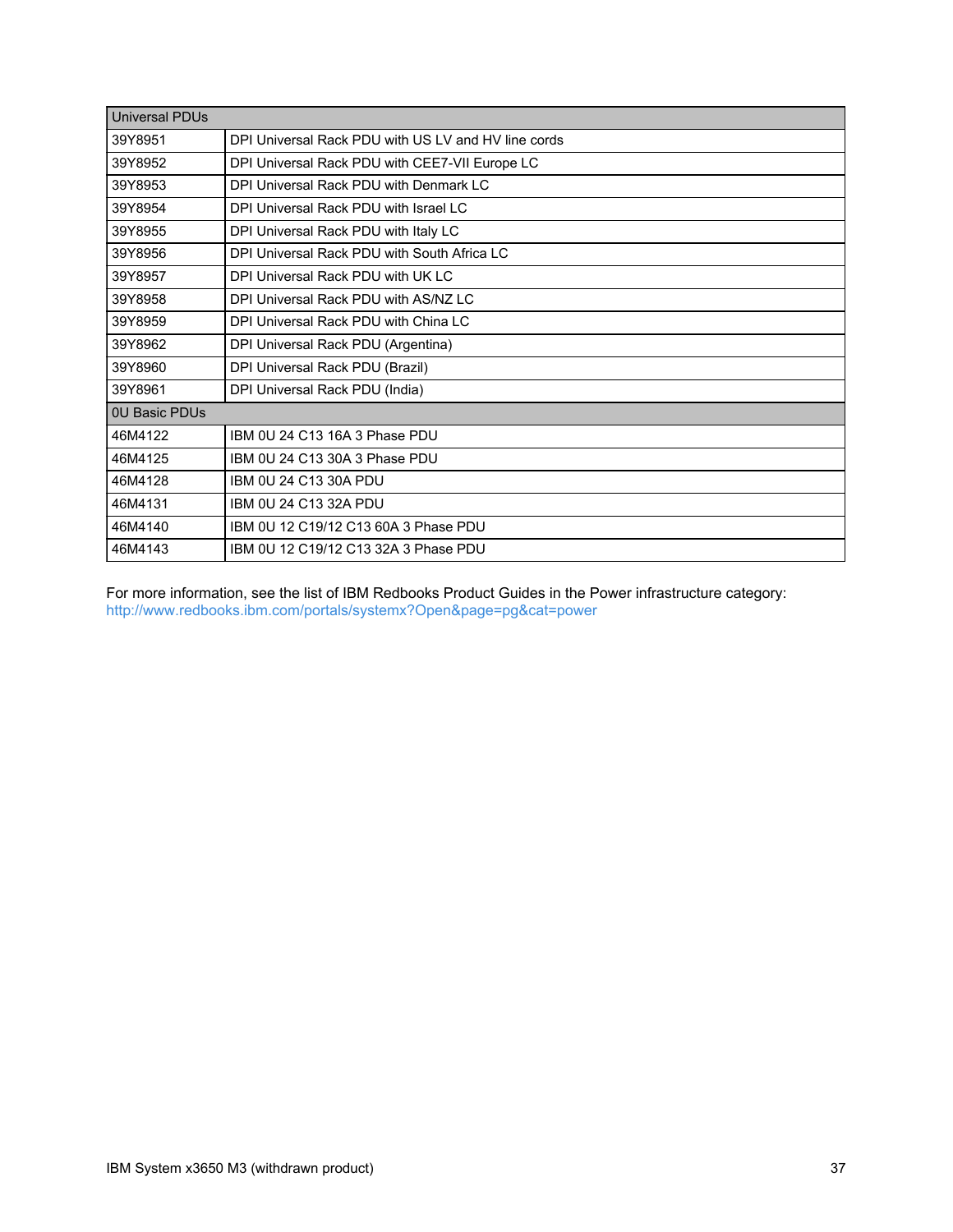| Universal PDUs | |
|---|---|
| 39Y8951 | DPI Universal Rack PDU with US LV and HV line cords |
| 39Y8952 | DPI Universal Rack PDU with CEE7-VII Europe LC |
| 39Y8953 | DPI Universal Rack PDU with Denmark LC |
| 39Y8954 | DPI Universal Rack PDU with Israel LC |
| 39Y8955 | DPI Universal Rack PDU with Italy LC |
| 39Y8956 | DPI Universal Rack PDU with South Africa LC |
| 39Y8957 | DPI Universal Rack PDU with UK LC |
| 39Y8958 | DPI Universal Rack PDU with AS/NZ LC |
| 39Y8959 | DPI Universal Rack PDU with China LC |
| 39Y8962 | DPI Universal Rack PDU (Argentina) |
| 39Y8960 | DPI Universal Rack PDU (Brazil) |
| 39Y8961 | DPI Universal Rack PDU (India) |
| 0U Basic PDUs | |
| 46M4122 | IBM 0U 24 C13 16A 3 Phase PDU |
| 46M4125 | IBM 0U 24 C13 30A 3 Phase PDU |
| 46M4128 | IBM 0U 24 C13 30A PDU |
| 46M4131 | IBM 0U 24 C13 32A PDU |
| 46M4140 | IBM 0U 12 C19/12 C13 60A 3 Phase PDU |
| 46M4143 | IBM 0U 12 C19/12 C13 32A 3 Phase PDU |

For more information, see the list of IBM Redbooks Product Guides in the Power infrastructure category:
http://www.redbooks.ibm.com/portals/systemx?Open&page=pg&cat=power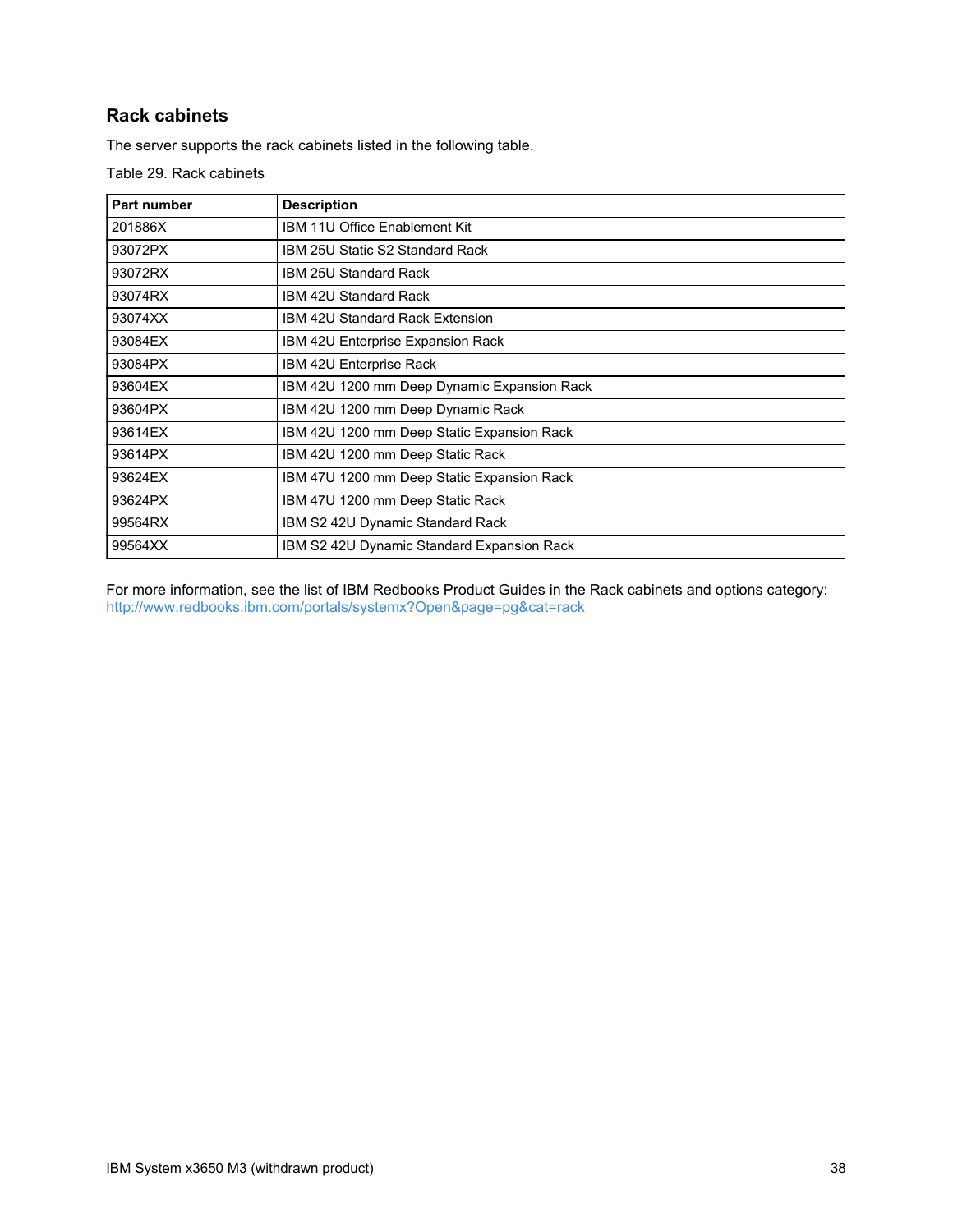## Rack cabinets

The server supports the rack cabinets listed in the following table.

Table 29. Rack cabinets

| Part number | Description |
|---|---|
| 201886X | IBM 11U Office Enablement Kit |
| 93072PX | IBM 25U Static S2 Standard Rack |
| 93072RX | IBM 25U Standard Rack |
| 93074RX | IBM 42U Standard Rack |
| 93074XX | IBM 42U Standard Rack Extension |
| 93084EX | IBM 42U Enterprise Expansion Rack |
| 93084PX | IBM 42U Enterprise Rack |
| 93604EX | IBM 42U 1200 mm Deep Dynamic Expansion Rack |
| 93604PX | IBM 42U 1200 mm Deep Dynamic Rack |
| 93614EX | IBM 42U 1200 mm Deep Static Expansion Rack |
| 93614PX | IBM 42U 1200 mm Deep Static Rack |
| 93624EX | IBM 47U 1200 mm Deep Static Expansion Rack |
| 93624PX | IBM 47U 1200 mm Deep Static Rack |
| 99564RX | IBM S2 42U Dynamic Standard Rack |
| 99564XX | IBM S2 42U Dynamic Standard Expansion Rack |

For more information, see the list of IBM Redbooks Product Guides in the Rack cabinets and options category: http://www.redbooks.ibm.com/portals/systemx?Open&page=pg&cat=rack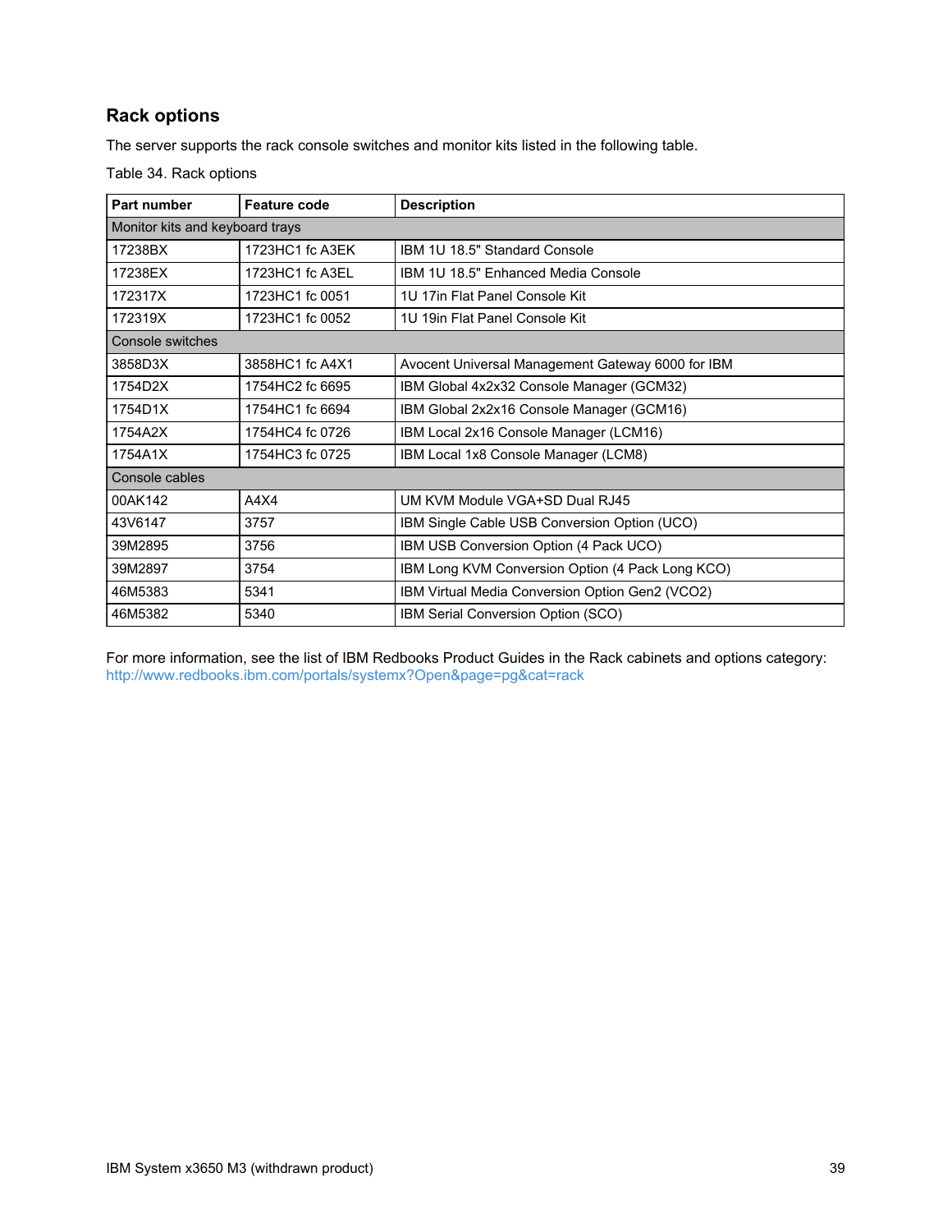## Rack options

The server supports the rack console switches and monitor kits listed in the following table.

Table 34. Rack options

| Part number | Feature code | Description |
|---|---|---|
| Monitor kits and keyboard trays | | |
| 17238BX | 1723HC1 fc A3EK | IBM 1U 18.5" Standard Console |
| 17238EX | 1723HC1 fc A3EL | IBM 1U 18.5" Enhanced Media Console |
| 172317X | 1723HC1 fc 0051 | 1U 17in Flat Panel Console Kit |
| 172319X | 1723HC1 fc 0052 | 1U 19in Flat Panel Console Kit |
| Console switches | | |
| 3858D3X | 3858HC1 fc A4X1 | Avocent Universal Management Gateway 6000 for IBM |
| 1754D2X | 1754HC2 fc 6695 | IBM Global 4x2x32 Console Manager (GCM32) |
| 1754D1X | 1754HC1 fc 6694 | IBM Global 2x2x16 Console Manager (GCM16) |
| 1754A2X | 1754HC4 fc 0726 | IBM Local 2x16 Console Manager (LCM16) |
| 1754A1X | 1754HC3 fc 0725 | IBM Local 1x8 Console Manager (LCM8) |
| Console cables | | |
| 00AK142 | A4X4 | UM KVM Module VGA+SD Dual RJ45 |
| 43V6147 | 3757 | IBM Single Cable USB Conversion Option (UCO) |
| 39M2895 | 3756 | IBM USB Conversion Option (4 Pack UCO) |
| 39M2897 | 3754 | IBM Long KVM Conversion Option (4 Pack Long KCO) |
| 46M5383 | 5341 | IBM Virtual Media Conversion Option Gen2 (VCO2) |
| 46M5382 | 5340 | IBM Serial Conversion Option (SCO) |

For more information, see the list of IBM Redbooks Product Guides in the Rack cabinets and options category:
http://www.redbooks.ibm.com/portals/systemx?Open&page=pg&cat=rack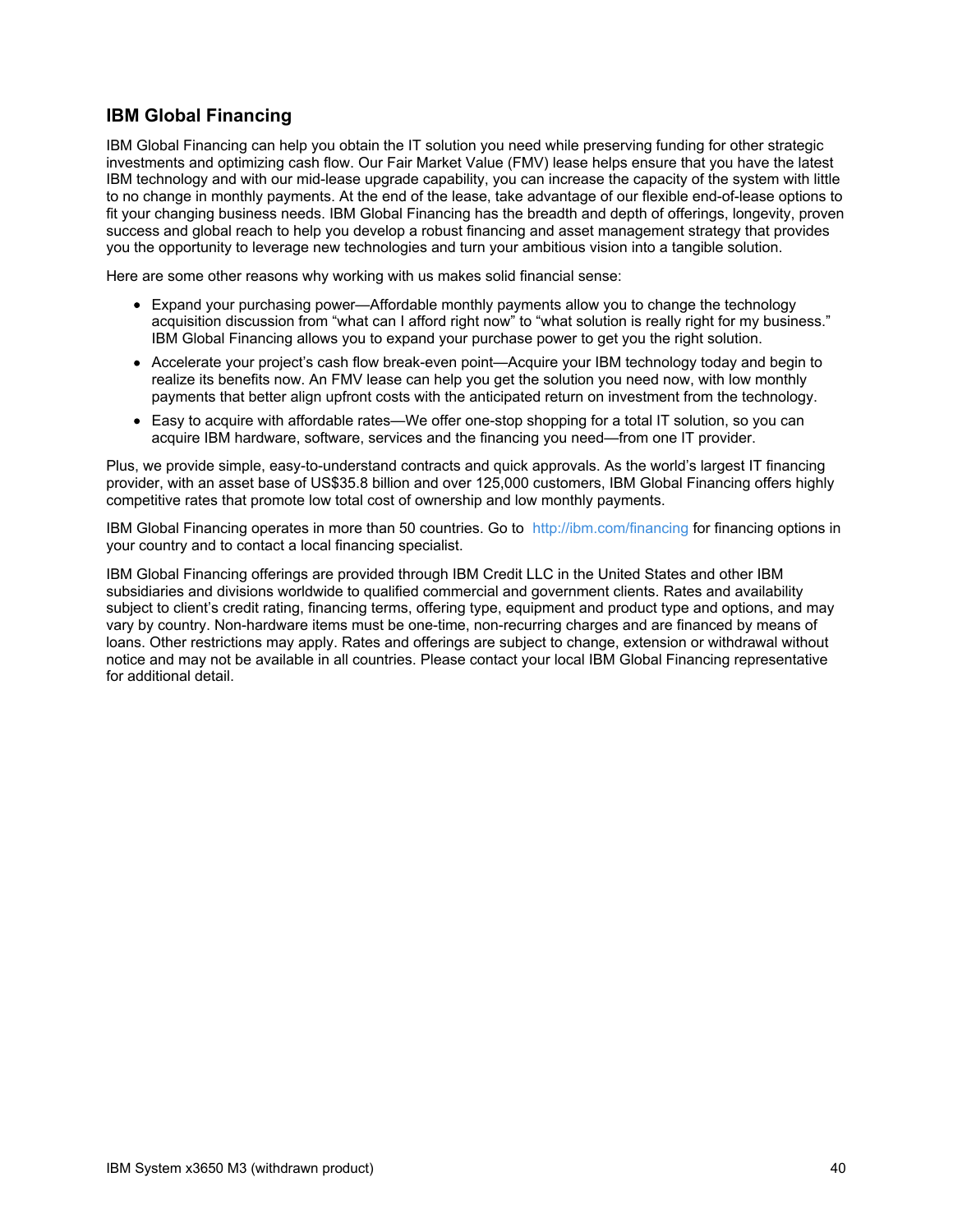## IBM Global Financing

IBM Global Financing can help you obtain the IT solution you need while preserving funding for other strategic investments and optimizing cash flow. Our Fair Market Value (FMV) lease helps ensure that you have the latest IBM technology and with our mid-lease upgrade capability, you can increase the capacity of the system with little to no change in monthly payments. At the end of the lease, take advantage of our flexible end-of-lease options to fit your changing business needs. IBM Global Financing has the breadth and depth of offerings, longevity, proven success and global reach to help you develop a robust financing and asset management strategy that provides you the opportunity to leverage new technologies and turn your ambitious vision into a tangible solution.

Here are some other reasons why working with us makes solid financial sense:

- Expand your purchasing power—Affordable monthly payments allow you to change the technology acquisition discussion from "what can I afford right now" to "what solution is really right for my business." IBM Global Financing allows you to expand your purchase power to get you the right solution.
- Accelerate your project's cash flow break-even point—Acquire your IBM technology today and begin to realize its benefits now. An FMV lease can help you get the solution you need now, with low monthly payments that better align upfront costs with the anticipated return on investment from the technology.
- Easy to acquire with affordable rates—We offer one-stop shopping for a total IT solution, so you can acquire IBM hardware, software, services and the financing you need—from one IT provider.

Plus, we provide simple, easy-to-understand contracts and quick approvals. As the world's largest IT financing provider, with an asset base of US$35.8 billion and over 125,000 customers, IBM Global Financing offers highly competitive rates that promote low total cost of ownership and low monthly payments.

IBM Global Financing operates in more than 50 countries. Go to http://ibm.com/financing for financing options in your country and to contact a local financing specialist.

IBM Global Financing offerings are provided through IBM Credit LLC in the United States and other IBM subsidiaries and divisions worldwide to qualified commercial and government clients. Rates and availability subject to client's credit rating, financing terms, offering type, equipment and product type and options, and may vary by country. Non-hardware items must be one-time, non-recurring charges and are financed by means of loans. Other restrictions may apply. Rates and offerings are subject to change, extension or withdrawal without notice and may not be available in all countries. Please contact your local IBM Global Financing representative for additional detail.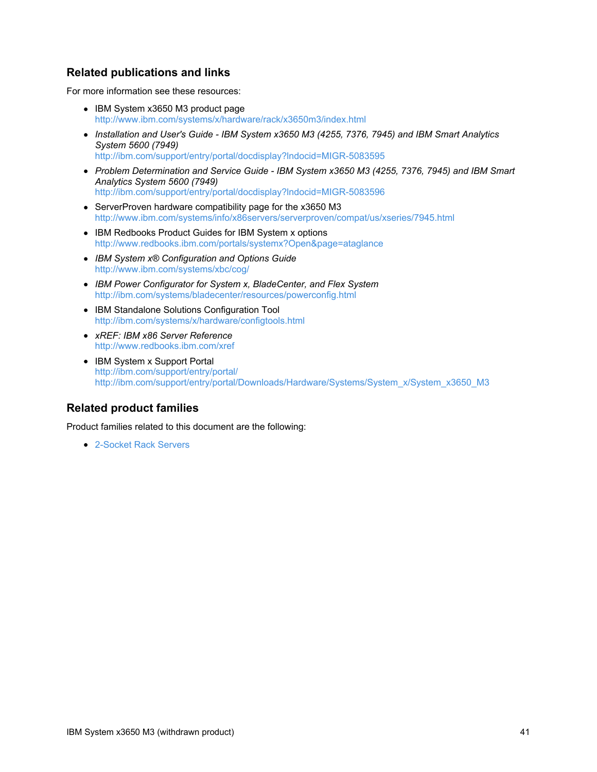## Related publications and links

For more information see these resources:

- IBM System x3650 M3 product page
  http://www.ibm.com/systems/x/hardware/rack/x3650m3/index.html
- *Installation and User's Guide - IBM System x3650 M3 (4255, 7376, 7945) and IBM Smart Analytics System 5600 (7949)*
  http://ibm.com/support/entry/portal/docdisplay?lndocid=MIGR-5083595
- *Problem Determination and Service Guide - IBM System x3650 M3 (4255, 7376, 7945) and IBM Smart Analytics System 5600 (7949)*
  http://ibm.com/support/entry/portal/docdisplay?lndocid=MIGR-5083596
- ServerProven hardware compatibility page for the x3650 M3
  http://www.ibm.com/systems/info/x86servers/serverproven/compat/us/xseries/7945.html
- IBM Redbooks Product Guides for IBM System x options
  http://www.redbooks.ibm.com/portals/systemx?Open&page=ataglance
- *IBM System x® Configuration and Options Guide*
  http://www.ibm.com/systems/xbc/cog/
- *IBM Power Configurator for System x, BladeCenter, and Flex System*
  http://ibm.com/systems/bladecenter/resources/powerconfig.html
- IBM Standalone Solutions Configuration Tool
  http://ibm.com/systems/x/hardware/configtools.html
- *xREF: IBM x86 Server Reference*
  http://www.redbooks.ibm.com/xref
- IBM System x Support Portal
  http://ibm.com/support/entry/portal/
  http://ibm.com/support/entry/portal/Downloads/Hardware/Systems/System_x/System_x3650_M3

## Related product families

Product families related to this document are the following:

- 2-Socket Rack Servers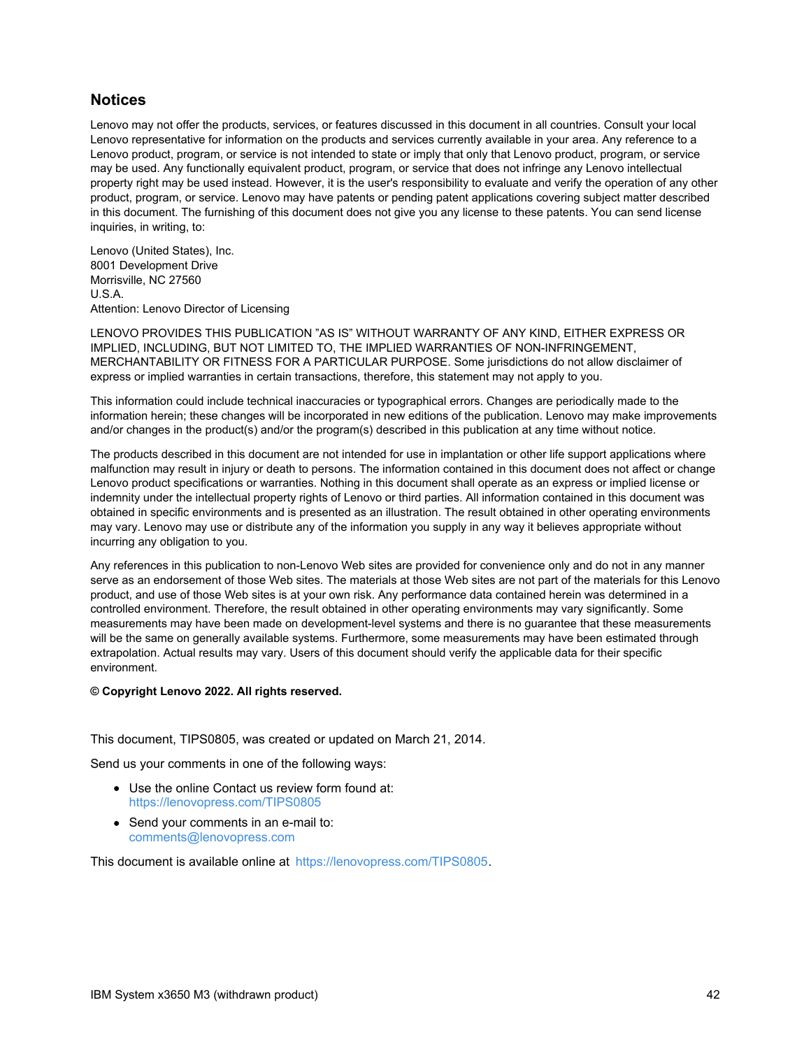## Notices

Lenovo may not offer the products, services, or features discussed in this document in all countries. Consult your local Lenovo representative for information on the products and services currently available in your area. Any reference to a Lenovo product, program, or service is not intended to state or imply that only that Lenovo product, program, or service may be used. Any functionally equivalent product, program, or service that does not infringe any Lenovo intellectual property right may be used instead. However, it is the user's responsibility to evaluate and verify the operation of any other product, program, or service. Lenovo may have patents or pending patent applications covering subject matter described in this document. The furnishing of this document does not give you any license to these patents. You can send license inquiries, in writing, to:

Lenovo (United States), Inc.
8001 Development Drive
Morrisville, NC 27560
U.S.A.
Attention: Lenovo Director of Licensing

LENOVO PROVIDES THIS PUBLICATION "AS IS" WITHOUT WARRANTY OF ANY KIND, EITHER EXPRESS OR IMPLIED, INCLUDING, BUT NOT LIMITED TO, THE IMPLIED WARRANTIES OF NON-INFRINGEMENT, MERCHANTABILITY OR FITNESS FOR A PARTICULAR PURPOSE. Some jurisdictions do not allow disclaimer of express or implied warranties in certain transactions, therefore, this statement may not apply to you.

This information could include technical inaccuracies or typographical errors. Changes are periodically made to the information herein; these changes will be incorporated in new editions of the publication. Lenovo may make improvements and/or changes in the product(s) and/or the program(s) described in this publication at any time without notice.

The products described in this document are not intended for use in implantation or other life support applications where malfunction may result in injury or death to persons. The information contained in this document does not affect or change Lenovo product specifications or warranties. Nothing in this document shall operate as an express or implied license or indemnity under the intellectual property rights of Lenovo or third parties. All information contained in this document was obtained in specific environments and is presented as an illustration. The result obtained in other operating environments may vary. Lenovo may use or distribute any of the information you supply in any way it believes appropriate without incurring any obligation to you.

Any references in this publication to non-Lenovo Web sites are provided for convenience only and do not in any manner serve as an endorsement of those Web sites. The materials at those Web sites are not part of the materials for this Lenovo product, and use of those Web sites is at your own risk. Any performance data contained herein was determined in a controlled environment. Therefore, the result obtained in other operating environments may vary significantly. Some measurements may have been made on development-level systems and there is no guarantee that these measurements will be the same on generally available systems. Furthermore, some measurements may have been estimated through extrapolation. Actual results may vary. Users of this document should verify the applicable data for their specific environment.

**© Copyright Lenovo 2022. All rights reserved.**

This document, TIPS0805, was created or updated on March 21, 2014.

Send us your comments in one of the following ways:

- Use the online Contact us review form found at:
  https://lenovopress.com/TIPS0805
- Send your comments in an e-mail to:
  comments@lenovopress.com

This document is available online at https://lenovopress.com/TIPS0805.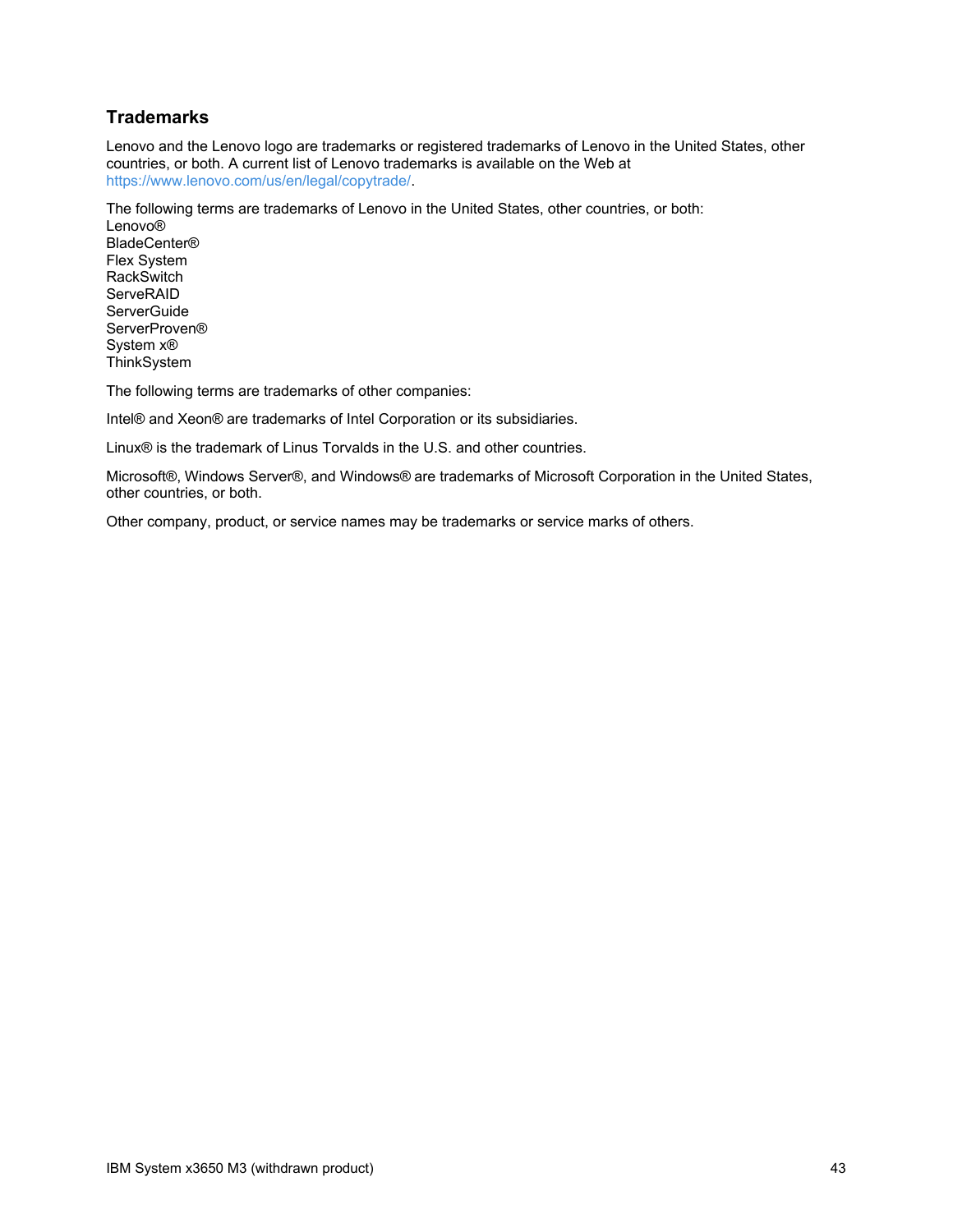## Trademarks

Lenovo and the Lenovo logo are trademarks or registered trademarks of Lenovo in the United States, other countries, or both. A current list of Lenovo trademarks is available on the Web at https://www.lenovo.com/us/en/legal/copytrade/.

The following terms are trademarks of Lenovo in the United States, other countries, or both:
Lenovo®
BladeCenter®
Flex System
RackSwitch
ServeRAID
ServerGuide
ServerProven®
System x®
ThinkSystem

The following terms are trademarks of other companies:

Intel® and Xeon® are trademarks of Intel Corporation or its subsidiaries.

Linux® is the trademark of Linus Torvalds in the U.S. and other countries.

Microsoft®, Windows Server®, and Windows® are trademarks of Microsoft Corporation in the United States, other countries, or both.

Other company, product, or service names may be trademarks or service marks of others.